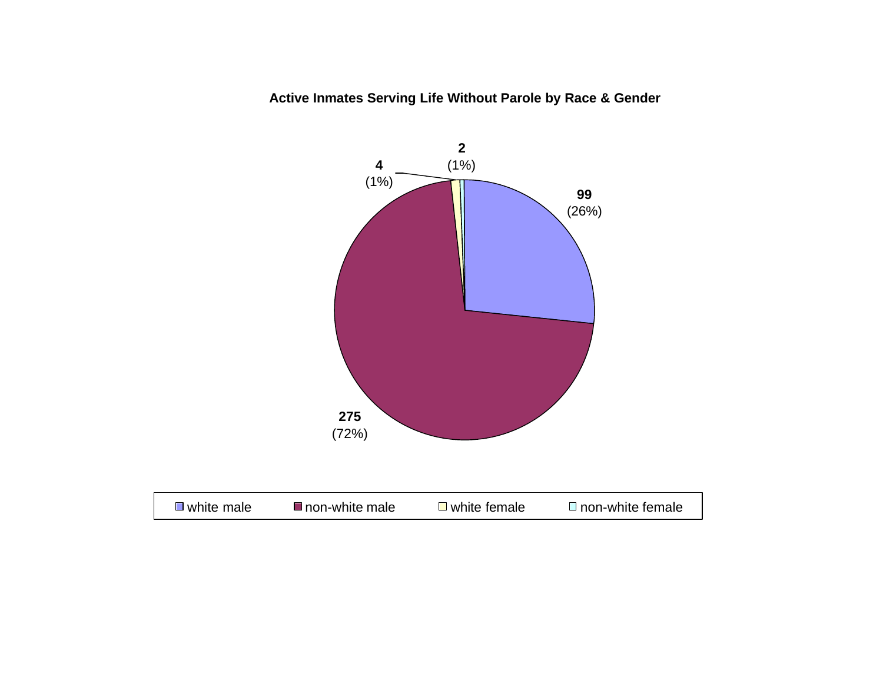**Active Inmates Serving Life Without Parole by Race & Gender**

| Category | Count | Percent |
| --- | --- | --- |
| white male | 99 | (26%) |
| non-white male | 275 | (72%) |
| white female | 4 | (1%) |
| non-white female | 2 | (1%) |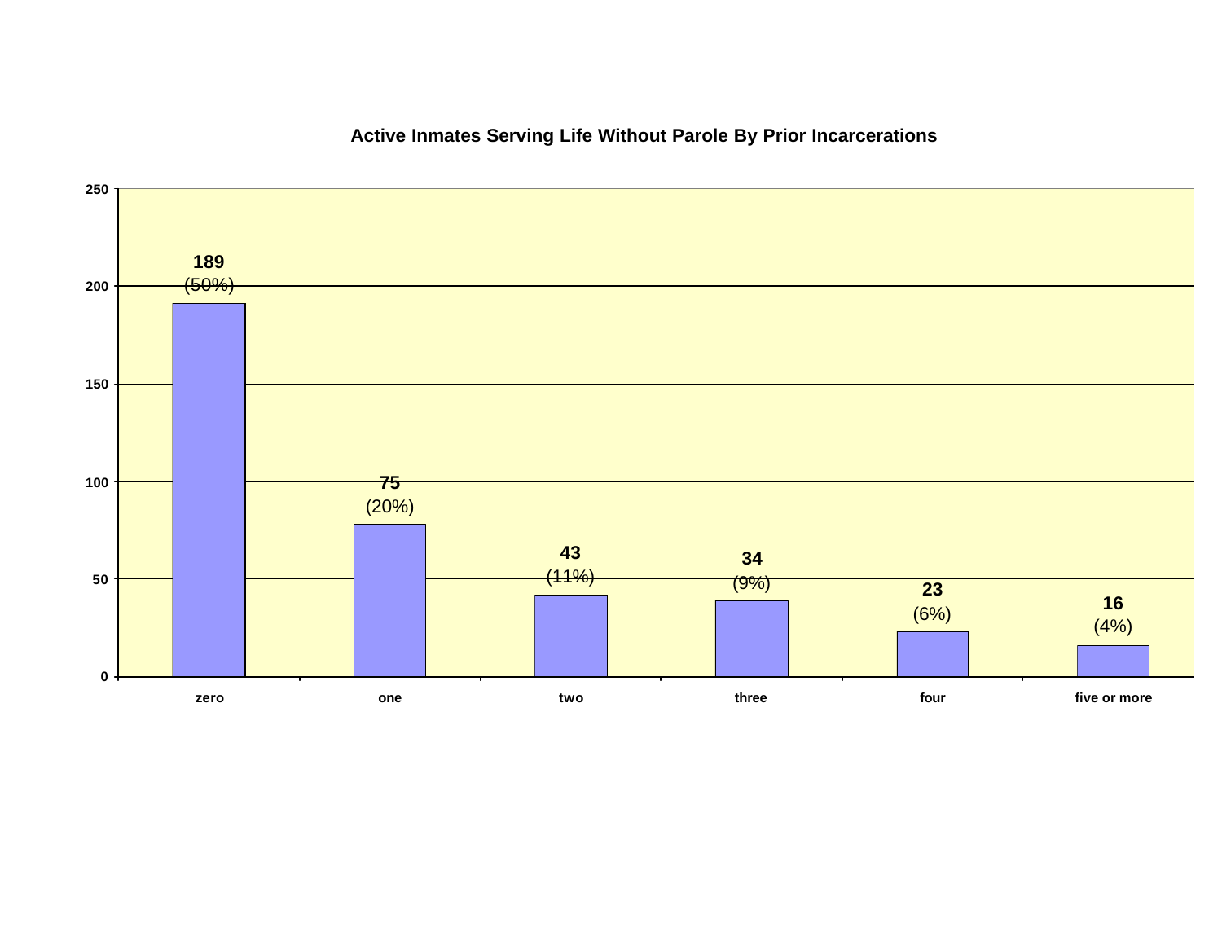## Active Inmates Serving Life Without Parole By Prior Incarcerations

| Prior Incarcerations | Count | Percent |
|---|---|---|
| zero | 189 | (50%) |
| one | 75 | (20%) |
| two | 43 | (11%) |
| three | 34 | (9%) |
| four | 23 | (6%) |
| five or more | 16 | (4%) |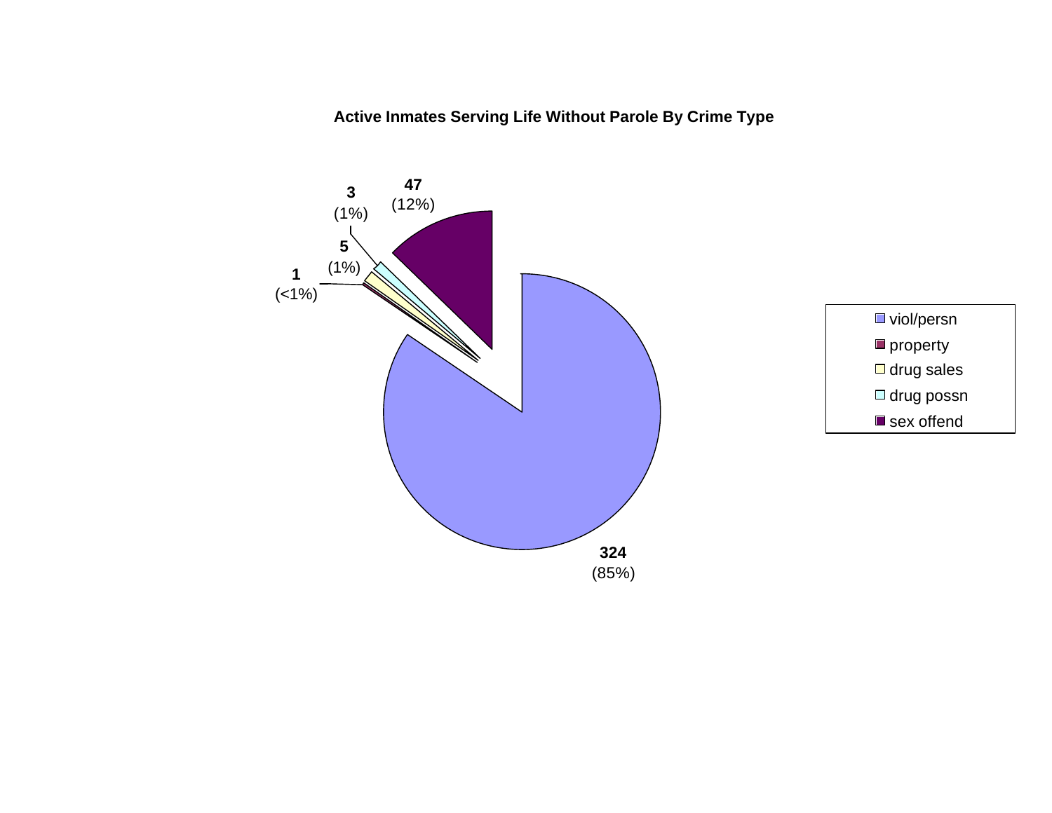**Active Inmates Serving Life Without Parole By Crime Type**

| Crime Type | Count | Percent |
| --- | --- | --- |
| viol/persn | 324 | (85%) |
| property | 1 | (<1%) |
| drug sales | 5 | (1%) |
| drug possn | 3 | (1%) |
| sex offend | 47 | (12%) |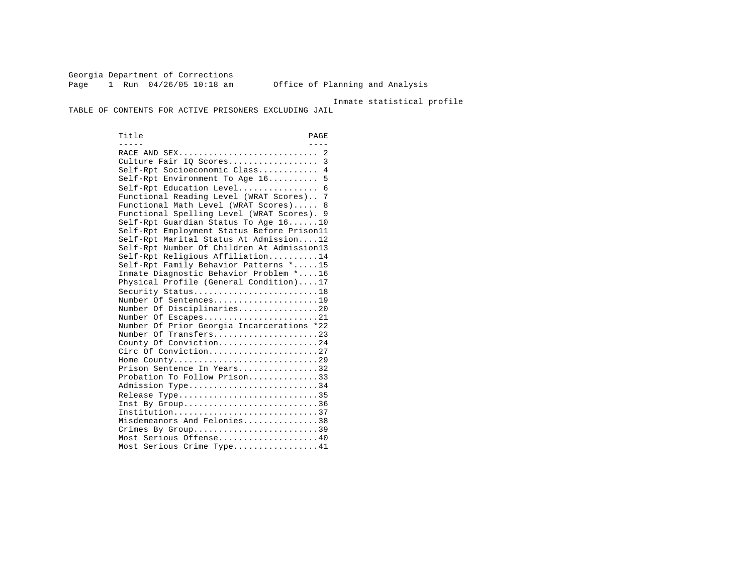Georgia Department of Corrections
Office of Planning and Analysis

Inmate statistical profile

# TABLE OF CONTENTS FOR ACTIVE PRISONERS EXCLUDING JAIL

| Title | PAGE |
|---|---|
| RACE AND SEX | 2 |
| Culture Fair IQ Scores | 3 |
| Self-Rpt Socioeconomic Class | 4 |
| Self-Rpt Environment To Age 16 | 5 |
| Self-Rpt Education Level | 6 |
| Functional Reading Level (WRAT Scores) | 7 |
| Functional Math Level (WRAT Scores) | 8 |
| Functional Spelling Level (WRAT Scores) | 9 |
| Self-Rpt Guardian Status To Age 16 | 10 |
| Self-Rpt Employment Status Before Prison | 11 |
| Self-Rpt Marital Status At Admission | 12 |
| Self-Rpt Number Of Children At Admission | 13 |
| Self-Rpt Religious Affiliation | 14 |
| Self-Rpt Family Behavior Patterns * | 15 |
| Inmate Diagnostic Behavior Problem * | 16 |
| Physical Profile (General Condition) | 17 |
| Security Status | 18 |
| Number Of Sentences | 19 |
| Number Of Disciplinaries | 20 |
| Number Of Escapes | 21 |
| Number Of Prior Georgia Incarcerations * | 22 |
| Number Of Transfers | 23 |
| County Of Conviction | 24 |
| Circ Of Conviction | 27 |
| Home County | 29 |
| Prison Sentence In Years | 32 |
| Probation To Follow Prison | 33 |
| Admission Type | 34 |
| Release Type | 35 |
| Inst By Group | 36 |
| Institution | 37 |
| Misdemeanors And Felonies | 38 |
| Crimes By Group | 39 |
| Most Serious Offense | 40 |
| Most Serious Crime Type | 41 |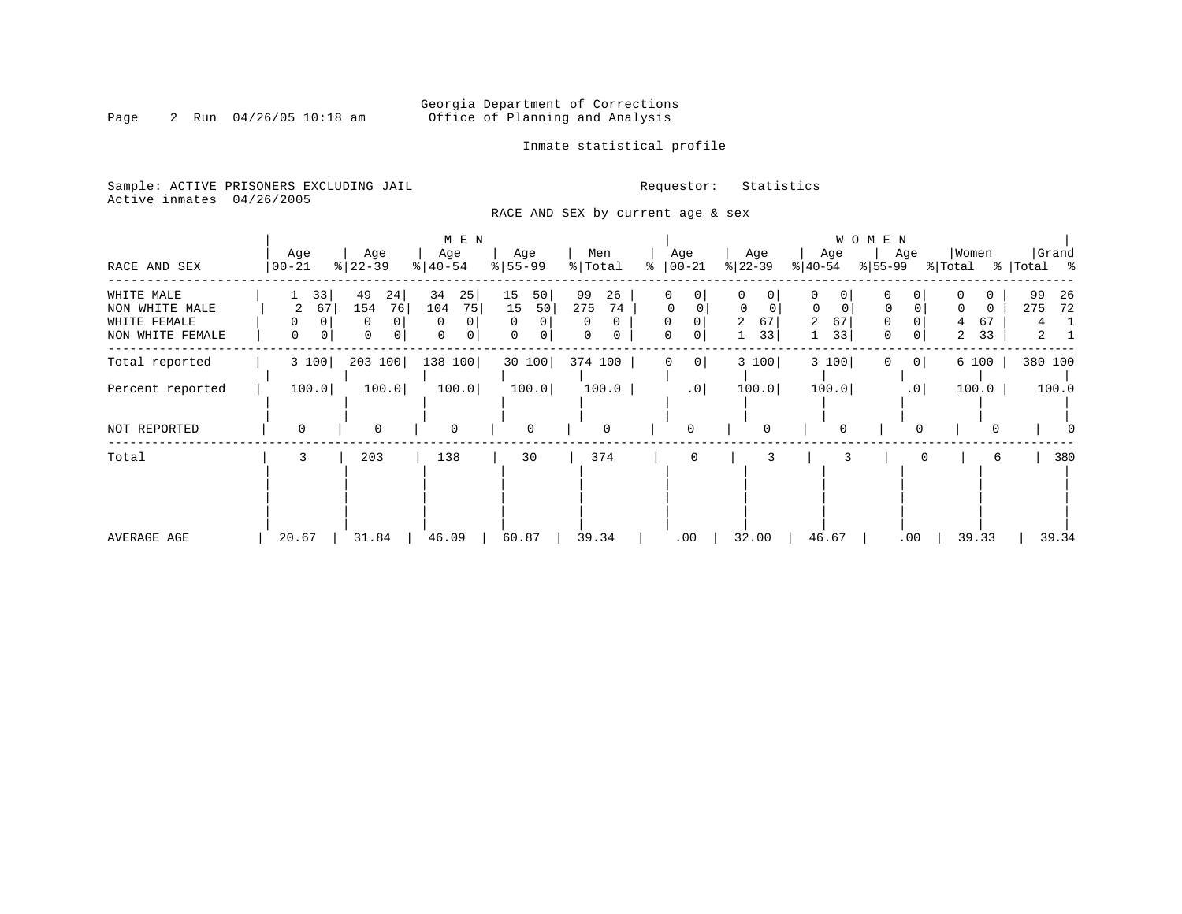Georgia Department of Corrections
Office of Planning and Analysis

Inmate statistical profile

Sample: ACTIVE PRISONERS EXCLUDING JAIL
Active inmates 04/26/2005

Requestor: Statistics

RACE AND SEX by current age & sex

| RACE AND SEX | MEN Age 00-21 | % | Age 22-39 | % | Age 40-54 | % | Age 55-99 | % | Men Total | % | WOMEN Age 00-21 | % | Age 22-39 | % | Age 40-54 | % | Age 55-99 | % | Women Total | % | Grand Total | % |
|---|---|---|---|---|---|---|---|---|---|---|---|---|---|---|---|---|---|---|---|---|---|---|
| WHITE MALE | 1 | 33 | 49 | 24 | 34 | 25 | 15 | 50 | 99 | 26 | 0 | 0 | 0 | 0 | 0 | 0 | 0 | 0 | 0 | 0 | 99 | 26 |
| NON WHITE MALE | 2 | 67 | 154 | 76 | 104 | 75 | 15 | 50 | 275 | 74 | 0 | 0 | 0 | 0 | 0 | 0 | 0 | 0 | 0 | 0 | 275 | 72 |
| WHITE FEMALE | 0 | 0 | 0 | 0 | 0 | 0 | 0 | 0 | 0 | 0 | 0 | 0 | 2 | 67 | 2 | 67 | 0 | 0 | 4 | 67 | 4 | 1 |
| NON WHITE FEMALE | 0 | 0 | 0 | 0 | 0 | 0 | 0 | 0 | 0 | 0 | 0 | 0 | 1 | 33 | 1 | 33 | 0 | 0 | 2 | 33 | 2 | 1 |
| Total reported | 3 | 100 | 203 | 100 | 138 | 100 | 30 | 100 | 374 | 100 | 0 | 0 | 3 | 100 | 3 | 100 | 0 | 0 | 6 | 100 | 380 | 100 |
| Percent reported | 100.0 | | 100.0 | | 100.0 | | 100.0 | | 100.0 | | .0 | | 100.0 | | 100.0 | | .0 | | 100.0 | | 100.0 | |
| NOT REPORTED | 0 | | 0 | | 0 | | 0 | | 0 | | 0 | | 0 | | 0 | | 0 | | 0 | | 0 | |
| Total | 3 | | 203 | | 138 | | 30 | | 374 | | 0 | | 3 | | 3 | | 0 | | 6 | | 380 | |
| AVERAGE AGE | 20.67 | | 31.84 | | 46.09 | | 60.87 | | 39.34 | | .00 | | 32.00 | | 46.67 | | .00 | | 39.33 | | 39.34 | |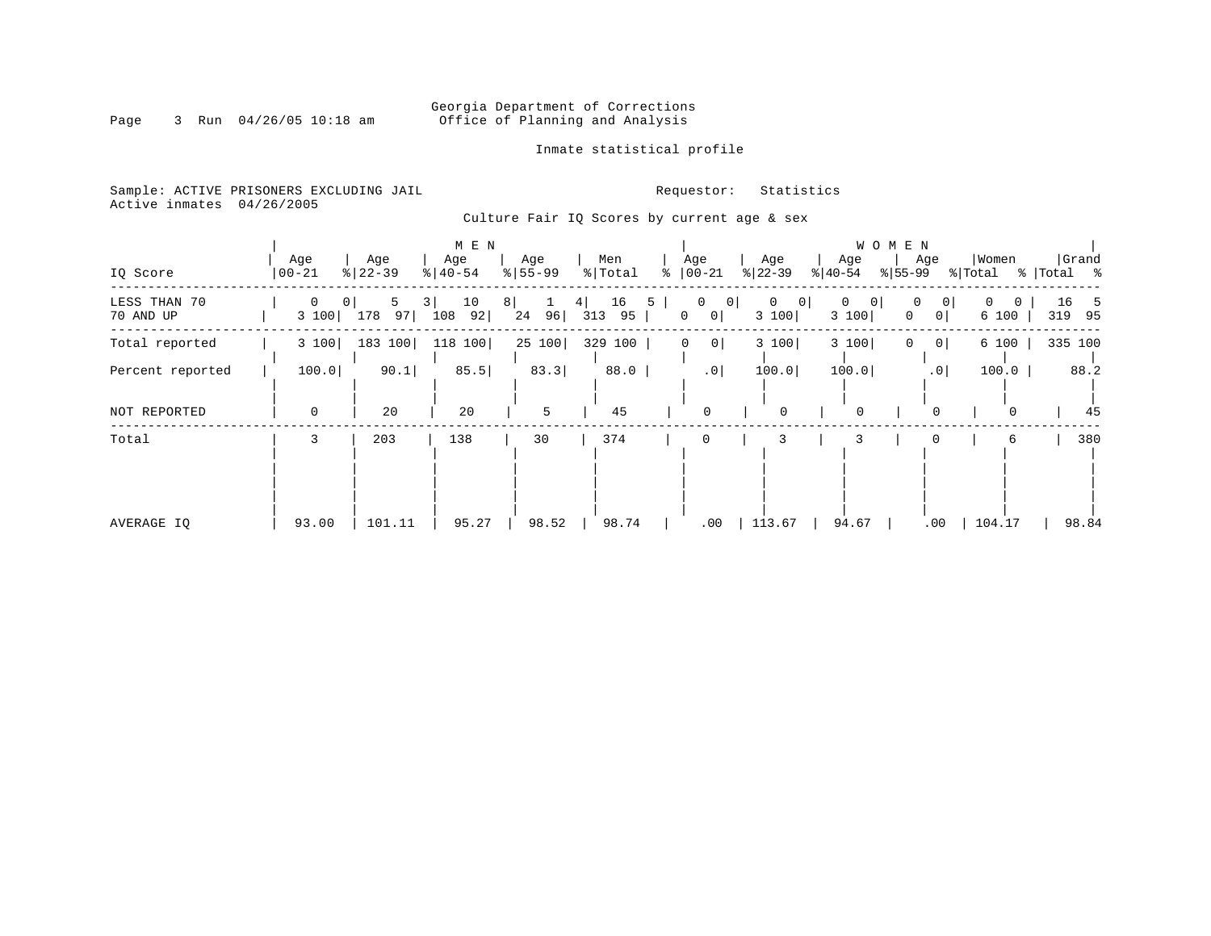Georgia Department of Corrections
Office of Planning and Analysis

Inmate statistical profile

Sample: ACTIVE PRISONERS EXCLUDING JAIL
Active inmates 04/26/2005

Requestor: Statistics

Culture Fair IQ Scores by current age & sex

| IQ Score | MEN Age 00-21 | % | Age 22-39 | % | Age 40-54 | % | Age 55-99 | % | Men Total | % | WOMEN Age 00-21 | % | Age 22-39 | % | Age 40-54 | % | Age 55-99 | % | Women Total | % | Grand Total | % |
|---|---|---|---|---|---|---|---|---|---|---|---|---|---|---|---|---|---|---|---|---|---|---|
| LESS THAN 70 | 0 | 0 | 5 | 3 | 10 | 8 | 1 | 4 | 16 | 5 | 0 | 0 | 0 | 0 | 0 | 0 | 0 | 0 | 0 | 0 | 16 | 5 |
| 70 AND UP | 3 | 100 | 178 | 97 | 108 | 92 | 24 | 96 | 313 | 95 | 0 | 0 | 3 | 100 | 3 | 100 | 0 | 0 | 6 | 100 | 319 | 95 |
| Total reported | 3 | 100 | 183 | 100 | 118 | 100 | 25 | 100 | 329 | 100 | 0 | 0 | 3 | 100 | 3 | 100 | 0 | 0 | 6 | 100 | 335 | 100 |
| Percent reported | 100.0 | | 90.1 | | 85.5 | | 83.3 | | 88.0 | | .0 | | 100.0 | | 100.0 | | .0 | | 100.0 | | 88.2 | |
| NOT REPORTED | 0 | | 20 | | 20 | | 5 | | 45 | | 0 | | 0 | | 0 | | 0 | | 0 | | 45 | |
| Total | 3 | | 203 | | 138 | | 30 | | 374 | | 0 | | 3 | | 3 | | 0 | | 6 | | 380 | |
| AVERAGE IQ | 93.00 | | 101.11 | | 95.27 | | 98.52 | | 98.74 | | .00 | | 113.67 | | 94.67 | | .00 | | 104.17 | | 98.84 | |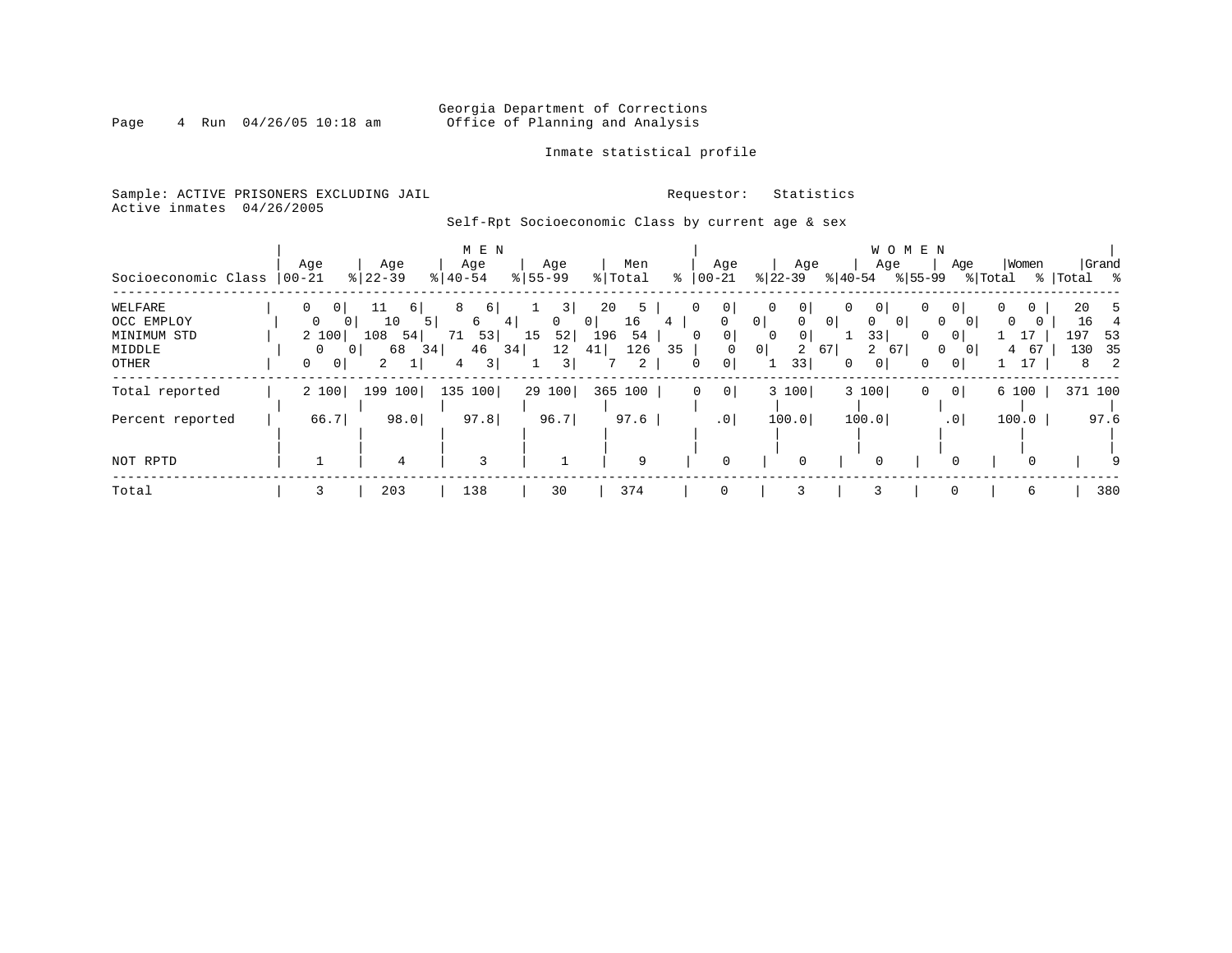Georgia Department of Corrections
Office of Planning and Analysis

Inmate statistical profile

Sample: ACTIVE PRISONERS EXCLUDING JAIL
Active inmates 04/26/2005

Requestor: Statistics

Self-Rpt Socioeconomic Class by current age & sex

| Socioeconomic Class | MEN Age 00-21 | % | Age 22-39 | % | Age 40-54 | % | Age 55-99 | % | Men Total | % | WOMEN Age 00-21 | % | Age 22-39 | % | Age 40-54 | % | Age 55-99 | % | Women Total | % | Grand Total | % |
|---|---|---|---|---|---|---|---|---|---|---|---|---|---|---|---|---|---|---|---|---|---|---|
| WELFARE | 0 | 0 | 11 | 6 | 8 | 6 | 1 | 3 | 20 | 5 | 0 | 0 | 0 | 0 | 0 | 0 | 0 | 0 | 0 | 0 | 20 | 5 |
| OCC EMPLOY | 0 | 0 | 10 | 5 | 6 | 4 | 0 | 0 | 16 | 4 | 0 | 0 | 0 | 0 | 0 | 0 | 0 | 0 | 0 | 0 | 16 | 4 |
| MINIMUM STD | 2 | 100 | 108 | 54 | 71 | 53 | 15 | 52 | 196 | 54 | 0 | 0 | 0 | 0 | 1 | 33 | 0 | 0 | 1 | 17 | 197 | 53 |
| MIDDLE | 0 | 0 | 68 | 34 | 46 | 34 | 12 | 41 | 126 | 35 | 0 | 0 | 2 | 67 | 2 | 67 | 0 | 0 | 4 | 67 | 130 | 35 |
| OTHER | 0 | 0 | 2 | 1 | 4 | 3 | 1 | 3 | 7 | 2 | 0 | 0 | 1 | 33 | 0 | 0 | 0 | 0 | 1 | 17 | 8 | 2 |
| Total reported | 2 | 100 | 199 | 100 | 135 | 100 | 29 | 100 | 365 | 100 | 0 | 0 | 3 | 100 | 3 | 100 | 0 | 0 | 6 | 100 | 371 | 100 |
| Percent reported | | 66.7 | | 98.0 | | 97.8 | | 96.7 | | 97.6 | | .0 | | 100.0 | | 100.0 | | .0 | | 100.0 | | 97.6 |
| NOT RPTD | 1 | | 4 | | 3 | | 1 | | 9 | | 0 | | 0 | | 0 | | 0 | | 0 | | 9 | |
| Total | 3 | | 203 | | 138 | | 30 | | 374 | | 0 | | 3 | | 3 | | 0 | | 6 | | 380 | |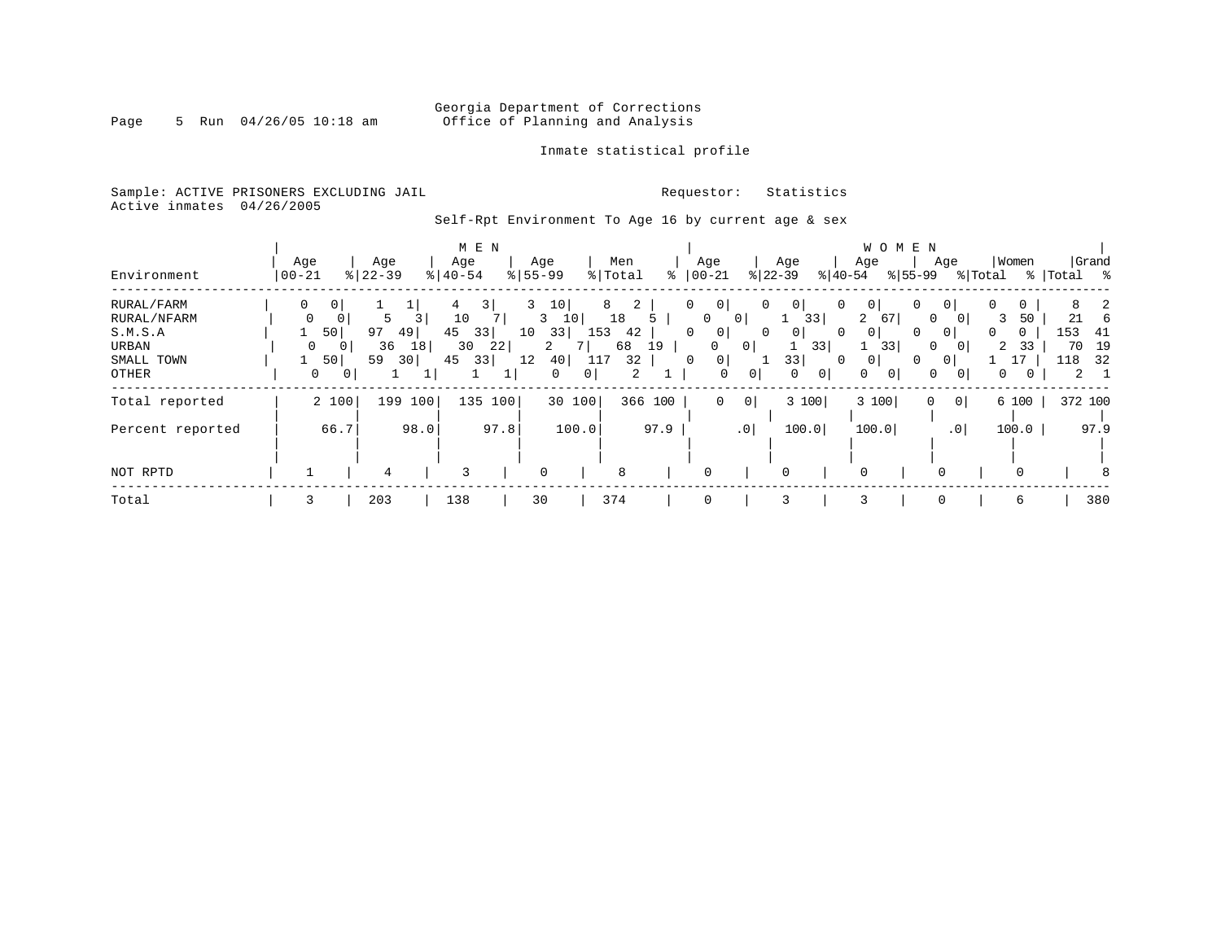Georgia Department of Corrections
Office of Planning and Analysis

Inmate statistical profile

Sample: ACTIVE PRISONERS EXCLUDING JAIL
Active inmates 04/26/2005

Requestor: Statistics

Self-Rpt Environment To Age 16 by current age & sex

| Environment | MEN Age 00-21 | % | Age 22-39 | % | Age 40-54 | % | Age 55-99 | % | Men Total | % | WOMEN Age 00-21 | % | Age 22-39 | % | Age 40-54 | % | Age 55-99 | % | Women Total | % | Grand Total | % |
|---|---|---|---|---|---|---|---|---|---|---|---|---|---|---|---|---|---|---|---|---|---|---|
| RURAL/FARM | 0 | 0 | 1 | 1 | 4 | 3 | 3 | 10 | 8 | 2 | 0 | 0 | 0 | 0 | 0 | 0 | 0 | 0 | 0 | 0 | 8 | 2 |
| RURAL/NFARM | 0 | 0 | 5 | 3 | 10 | 7 | 3 | 10 | 18 | 5 | 0 | 0 | 1 | 33 | 2 | 67 | 0 | 0 | 3 | 50 | 21 | 6 |
| S.M.S.A | 1 | 50 | 97 | 49 | 45 | 33 | 10 | 33 | 153 | 42 | 0 | 0 | 0 | 0 | 0 | 0 | 0 | 0 | 0 | 0 | 153 | 41 |
| URBAN | 0 | 0 | 36 | 18 | 30 | 22 | 2 | 7 | 68 | 19 | 0 | 0 | 1 | 33 | 1 | 33 | 0 | 0 | 2 | 33 | 70 | 19 |
| SMALL TOWN | 1 | 50 | 59 | 30 | 45 | 33 | 12 | 40 | 117 | 32 | 0 | 0 | 1 | 33 | 0 | 0 | 0 | 0 | 1 | 17 | 118 | 32 |
| OTHER | 0 | 0 | 1 | 1 | 1 | 1 | 0 | 0 | 2 | 1 | 0 | 0 | 0 | 0 | 0 | 0 | 0 | 0 | 0 | 0 | 2 | 1 |
| Total reported | 2 | 100 | 199 | 100 | 135 | 100 | 30 | 100 | 366 | 100 | 0 | 0 | 3 | 100 | 3 | 100 | 0 | 0 | 6 | 100 | 372 | 100 |
| Percent reported | | 66.7 | | 98.0 | | 97.8 | | 100.0 | | 97.9 | | .0 | | 100.0 | | 100.0 | | .0 | | 100.0 | | 97.9 |
| NOT RPTD | 1 | | 4 | | 3 | | 0 | | 8 | | 0 | | 0 | | 0 | | 0 | | 0 | | 8 | |
| Total | 3 | | 203 | | 138 | | 30 | | 374 | | 0 | | 3 | | 3 | | 0 | | 6 | | 380 | |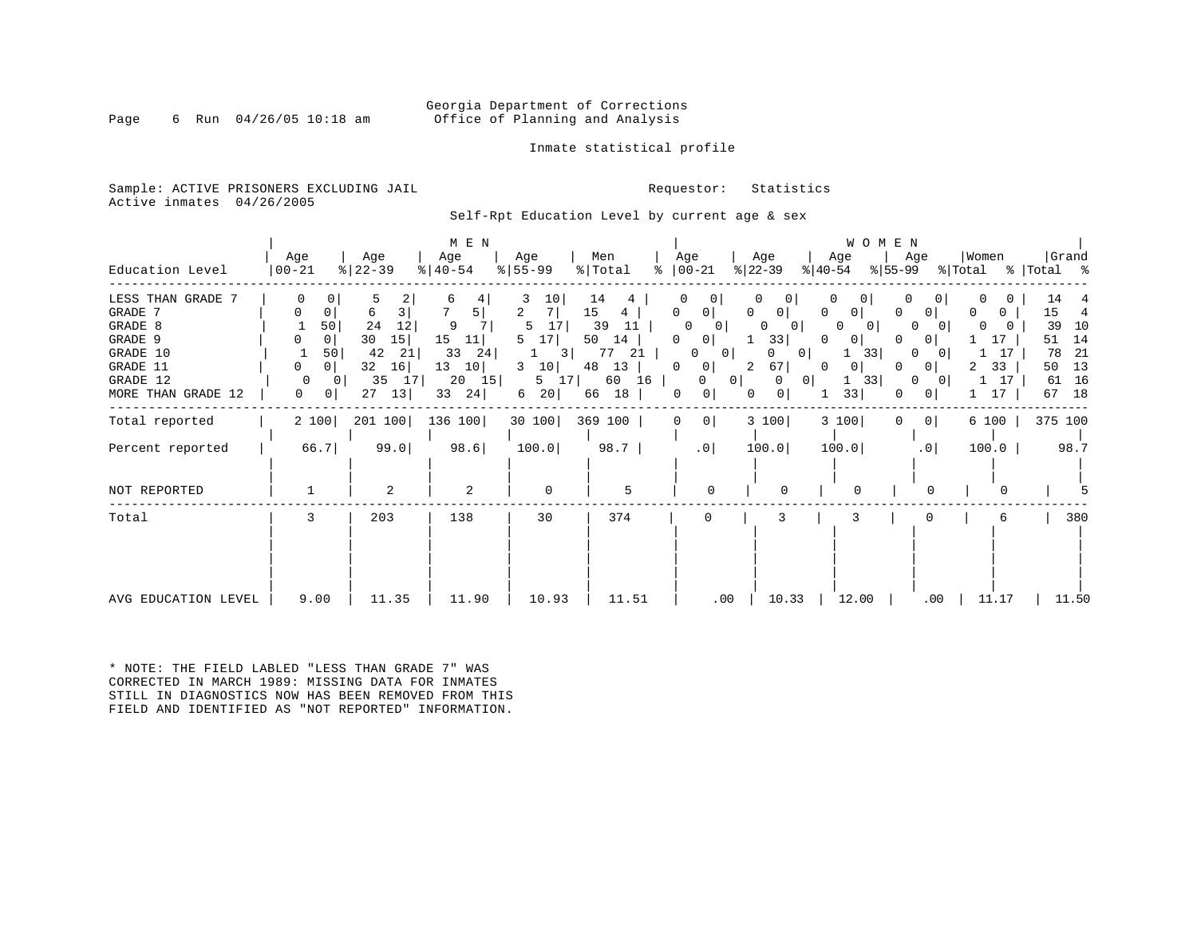Georgia Department of Corrections
Office of Planning and Analysis

Inmate statistical profile

Sample: ACTIVE PRISONERS EXCLUDING JAIL
Active inmates 04/26/2005

Requestor: Statistics

Self-Rpt Education Level by current age & sex

| Education Level | MEN Age 00-21 | % | Age 22-39 | % | Age 40-54 | % | Age 55-99 | % | Men Total | % | WOMEN Age 00-21 | % | Age 22-39 | % | Age 40-54 | % | Age 55-99 | % | Women Total | % | Grand Total | % |
|---|---|---|---|---|---|---|---|---|---|---|---|---|---|---|---|---|---|---|---|---|---|---|
| LESS THAN GRADE 7 | 0 | 0 | 5 | 2 | 6 | 4 | 3 | 10 | 14 | 4 | 0 | 0 | 0 | 0 | 0 | 0 | 0 | 0 | 0 | 0 | 14 | 4 |
| GRADE 7 | 0 | 0 | 6 | 3 | 7 | 5 | 2 | 7 | 15 | 4 | 0 | 0 | 0 | 0 | 0 | 0 | 0 | 0 | 0 | 0 | 15 | 4 |
| GRADE 8 | 1 | 50 | 24 | 12 | 9 | 7 | 5 | 17 | 39 | 11 | 0 | 0 | 0 | 0 | 0 | 0 | 0 | 0 | 0 | 0 | 39 | 10 |
| GRADE 9 | 0 | 0 | 30 | 15 | 15 | 11 | 5 | 17 | 50 | 14 | 0 | 0 | 1 | 33 | 0 | 0 | 0 | 0 | 1 | 17 | 51 | 14 |
| GRADE 10 | 1 | 50 | 42 | 21 | 33 | 24 | 1 | 3 | 77 | 21 | 0 | 0 | 0 | 0 | 1 | 33 | 0 | 0 | 1 | 17 | 78 | 21 |
| GRADE 11 | 0 | 0 | 32 | 16 | 13 | 10 | 3 | 10 | 48 | 13 | 0 | 0 | 2 | 67 | 0 | 0 | 0 | 0 | 2 | 33 | 50 | 13 |
| GRADE 12 | 0 | 0 | 35 | 17 | 20 | 15 | 5 | 17 | 60 | 16 | 0 | 0 | 0 | 0 | 1 | 33 | 0 | 0 | 1 | 17 | 61 | 16 |
| MORE THAN GRADE 12 | 0 | 0 | 27 | 13 | 33 | 24 | 6 | 20 | 66 | 18 | 0 | 0 | 0 | 0 | 1 | 33 | 0 | 0 | 1 | 17 | 67 | 18 |
| Total reported | 2 | 100 | 201 | 100 | 136 | 100 | 30 | 100 | 369 | 100 | 0 | 0 | 3 | 100 | 3 | 100 | 0 | 0 | 6 | 100 | 375 | 100 |
| Percent reported | 66.7 | | 99.0 | | 98.6 | | 100.0 | | 98.7 | | .0 | | 100.0 | | 100.0 | | .0 | | 100.0 | | 98.7 | |
| NOT REPORTED | 1 | | 2 | | 2 | | 0 | | 5 | | 0 | | 0 | | 0 | | 0 | | 0 | | 5 | |
| Total | 3 | | 203 | | 138 | | 30 | | 374 | | 0 | | 3 | | 3 | | 0 | | 6 | | 380 | |
| AVG EDUCATION LEVEL | 9.00 | | 11.35 | | 11.90 | | 10.93 | | 11.51 | | .00 | | 10.33 | | 12.00 | | .00 | | 11.17 | | 11.50 | |

* NOTE: THE FIELD LABLED "LESS THAN GRADE 7" WAS CORRECTED IN MARCH 1989: MISSING DATA FOR INMATES STILL IN DIAGNOSTICS NOW HAS BEEN REMOVED FROM THIS FIELD AND IDENTIFIED AS "NOT REPORTED" INFORMATION.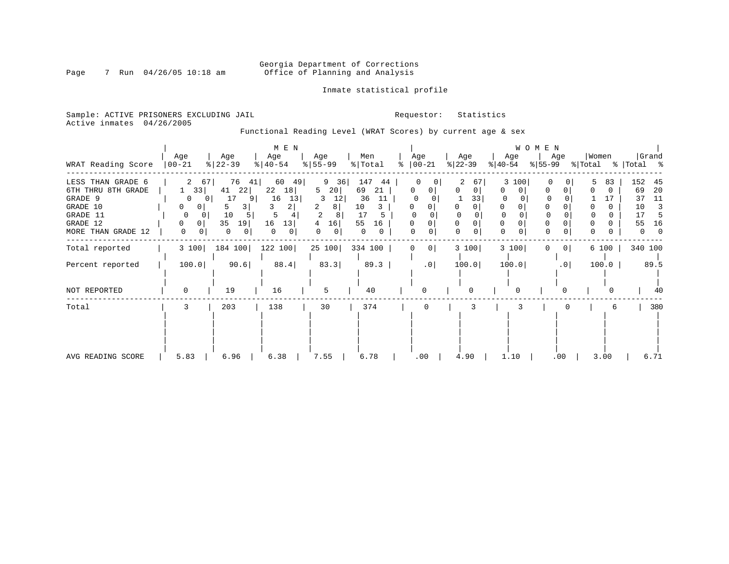Georgia Department of Corrections
Office of Planning and Analysis

Inmate statistical profile

Sample: ACTIVE PRISONERS EXCLUDING JAIL
Active inmates 04/26/2005

Requestor: Statistics

Functional Reading Level (WRAT Scores) by current age & sex

| WRAT Reading Score | MEN Age 00-21 | % | Age 22-39 | % | Age 40-54 | % | Age 55-99 | % | Men Total | % | WOMEN Age 00-21 | % | Age 22-39 | % | Age 40-54 | % | Age 55-99 | % | Women Total | % | Grand Total | % |
|---|---|---|---|---|---|---|---|---|---|---|---|---|---|---|---|---|---|---|---|---|---|---|
| LESS THAN GRADE 6 | 2 | 67 | 76 | 41 | 60 | 49 | 9 | 36 | 147 | 44 | 0 | 0 | 2 | 67 | 3 | 100 | 0 | 0 | 5 | 83 | 152 | 45 |
| 6TH THRU 8TH GRADE | 1 | 33 | 41 | 22 | 22 | 18 | 5 | 20 | 69 | 21 | 0 | 0 | 0 | 0 | 0 | 0 | 0 | 0 | 0 | 0 | 69 | 20 |
| GRADE 9 | 0 | 0 | 17 | 9 | 16 | 13 | 3 | 12 | 36 | 11 | 0 | 0 | 1 | 33 | 0 | 0 | 0 | 0 | 1 | 17 | 37 | 11 |
| GRADE 10 | 0 | 0 | 5 | 3 | 3 | 2 | 2 | 8 | 10 | 3 | 0 | 0 | 0 | 0 | 0 | 0 | 0 | 0 | 0 | 0 | 10 | 3 |
| GRADE 11 | 0 | 0 | 10 | 5 | 5 | 4 | 2 | 8 | 17 | 5 | 0 | 0 | 0 | 0 | 0 | 0 | 0 | 0 | 0 | 0 | 17 | 5 |
| GRADE 12 | 0 | 0 | 35 | 19 | 16 | 13 | 4 | 16 | 55 | 16 | 0 | 0 | 0 | 0 | 0 | 0 | 0 | 0 | 0 | 0 | 55 | 16 |
| MORE THAN GRADE 12 | 0 | 0 | 0 | 0 | 0 | 0 | 0 | 0 | 0 | 0 | 0 | 0 | 0 | 0 | 0 | 0 | 0 | 0 | 0 | 0 | 0 | 0 |
| Total reported | 3 | 100 | 184 | 100 | 122 | 100 | 25 | 100 | 334 | 100 | 0 | 0 | 3 | 100 | 3 | 100 | 0 | 0 | 6 | 100 | 340 | 100 |
| Percent reported | 100.0 | | 90.6 | | 88.4 | | 83.3 | | 89.3 | | .0 | | 100.0 | | 100.0 | | .0 | | 100.0 | | 89.5 | |
| NOT REPORTED | 0 | | 19 | | 16 | | 5 | | 40 | | 0 | | 0 | | 0 | | 0 | | 0 | | 40 | |
| Total | 3 | | 203 | | 138 | | 30 | | 374 | | 0 | | 3 | | 3 | | 0 | | 6 | | 380 | |
| AVG READING SCORE | 5.83 | | 6.96 | | 6.38 | | 7.55 | | 6.78 | | .00 | | 4.90 | | 1.10 | | .00 | | 3.00 | | 6.71 | |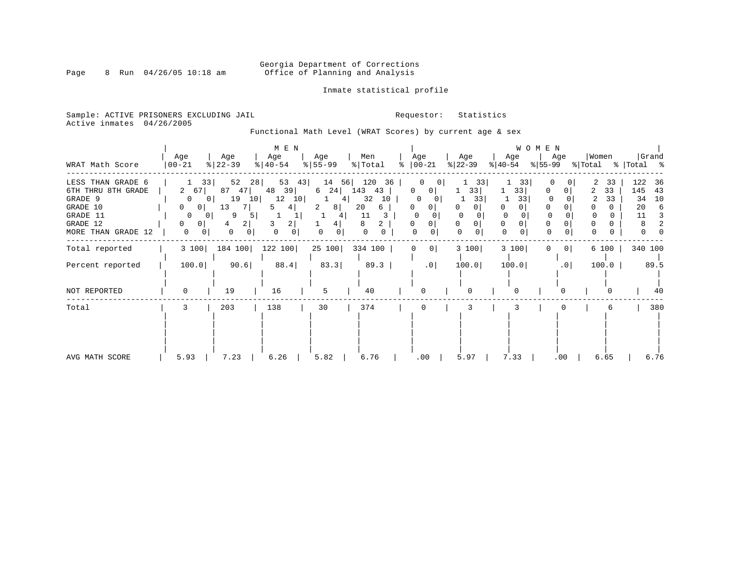Georgia Department of Corrections
Office of Planning and Analysis

Inmate statistical profile

Sample: ACTIVE PRISONERS EXCLUDING JAIL
Active inmates 04/26/2005

Requestor: Statistics

Functional Math Level (WRAT Scores) by current age & sex

| WRAT Math Score | MEN Age 00-21 | % | Age 22-39 | % | Age 40-54 | % | Age 55-99 | % | Men Total | % | WOMEN Age 00-21 | % | Age 22-39 | % | Age 40-54 | % | Age 55-99 | % | Women Total | % | Grand Total | % |
|---|---|---|---|---|---|---|---|---|---|---|---|---|---|---|---|---|---|---|---|---|---|---|
| LESS THAN GRADE 6 | 1 | 33 | 52 | 28 | 53 | 43 | 14 | 56 | 120 | 36 | 0 | 0 | 1 | 33 | 1 | 33 | 0 | 0 | 2 | 33 | 122 | 36 |
| 6TH THRU 8TH GRADE | 2 | 67 | 87 | 47 | 48 | 39 | 6 | 24 | 143 | 43 | 0 | 0 | 1 | 33 | 1 | 33 | 0 | 0 | 2 | 33 | 145 | 43 |
| GRADE 9 | 0 | 0 | 19 | 10 | 12 | 10 | 1 | 4 | 32 | 10 | 0 | 0 | 1 | 33 | 1 | 33 | 0 | 0 | 2 | 33 | 34 | 10 |
| GRADE 10 | 0 | 0 | 13 | 7 | 5 | 4 | 2 | 8 | 20 | 6 | 0 | 0 | 0 | 0 | 0 | 0 | 0 | 0 | 0 | 0 | 20 | 6 |
| GRADE 11 | 0 | 0 | 9 | 5 | 1 | 1 | 1 | 4 | 11 | 3 | 0 | 0 | 0 | 0 | 0 | 0 | 0 | 0 | 0 | 0 | 11 | 3 |
| GRADE 12 | 0 | 0 | 4 | 2 | 3 | 2 | 1 | 4 | 8 | 2 | 0 | 0 | 0 | 0 | 0 | 0 | 0 | 0 | 0 | 0 | 8 | 2 |
| MORE THAN GRADE 12 | 0 | 0 | 0 | 0 | 0 | 0 | 0 | 0 | 0 | 0 | 0 | 0 | 0 | 0 | 0 | 0 | 0 | 0 | 0 | 0 | 0 | 0 |
| Total reported | 3 | 100 | 184 | 100 | 122 | 100 | 25 | 100 | 334 | 100 | 0 | 0 | 3 | 100 | 3 | 100 | 0 | 0 | 6 | 100 | 340 | 100 |
| Percent reported | 100.0 | | 90.6 | | 88.4 | | 83.3 | | 89.3 | | .0 | | 100.0 | | 100.0 | | .0 | | 100.0 | | 89.5 | |
| NOT REPORTED | 0 | | 19 | | 16 | | 5 | | 40 | | 0 | | 0 | | 0 | | 0 | | 0 | | 40 | |
| Total | 3 | | 203 | | 138 | | 30 | | 374 | | 0 | | 3 | | 3 | | 0 | | 6 | | 380 | |
| AVG MATH SCORE | 5.93 | | 7.23 | | 6.26 | | 5.82 | | 6.76 | | .00 | | 5.97 | | 7.33 | | .00 | | 6.65 | | 6.76 | |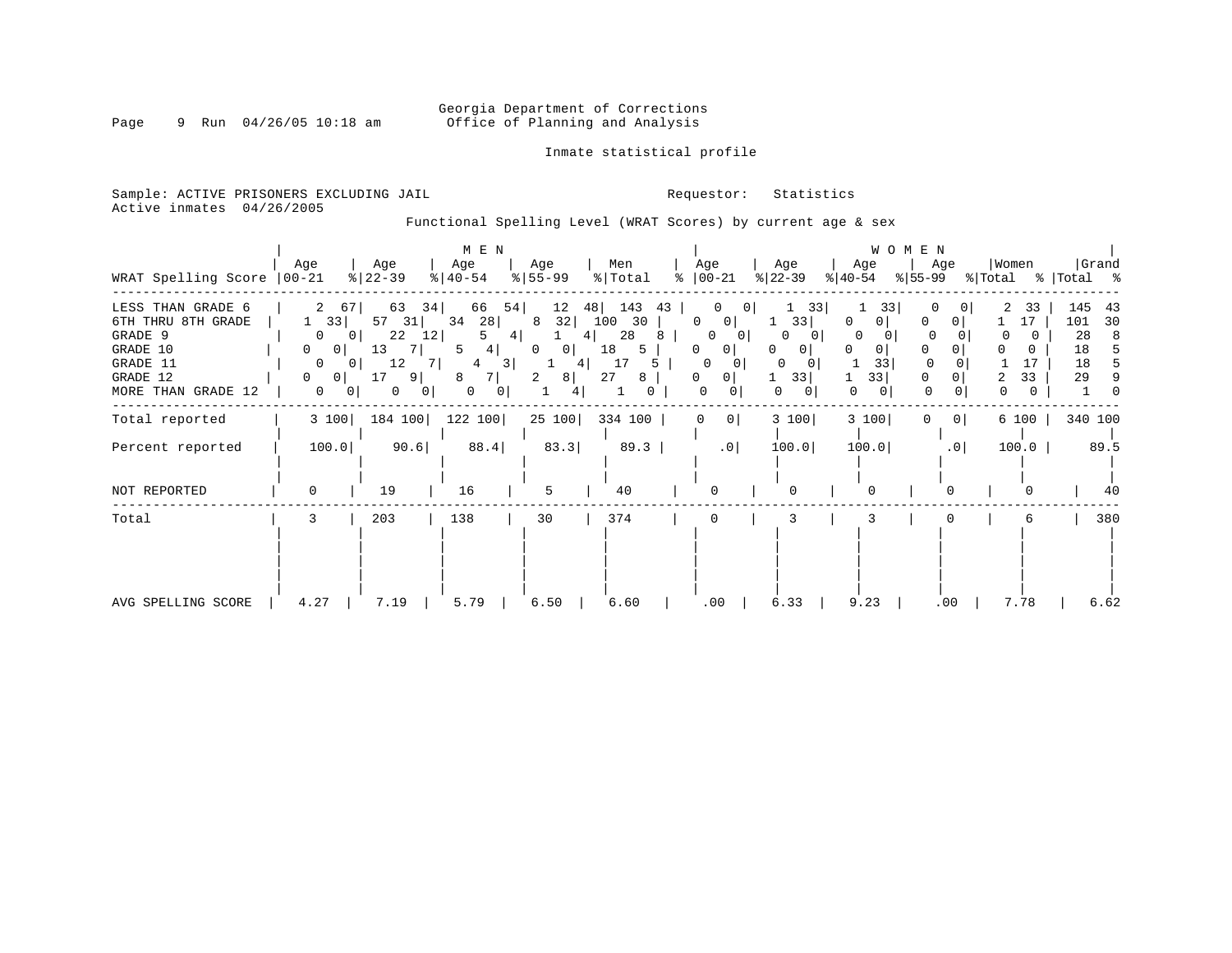Georgia Department of Corrections
Office of Planning and Analysis

Inmate statistical profile

Sample: ACTIVE PRISONERS EXCLUDING JAIL
Active inmates 04/26/2005

Requestor: Statistics

Functional Spelling Level (WRAT Scores) by current age & sex

| WRAT Spelling Score | MEN Age 00-21 | % | Age 22-39 | % | Age 40-54 | % | Age 55-99 | % | Men Total | % | WOMEN Age 00-21 | % | Age 22-39 | % | Age 40-54 | % | Age 55-99 | % | Women Total | % | Grand Total | % |
|---|---|---|---|---|---|---|---|---|---|---|---|---|---|---|---|---|---|---|---|---|---|---|
| LESS THAN GRADE 6 | 2 | 67 | 63 | 34 | 66 | 54 | 12 | 48 | 143 | 43 | 0 | 0 | 1 | 33 | 1 | 33 | 0 | 0 | 2 | 33 | 145 | 43 |
| 6TH THRU 8TH GRADE | 1 | 33 | 57 | 31 | 34 | 28 | 8 | 32 | 100 | 30 | 0 | 0 | 1 | 33 | 0 | 0 | 0 | 0 | 1 | 17 | 101 | 30 |
| GRADE 9 | 0 | 0 | 22 | 12 | 5 | 4 | 1 | 4 | 28 | 8 | 0 | 0 | 0 | 0 | 0 | 0 | 0 | 0 | 0 | 0 | 28 | 8 |
| GRADE 10 | 0 | 0 | 13 | 7 | 5 | 4 | 0 | 0 | 18 | 5 | 0 | 0 | 0 | 0 | 0 | 0 | 0 | 0 | 0 | 0 | 18 | 5 |
| GRADE 11 | 0 | 0 | 12 | 7 | 4 | 3 | 1 | 4 | 17 | 5 | 0 | 0 | 0 | 0 | 1 | 33 | 0 | 0 | 1 | 17 | 18 | 5 |
| GRADE 12 | 0 | 0 | 17 | 9 | 8 | 7 | 2 | 8 | 27 | 8 | 0 | 0 | 1 | 33 | 1 | 33 | 0 | 0 | 2 | 33 | 29 | 9 |
| MORE THAN GRADE 12 | 0 | 0 | 0 | 0 | 0 | 0 | 1 | 4 | 1 | 0 | 0 | 0 | 0 | 0 | 0 | 0 | 0 | 0 | 0 | 0 | 1 | 0 |
| Total reported | 3 | 100 | 184 | 100 | 122 | 100 | 25 | 100 | 334 | 100 | 0 | 0 | 3 | 100 | 3 | 100 | 0 | 0 | 6 | 100 | 340 | 100 |
| Percent reported | 100.0 | | 90.6 | | 88.4 | | 83.3 | | 89.3 | | .0 | | 100.0 | | 100.0 | | .0 | | 100.0 | | 89.5 | |
| NOT REPORTED | 0 | | 19 | | 16 | | 5 | | 40 | | 0 | | 0 | | 0 | | 0 | | 0 | | 40 | |
| Total | 3 | | 203 | | 138 | | 30 | | 374 | | 0 | | 3 | | 3 | | 0 | | 6 | | 380 | |
| AVG SPELLING SCORE | 4.27 | | 7.19 | | 5.79 | | 6.50 | | 6.60 | | .00 | | 6.33 | | 9.23 | | .00 | | 7.78 | | 6.62 | |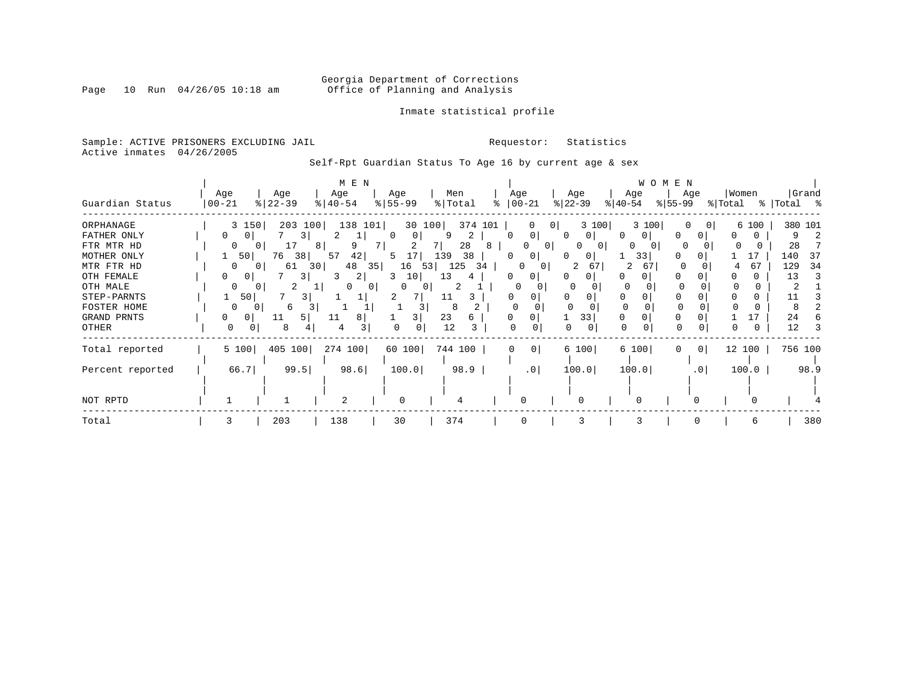Georgia Department of Corrections
Office of Planning and Analysis

Inmate statistical profile

Sample: ACTIVE PRISONERS EXCLUDING JAIL  Requestor: Statistics
Active inmates 04/26/2005

Self-Rpt Guardian Status To Age 16 by current age & sex

| | MEN | | | | | | | | | | WOMEN | | | | | | | | | | | |
|---|---|---|---|---|---|---|---|---|---|---|---|---|---|---|---|---|---|---|---|---|---|---|
| Guardian Status | Age 00-21 | % | Age 22-39 | % | Age 40-54 | % | Age 55-99 | % | Men Total | % | Age 00-21 | % | Age 22-39 | % | Age 40-54 | % | Age 55-99 | % | Women Total | % | Grand Total | % |
| ORPHANAGE | 3 | 150 | 203 | 100 | 138 | 101 | 30 | 100 | 374 | 101 | 0 | 0 | 3 | 100 | 3 | 100 | 0 | 0 | 6 | 100 | 380 | 101 |
| FATHER ONLY | 0 | 0 | 7 | 3 | 2 | 1 | 0 | 0 | 9 | 2 | 0 | 0 | 0 | 0 | 0 | 0 | 0 | 0 | 0 | 0 | 9 | 2 |
| FTR MTR HD | 0 | 0 | 17 | 8 | 9 | 7 | 2 | 7 | 28 | 8 | 0 | 0 | 0 | 0 | 0 | 0 | 0 | 0 | 0 | 0 | 28 | 7 |
| MOTHER ONLY | 1 | 50 | 76 | 38 | 57 | 42 | 5 | 17 | 139 | 38 | 0 | 0 | 0 | 0 | 1 | 33 | 0 | 0 | 1 | 17 | 140 | 37 |
| MTR FTR HD | 0 | 0 | 61 | 30 | 48 | 35 | 16 | 53 | 125 | 34 | 0 | 0 | 2 | 67 | 2 | 67 | 0 | 0 | 4 | 67 | 129 | 34 |
| OTH FEMALE | 0 | 0 | 7 | 3 | 3 | 2 | 3 | 10 | 13 | 4 | 0 | 0 | 0 | 0 | 0 | 0 | 0 | 0 | 0 | 0 | 13 | 3 |
| OTH MALE | 0 | 0 | 2 | 1 | 0 | 0 | 0 | 0 | 2 | 1 | 0 | 0 | 0 | 0 | 0 | 0 | 0 | 0 | 0 | 0 | 2 | 1 |
| STEP-PARNTS | 1 | 50 | 7 | 3 | 1 | 1 | 2 | 7 | 11 | 3 | 0 | 0 | 0 | 0 | 0 | 0 | 0 | 0 | 0 | 0 | 11 | 3 |
| FOSTER HOME | 0 | 0 | 6 | 3 | 1 | 1 | 1 | 3 | 8 | 2 | 0 | 0 | 0 | 0 | 0 | 0 | 0 | 0 | 0 | 0 | 8 | 2 |
| GRAND PRNTS | 0 | 0 | 11 | 5 | 11 | 8 | 1 | 3 | 23 | 6 | 0 | 0 | 1 | 33 | 0 | 0 | 0 | 0 | 1 | 17 | 24 | 6 |
| OTHER | 0 | 0 | 8 | 4 | 4 | 3 | 0 | 0 | 12 | 3 | 0 | 0 | 0 | 0 | 0 | 0 | 0 | 0 | 0 | 0 | 12 | 3 |
| Total reported | 5 | 100 | 405 | 100 | 274 | 100 | 60 | 100 | 744 | 100 | 0 | 0 | 6 | 100 | 6 | 100 | 0 | 0 | 12 | 100 | 756 | 100 |
| Percent reported | 66.7 | | 99.5 | | 98.6 | | 100.0 | | 98.9 | | .0 | | 100.0 | | 100.0 | | .0 | | 100.0 | | 98.9 | |
| NOT RPTD | 1 | | 1 | | 2 | | 0 | | 4 | | 0 | | 0 | | 0 | | 0 | | 0 | | 4 | |
| Total | 3 | | 203 | | 138 | | 30 | | 374 | | 0 | | 3 | | 3 | | 0 | | 6 | | 380 | |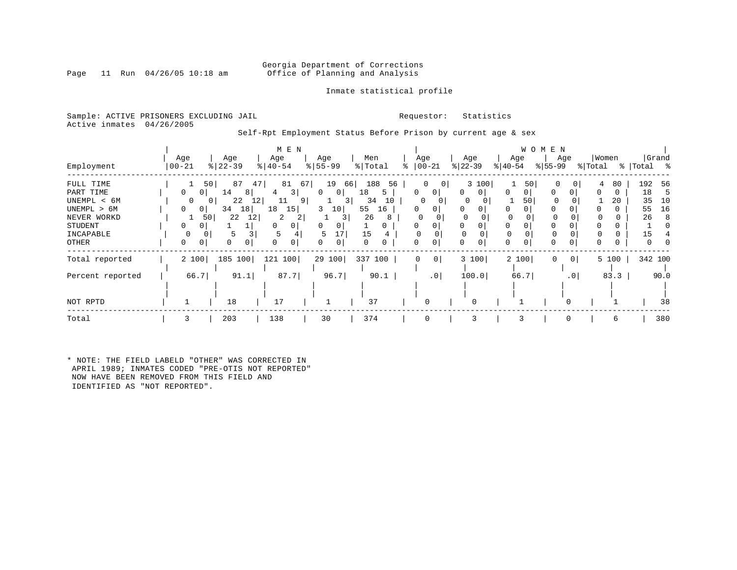Georgia Department of Corrections
Office of Planning and Analysis

Inmate statistical profile

Sample: ACTIVE PRISONERS EXCLUDING JAIL

Requestor: Statistics

Active inmates 04/26/2005

Self-Rpt Employment Status Before Prison by current age & sex

| Employment | MEN Age 00-21 | % | Age 22-39 | % | Age 40-54 | % | Age 55-99 | % | Men Total | % | WOMEN Age 00-21 | % | Age 22-39 | % | Age 40-54 | % | Age 55-99 | % | Women Total | % | Grand Total | % |
|---|---|---|---|---|---|---|---|---|---|---|---|---|---|---|---|---|---|---|---|---|---|---|
| FULL TIME | 1 | 50 | 87 | 47 | 81 | 67 | 19 | 66 | 188 | 56 | 0 | 0 | 3 | 100 | 1 | 50 | 0 | 0 | 4 | 80 | 192 | 56 |
| PART TIME | 0 | 0 | 14 | 8 | 4 | 3 | 0 | 0 | 18 | 5 | 0 | 0 | 0 | 0 | 0 | 0 | 0 | 0 | 0 | 0 | 18 | 5 |
| UNEMPL < 6M | 0 | 0 | 22 | 12 | 11 | 9 | 1 | 3 | 34 | 10 | 0 | 0 | 0 | 0 | 1 | 50 | 0 | 0 | 1 | 20 | 35 | 10 |
| UNEMPL > 6M | 0 | 0 | 34 | 18 | 18 | 15 | 3 | 10 | 55 | 16 | 0 | 0 | 0 | 0 | 0 | 0 | 0 | 0 | 0 | 0 | 55 | 16 |
| NEVER WORKD | 1 | 50 | 22 | 12 | 2 | 2 | 1 | 3 | 26 | 8 | 0 | 0 | 0 | 0 | 0 | 0 | 0 | 0 | 0 | 0 | 26 | 8 |
| STUDENT | 0 | 0 | 1 | 1 | 0 | 0 | 0 | 0 | 1 | 0 | 0 | 0 | 0 | 0 | 0 | 0 | 0 | 0 | 0 | 0 | 1 | 0 |
| INCAPABLE | 0 | 0 | 5 | 3 | 5 | 4 | 5 | 17 | 15 | 4 | 0 | 0 | 0 | 0 | 0 | 0 | 0 | 0 | 0 | 0 | 15 | 4 |
| OTHER | 0 | 0 | 0 | 0 | 0 | 0 | 0 | 0 | 0 | 0 | 0 | 0 | 0 | 0 | 0 | 0 | 0 | 0 | 0 | 0 | 0 | 0 |
| Total reported | 2 | 100 | 185 | 100 | 121 | 100 | 29 | 100 | 337 | 100 | 0 | 0 | 3 | 100 | 2 | 100 | 0 | 0 | 5 | 100 | 342 | 100 |
| Percent reported | 66.7 | | 91.1 | | 87.7 | | 96.7 | | 90.1 | | .0 | | 100.0 | | 66.7 | | .0 | | 83.3 | | 90.0 | |
| NOT RPTD | 1 | | 18 | | 17 | | 1 | | 37 | | 0 | | 0 | | 1 | | 0 | | 1 | | 38 | |
| Total | 3 | | 203 | | 138 | | 30 | | 374 | | 0 | | 3 | | 3 | | 0 | | 6 | | 380 | |

* NOTE: THE FIELD LABELD "OTHER" WAS CORRECTED IN APRIL 1989; INMATES CODED "PRE-OTIS NOT REPORTED" NOW HAVE BEEN REMOVED FROM THIS FIELD AND IDENTIFIED AS "NOT REPORTED".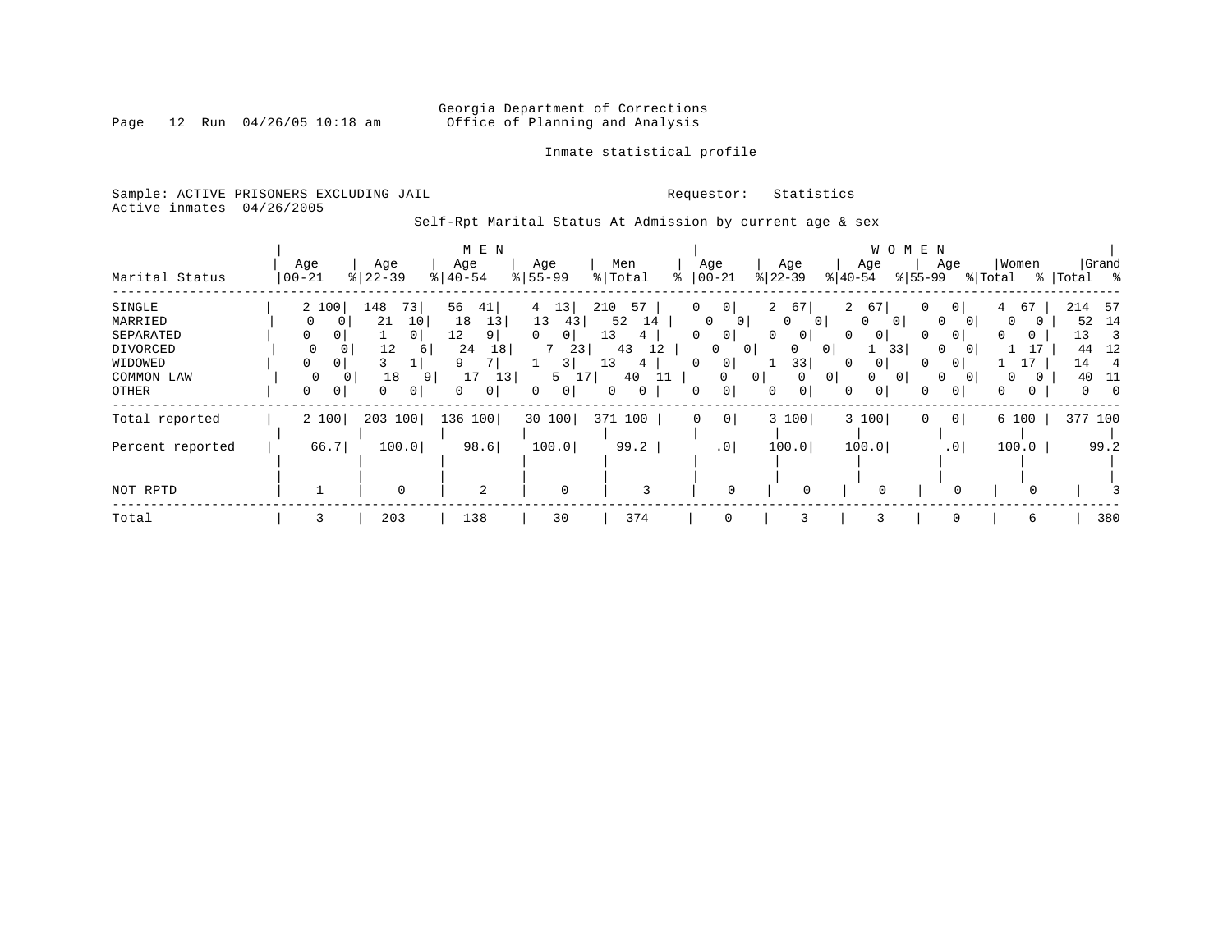Georgia Department of Corrections
Office of Planning and Analysis

Inmate statistical profile

Sample: ACTIVE PRISONERS EXCLUDING JAIL
Active inmates 04/26/2005

Requestor: Statistics

Self-Rpt Marital Status At Admission by current age & sex

| Marital Status | MEN Age 00-21 | % | Age 22-39 | % | Age 40-54 | % | Age 55-99 | % | Men Total | % | WOMEN Age 00-21 | % | Age 22-39 | % | Age 40-54 | % | Age 55-99 | % | Women Total | % | Grand Total | % |
|---|---|---|---|---|---|---|---|---|---|---|---|---|---|---|---|---|---|---|---|---|---|---|
| SINGLE | 2 | 100 | 148 | 73 | 56 | 41 | 4 | 13 | 210 | 57 | 0 | 0 | 2 | 67 | 2 | 67 | 0 | 0 | 4 | 67 | 214 | 57 |
| MARRIED | 0 | 0 | 21 | 10 | 18 | 13 | 13 | 43 | 52 | 14 | 0 | 0 | 0 | 0 | 0 | 0 | 0 | 0 | 0 | 0 | 52 | 14 |
| SEPARATED | 0 | 0 | 1 | 0 | 12 | 9 | 0 | 0 | 13 | 4 | 0 | 0 | 0 | 0 | 0 | 0 | 0 | 0 | 0 | 0 | 13 | 3 |
| DIVORCED | 0 | 0 | 12 | 6 | 24 | 18 | 7 | 23 | 43 | 12 | 0 | 0 | 0 | 0 | 1 | 33 | 0 | 0 | 1 | 17 | 44 | 12 |
| WIDOWED | 0 | 0 | 3 | 1 | 9 | 7 | 1 | 3 | 13 | 4 | 0 | 0 | 1 | 33 | 0 | 0 | 0 | 0 | 1 | 17 | 14 | 4 |
| COMMON LAW | 0 | 0 | 18 | 9 | 17 | 13 | 5 | 17 | 40 | 11 | 0 | 0 | 0 | 0 | 0 | 0 | 0 | 0 | 0 | 0 | 40 | 11 |
| OTHER | 0 | 0 | 0 | 0 | 0 | 0 | 0 | 0 | 0 | 0 | 0 | 0 | 0 | 0 | 0 | 0 | 0 | 0 | 0 | 0 | 0 | 0 |
| Total reported | 2 | 100 | 203 | 100 | 136 | 100 | 30 | 100 | 371 | 100 | 0 | 0 | 3 | 100 | 3 | 100 | 0 | 0 | 6 | 100 | 377 | 100 |
| Percent reported | | 66.7 | | 100.0 | | 98.6 | | 100.0 | | 99.2 | | .0 | | 100.0 | | 100.0 | | .0 | | 100.0 | | 99.2 |
| NOT RPTD | 1 | | 0 | | 2 | | 0 | | 3 | | 0 | | 0 | | 0 | | 0 | | 0 | | 3 | |
| Total | 3 | | 203 | | 138 | | 30 | | 374 | | 0 | | 3 | | 3 | | 0 | | 6 | | 380 | |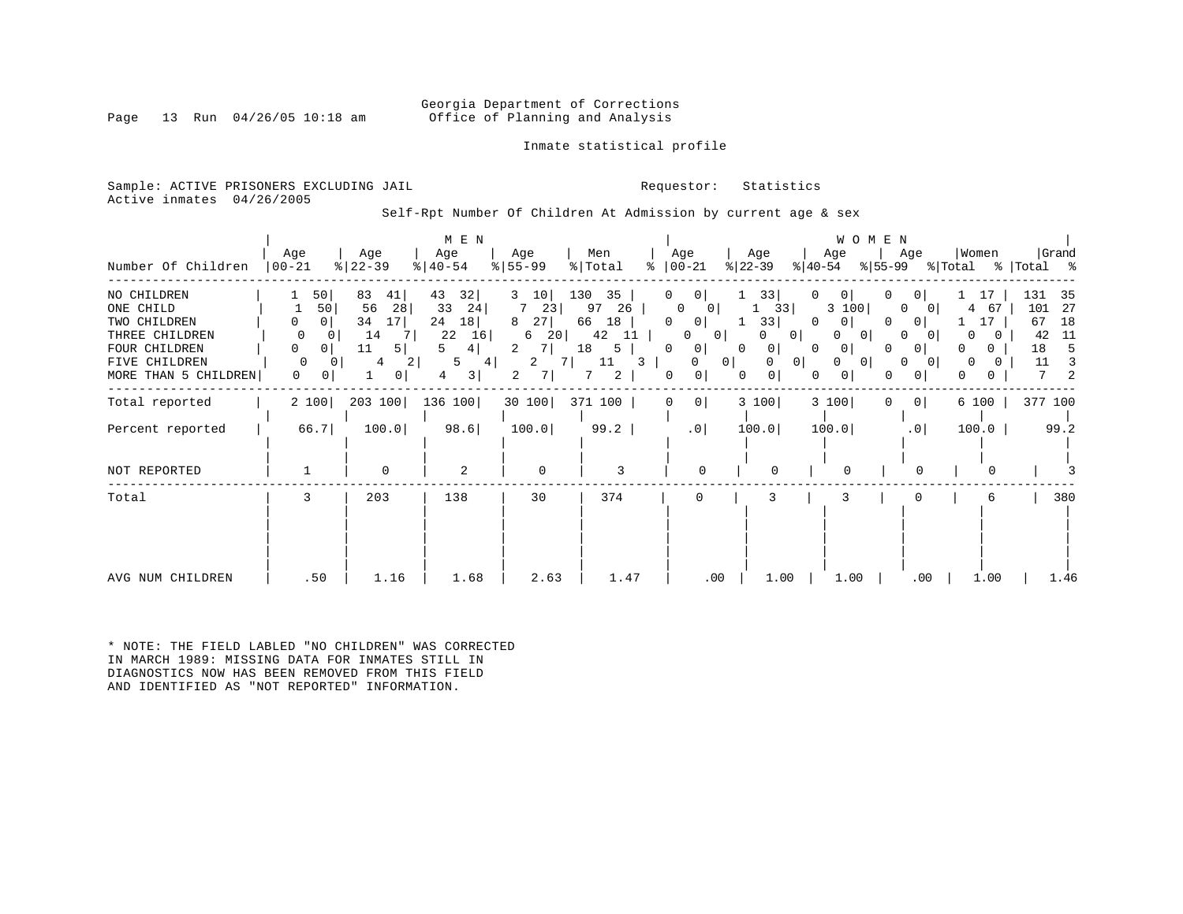Georgia Department of Corrections
Office of Planning and Analysis

Inmate statistical profile

Sample: ACTIVE PRISONERS EXCLUDING JAIL
Active inmates 04/26/2005

Requestor: Statistics

Self-Rpt Number Of Children At Admission by current age & sex

| Number Of Children | MEN Age 00-21 | % | Age 22-39 | % | Age 40-54 | % | Age 55-99 | % | Men Total | % | WOMEN Age 00-21 | % | Age 22-39 | % | Age 40-54 | % | Age 55-99 | % | Women Total | % | Grand Total | % |
|---|---|---|---|---|---|---|---|---|---|---|---|---|---|---|---|---|---|---|---|---|---|---|
| NO CHILDREN | 1 | 50 | 83 | 41 | 43 | 32 | 3 | 10 | 130 | 35 | 0 | 0 | 1 | 33 | 0 | 0 | 0 | 0 | 1 | 17 | 131 | 35 |
| ONE CHILD | 1 | 50 | 56 | 28 | 33 | 24 | 7 | 23 | 97 | 26 | 0 | 0 | 1 | 33 | 3 | 100 | 0 | 0 | 4 | 67 | 101 | 27 |
| TWO CHILDREN | 0 | 0 | 34 | 17 | 24 | 18 | 8 | 27 | 66 | 18 | 0 | 0 | 1 | 33 | 0 | 0 | 0 | 0 | 1 | 17 | 67 | 18 |
| THREE CHILDREN | 0 | 0 | 14 | 7 | 22 | 16 | 6 | 20 | 42 | 11 | 0 | 0 | 0 | 0 | 0 | 0 | 0 | 0 | 0 | 0 | 42 | 11 |
| FOUR CHILDREN | 0 | 0 | 11 | 5 | 5 | 4 | 2 | 7 | 18 | 5 | 0 | 0 | 0 | 0 | 0 | 0 | 0 | 0 | 0 | 0 | 18 | 5 |
| FIVE CHILDREN | 0 | 0 | 4 | 2 | 5 | 4 | 2 | 7 | 11 | 3 | 0 | 0 | 0 | 0 | 0 | 0 | 0 | 0 | 0 | 0 | 11 | 3 |
| MORE THAN 5 CHILDREN | 0 | 0 | 1 | 0 | 4 | 3 | 2 | 7 | 7 | 2 | 0 | 0 | 0 | 0 | 0 | 0 | 0 | 0 | 0 | 0 | 7 | 2 |
| Total reported | 2 | 100 | 203 | 100 | 136 | 100 | 30 | 100 | 371 | 100 | 0 | 0 | 3 | 100 | 3 | 100 | 0 | 0 | 6 | 100 | 377 | 100 |
| Percent reported | 66.7 | | 100.0 | | 98.6 | | 100.0 | | 99.2 | | .0 | | 100.0 | | 100.0 | | .0 | | 100.0 | | 99.2 | |
| NOT REPORTED | 1 | | 0 | | 2 | | 0 | | 3 | | 0 | | 0 | | 0 | | 0 | | 0 | | 3 | |
| Total | 3 | | 203 | | 138 | | 30 | | 374 | | 0 | | 3 | | 3 | | 0 | | 6 | | 380 | |
| AVG NUM CHILDREN | .50 | | 1.16 | | 1.68 | | 2.63 | | 1.47 | | .00 | | 1.00 | | 1.00 | | .00 | | 1.00 | | 1.46 | |

* NOTE: THE FIELD LABLED "NO CHILDREN" WAS CORRECTED IN MARCH 1989: MISSING DATA FOR INMATES STILL IN DIAGNOSTICS NOW HAS BEEN REMOVED FROM THIS FIELD AND IDENTIFIED AS "NOT REPORTED" INFORMATION.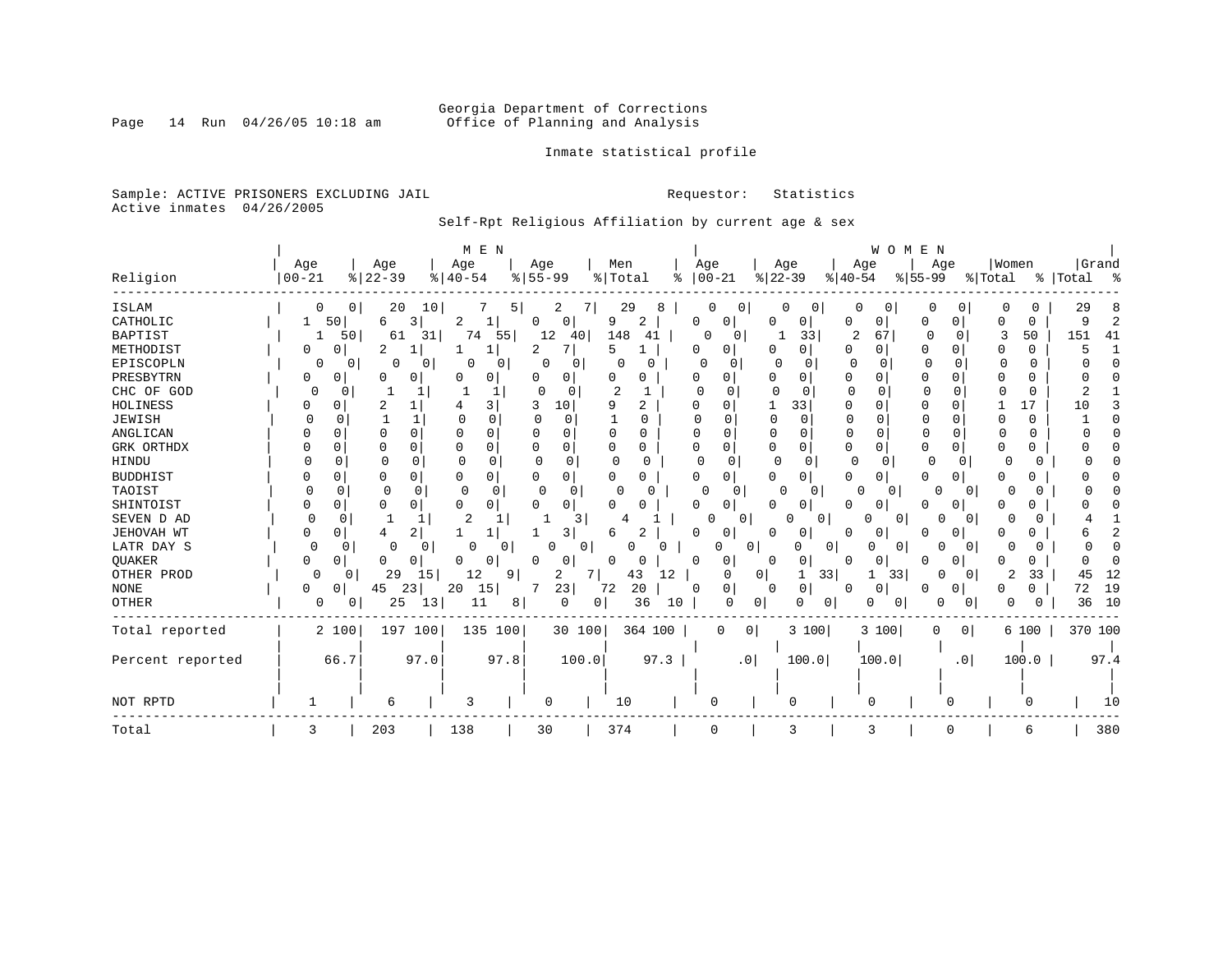Georgia Department of Corrections
Office of Planning and Analysis

Inmate statistical profile

Sample: ACTIVE PRISONERS EXCLUDING JAIL — Requestor: Statistics
Active inmates 04/26/2005

Self-Rpt Religious Affiliation by current age & sex

| Religion | MEN Age 00-21 | % | Age 22-39 | % | Age 40-54 | % | Age 55-99 | % | Men Total | % | WOMEN Age 00-21 | % | Age 22-39 | % | Age 40-54 | % | Age 55-99 | % | Women Total | % | Grand Total | % |
|---|---|---|---|---|---|---|---|---|---|---|---|---|---|---|---|---|---|---|---|---|---|---|
| ISLAM | 0 | 0 | 20 | 10 | 7 | 5 | 2 | 7 | 29 | 8 | 0 | 0 | 0 | 0 | 0 | 0 | 0 | 0 | 0 | 0 | 29 | 8 |
| CATHOLIC | 1 | 50 | 6 | 3 | 2 | 1 | 0 | 0 | 9 | 2 | 0 | 0 | 0 | 0 | 0 | 0 | 0 | 0 | 0 | 0 | 9 | 2 |
| BAPTIST | 1 | 50 | 61 | 31 | 74 | 55 | 12 | 40 | 148 | 41 | 0 | 0 | 1 | 33 | 2 | 67 | 0 | 0 | 3 | 50 | 151 | 41 |
| METHODIST | 0 | 0 | 2 | 1 | 1 | 1 | 2 | 7 | 5 | 1 | 0 | 0 | 0 | 0 | 0 | 0 | 0 | 0 | 0 | 0 | 5 | 1 |
| EPISCOPLN | 0 | 0 | 0 | 0 | 0 | 0 | 0 | 0 | 0 | 0 | 0 | 0 | 0 | 0 | 0 | 0 | 0 | 0 | 0 | 0 | 0 | 0 |
| PRESBYTRN | 0 | 0 | 0 | 0 | 0 | 0 | 0 | 0 | 0 | 0 | 0 | 0 | 0 | 0 | 0 | 0 | 0 | 0 | 0 | 0 | 0 | 0 |
| CHC OF GOD | 0 | 0 | 1 | 1 | 1 | 1 | 0 | 0 | 2 | 1 | 0 | 0 | 0 | 0 | 0 | 0 | 0 | 0 | 0 | 0 | 2 | 1 |
| HOLINESS | 0 | 0 | 2 | 1 | 4 | 3 | 3 | 10 | 9 | 2 | 0 | 0 | 1 | 33 | 0 | 0 | 0 | 0 | 1 | 17 | 10 | 3 |
| JEWISH | 0 | 0 | 1 | 1 | 0 | 0 | 0 | 0 | 1 | 0 | 0 | 0 | 0 | 0 | 0 | 0 | 0 | 0 | 0 | 0 | 1 | 0 |
| ANGLICAN | 0 | 0 | 0 | 0 | 0 | 0 | 0 | 0 | 0 | 0 | 0 | 0 | 0 | 0 | 0 | 0 | 0 | 0 | 0 | 0 | 0 | 0 |
| GRK ORTHDX | 0 | 0 | 0 | 0 | 0 | 0 | 0 | 0 | 0 | 0 | 0 | 0 | 0 | 0 | 0 | 0 | 0 | 0 | 0 | 0 | 0 | 0 |
| HINDU | 0 | 0 | 0 | 0 | 0 | 0 | 0 | 0 | 0 | 0 | 0 | 0 | 0 | 0 | 0 | 0 | 0 | 0 | 0 | 0 | 0 | 0 |
| BUDDHIST | 0 | 0 | 0 | 0 | 0 | 0 | 0 | 0 | 0 | 0 | 0 | 0 | 0 | 0 | 0 | 0 | 0 | 0 | 0 | 0 | 0 | 0 |
| TAOIST | 0 | 0 | 0 | 0 | 0 | 0 | 0 | 0 | 0 | 0 | 0 | 0 | 0 | 0 | 0 | 0 | 0 | 0 | 0 | 0 | 0 | 0 |
| SHINTOIST | 0 | 0 | 0 | 0 | 0 | 0 | 0 | 0 | 0 | 0 | 0 | 0 | 0 | 0 | 0 | 0 | 0 | 0 | 0 | 0 | 0 | 0 |
| SEVEN D AD | 0 | 0 | 1 | 1 | 2 | 1 | 1 | 3 | 4 | 1 | 0 | 0 | 0 | 0 | 0 | 0 | 0 | 0 | 0 | 0 | 4 | 1 |
| JEHOVAH WT | 0 | 0 | 4 | 2 | 1 | 1 | 1 | 3 | 6 | 2 | 0 | 0 | 0 | 0 | 0 | 0 | 0 | 0 | 0 | 0 | 6 | 2 |
| LATR DAY S | 0 | 0 | 0 | 0 | 0 | 0 | 0 | 0 | 0 | 0 | 0 | 0 | 0 | 0 | 0 | 0 | 0 | 0 | 0 | 0 | 0 | 0 |
| QUAKER | 0 | 0 | 0 | 0 | 0 | 0 | 0 | 0 | 0 | 0 | 0 | 0 | 0 | 0 | 0 | 0 | 0 | 0 | 0 | 0 | 0 | 0 |
| OTHER PROD | 0 | 0 | 29 | 15 | 12 | 9 | 2 | 7 | 43 | 12 | 0 | 0 | 1 | 33 | 1 | 33 | 0 | 0 | 2 | 33 | 45 | 12 |
| NONE | 0 | 0 | 45 | 23 | 20 | 15 | 7 | 23 | 72 | 20 | 0 | 0 | 0 | 0 | 0 | 0 | 0 | 0 | 0 | 0 | 72 | 19 |
| OTHER | 0 | 0 | 25 | 13 | 11 | 8 | 0 | 0 | 36 | 10 | 0 | 0 | 0 | 0 | 0 | 0 | 0 | 0 | 0 | 0 | 36 | 10 |
| Total reported | 2 | 100 | 197 | 100 | 135 | 100 | 30 | 100 | 364 | 100 | 0 | 0 | 3 | 100 | 3 | 100 | 0 | 0 | 6 | 100 | 370 | 100 |
| Percent reported | | 66.7 | | 97.0 | | 97.8 | | 100.0 | | 97.3 | | .0 | | 100.0 | | 100.0 | | .0 | | 100.0 | | 97.4 |
| NOT RPTD | 1 | | 6 | | 3 | | 0 | | 10 | | 0 | | 0 | | 0 | | 0 | | 0 | | 10 | |
| Total | 3 | | 203 | | 138 | | 30 | | 374 | | 0 | | 3 | | 3 | | 0 | | 6 | | 380 | |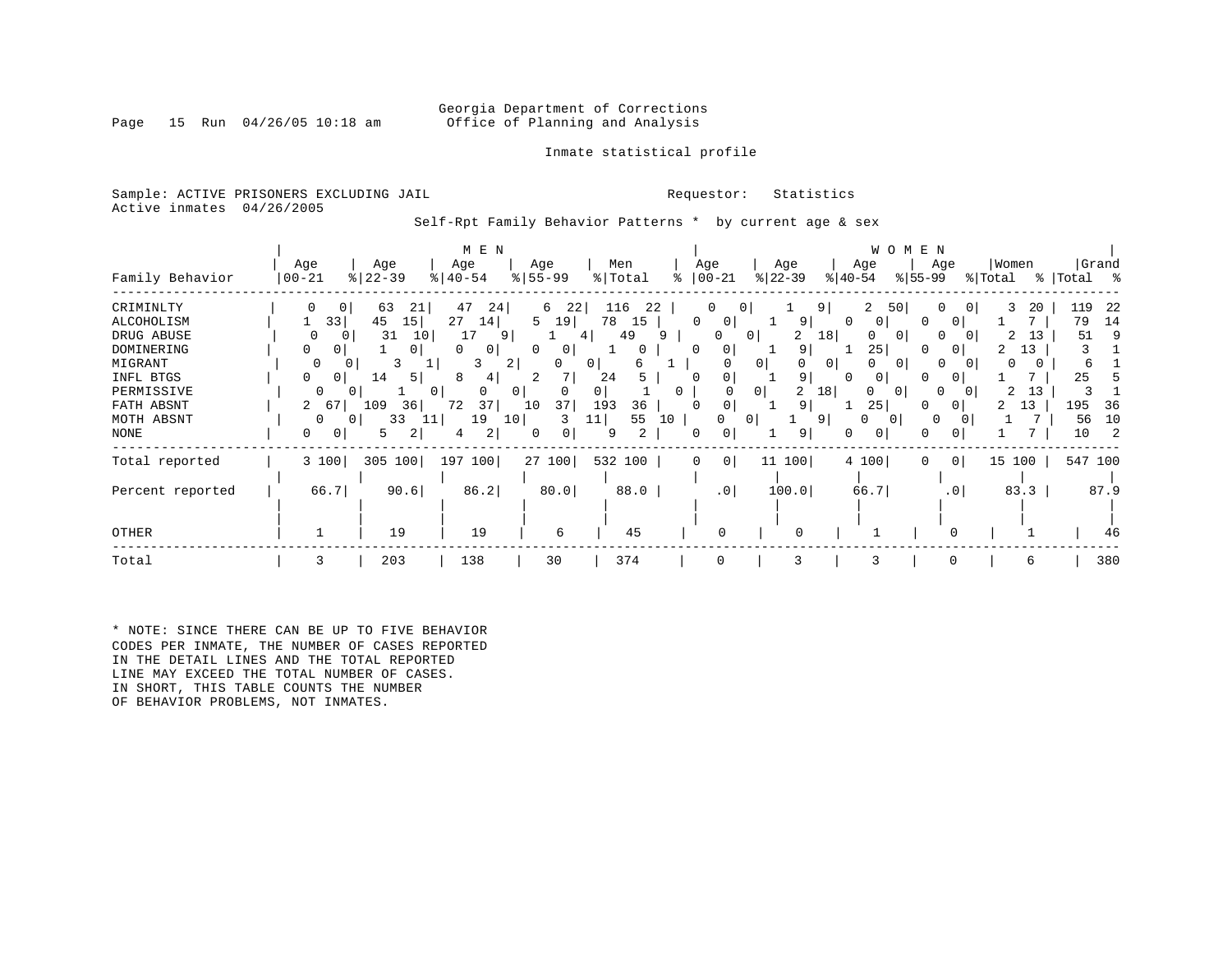Georgia Department of Corrections
Office of Planning and Analysis

Inmate statistical profile

Sample: ACTIVE PRISONERS EXCLUDING JAIL
Active inmates 04/26/2005

Requestor: Statistics

Self-Rpt Family Behavior Patterns * by current age & sex

| Family Behavior | MEN Age 00-21 | % | Age 22-39 | % | Age 40-54 | % | Age 55-99 | % | Men Total | % | WOMEN Age 00-21 | % | Age 22-39 | % | Age 40-54 | % | Age 55-99 | % | Women Total | % | Grand Total | % |
|---|---|---|---|---|---|---|---|---|---|---|---|---|---|---|---|---|---|---|---|---|---|---|
| CRIMINLTY | 0 | 0 | 63 | 21 | 47 | 24 | 6 | 22 | 116 | 22 | 0 | 0 | 1 | 9 | 2 | 50 | 0 | 0 | 3 | 20 | 119 | 22 |
| ALCOHOLISM | 1 | 33 | 45 | 15 | 27 | 14 | 5 | 19 | 78 | 15 | 0 | 0 | 1 | 9 | 0 | 0 | 0 | 0 | 1 | 7 | 79 | 14 |
| DRUG ABUSE | 0 | 0 | 31 | 10 | 17 | 9 | 1 | 4 | 49 | 9 | 0 | 0 | 2 | 18 | 0 | 0 | 0 | 0 | 2 | 13 | 51 | 9 |
| DOMINERING | 0 | 0 | 1 | 0 | 0 | 0 | 0 | 0 | 1 | 0 | 0 | 0 | 1 | 9 | 1 | 25 | 0 | 0 | 2 | 13 | 3 | 1 |
| MIGRANT | 0 | 0 | 3 | 1 | 3 | 2 | 0 | 0 | 6 | 1 | 0 | 0 | 0 | 0 | 0 | 0 | 0 | 0 | 0 | 0 | 6 | 1 |
| INFL BTGS | 0 | 0 | 14 | 5 | 8 | 4 | 2 | 7 | 24 | 5 | 0 | 0 | 1 | 9 | 0 | 0 | 0 | 0 | 1 | 7 | 25 | 5 |
| PERMISSIVE | 0 | 0 | 1 | 0 | 0 | 0 | 0 | 0 | 1 | 0 | 0 | 0 | 2 | 18 | 0 | 0 | 0 | 0 | 2 | 13 | 3 | 1 |
| FATH ABSNT | 2 | 67 | 109 | 36 | 72 | 37 | 10 | 37 | 193 | 36 | 0 | 0 | 1 | 9 | 1 | 25 | 0 | 0 | 2 | 13 | 195 | 36 |
| MOTH ABSNT | 0 | 0 | 33 | 11 | 19 | 10 | 3 | 11 | 55 | 10 | 0 | 0 | 1 | 9 | 0 | 0 | 0 | 0 | 1 | 7 | 56 | 10 |
| NONE | 0 | 0 | 5 | 2 | 4 | 2 | 0 | 0 | 9 | 2 | 0 | 0 | 1 | 9 | 0 | 0 | 0 | 0 | 1 | 7 | 10 | 2 |
| Total reported | 3 | 100 | 305 | 100 | 197 | 100 | 27 | 100 | 532 | 100 | 0 | 0 | 11 | 100 | 4 | 100 | 0 | 0 | 15 | 100 | 547 | 100 |
| Percent reported | 66.7 | | 90.6 | | 86.2 | | 80.0 | | 88.0 | | .0 | | 100.0 | | 66.7 | | .0 | | 83.3 | | 87.9 | |
| OTHER | 1 | | 19 | | 19 | | 6 | | 45 | | 0 | | 0 | | 1 | | 0 | | 1 | | 46 | |
| Total | 3 | | 203 | | 138 | | 30 | | 374 | | 0 | | 3 | | 3 | | 0 | | 6 | | 380 | |

* NOTE: SINCE THERE CAN BE UP TO FIVE BEHAVIOR CODES PER INMATE, THE NUMBER OF CASES REPORTED IN THE DETAIL LINES AND THE TOTAL REPORTED LINE MAY EXCEED THE TOTAL NUMBER OF CASES. IN SHORT, THIS TABLE COUNTS THE NUMBER OF BEHAVIOR PROBLEMS, NOT INMATES.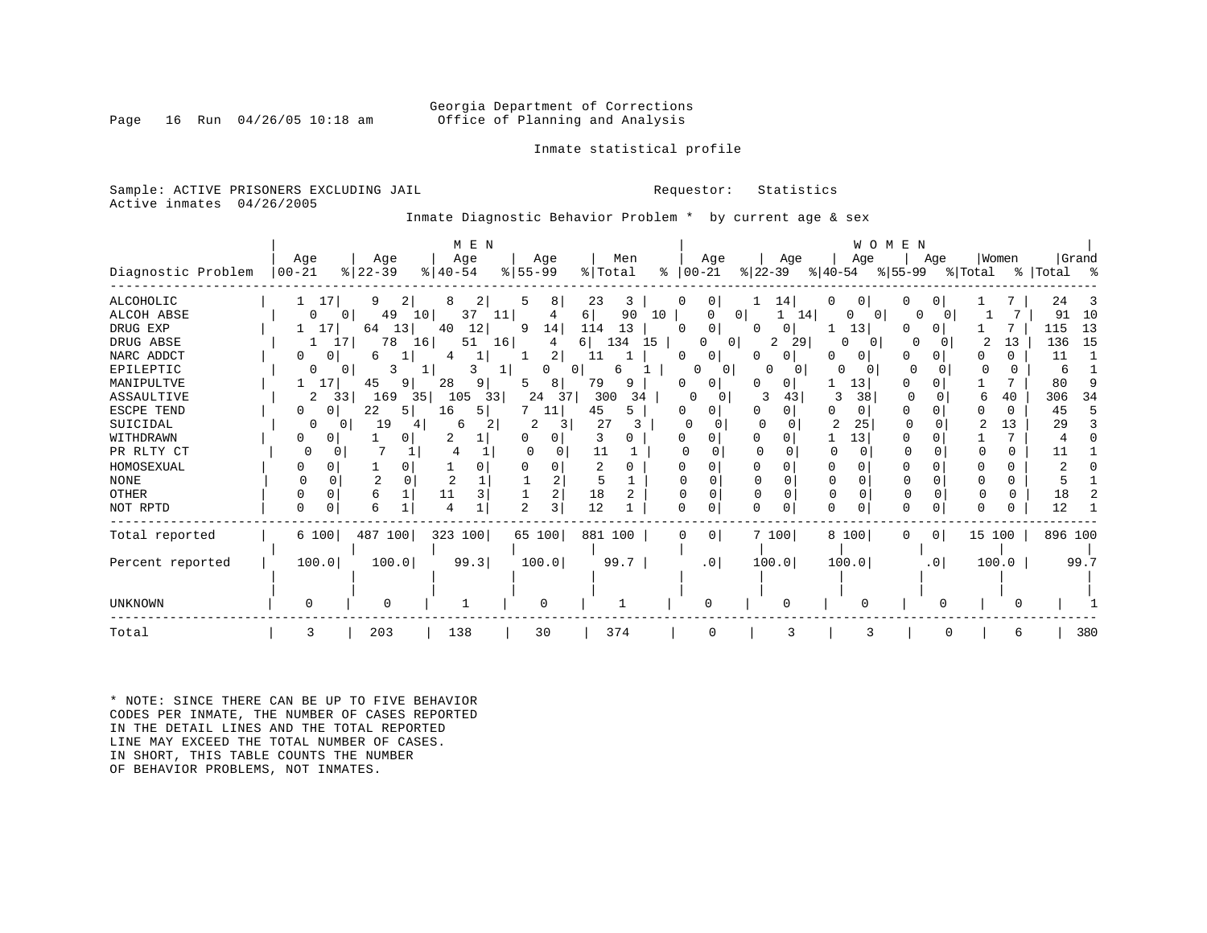Georgia Department of Corrections
Office of Planning and Analysis

Inmate statistical profile

Sample: ACTIVE PRISONERS EXCLUDING JAIL    Requestor: Statistics
Active inmates 04/26/2005

Inmate Diagnostic Behavior Problem * by current age & sex

| | MEN | | | | | | | | | | WOMEN | | | | | | | | | | | |
|---|---|---|---|---|---|---|---|---|---|---|---|---|---|---|---|---|---|---|---|---|---|---|
| Diagnostic Problem | Age 00-21 | % | Age 22-39 | % | Age 40-54 | % | Age 55-99 | % | Men Total | % | Age 00-21 | % | Age 22-39 | % | Age 40-54 | % | Age 55-99 | % | Women Total | % | Grand Total | % |
| ALCOHOLIC | 1 | 17 | 9 | 2 | 8 | 2 | 5 | 8 | 23 | 3 | 0 | 0 | 1 | 14 | 0 | 0 | 0 | 0 | 1 | 7 | 24 | 3 |
| ALCOH ABSE | 0 | 0 | 49 | 10 | 37 | 11 | 4 | 6 | 90 | 10 | 0 | 0 | 1 | 14 | 0 | 0 | 0 | 0 | 1 | 7 | 91 | 10 |
| DRUG EXP | 1 | 17 | 64 | 13 | 40 | 12 | 9 | 14 | 114 | 13 | 0 | 0 | 0 | 0 | 1 | 13 | 0 | 0 | 1 | 7 | 115 | 13 |
| DRUG ABSE | 1 | 17 | 78 | 16 | 51 | 16 | 4 | 6 | 134 | 15 | 0 | 0 | 2 | 29 | 0 | 0 | 0 | 0 | 2 | 13 | 136 | 15 |
| NARC ADDCT | 0 | 0 | 6 | 1 | 4 | 1 | 1 | 2 | 11 | 1 | 0 | 0 | 0 | 0 | 0 | 0 | 0 | 0 | 0 | 0 | 11 | 1 |
| EPILEPTIC | 0 | 0 | 3 | 1 | 3 | 1 | 0 | 0 | 6 | 1 | 0 | 0 | 0 | 0 | 0 | 0 | 0 | 0 | 0 | 0 | 6 | 1 |
| MANIPULTVE | 1 | 17 | 45 | 9 | 28 | 9 | 5 | 8 | 79 | 9 | 0 | 0 | 0 | 0 | 1 | 13 | 0 | 0 | 1 | 7 | 80 | 9 |
| ASSAULTIVE | 2 | 33 | 169 | 35 | 105 | 33 | 24 | 37 | 300 | 34 | 0 | 0 | 3 | 43 | 3 | 38 | 0 | 0 | 6 | 40 | 306 | 34 |
| ESCPE TEND | 0 | 0 | 22 | 5 | 16 | 5 | 7 | 11 | 45 | 5 | 0 | 0 | 0 | 0 | 0 | 0 | 0 | 0 | 0 | 0 | 45 | 5 |
| SUICIDAL | 0 | 0 | 19 | 4 | 6 | 2 | 2 | 3 | 27 | 3 | 0 | 0 | 0 | 0 | 2 | 25 | 0 | 0 | 2 | 13 | 29 | 3 |
| WITHDRAWN | 0 | 0 | 1 | 0 | 2 | 1 | 0 | 0 | 3 | 0 | 0 | 0 | 0 | 0 | 1 | 13 | 0 | 0 | 1 | 7 | 4 | 0 |
| PR RLTY CT | 0 | 0 | 7 | 1 | 4 | 1 | 0 | 0 | 11 | 1 | 0 | 0 | 0 | 0 | 0 | 0 | 0 | 0 | 0 | 0 | 11 | 1 |
| HOMOSEXUAL | 0 | 0 | 1 | 0 | 1 | 0 | 0 | 0 | 2 | 0 | 0 | 0 | 0 | 0 | 0 | 0 | 0 | 0 | 0 | 0 | 2 | 0 |
| NONE | 0 | 0 | 2 | 0 | 2 | 1 | 1 | 2 | 5 | 1 | 0 | 0 | 0 | 0 | 0 | 0 | 0 | 0 | 0 | 0 | 5 | 1 |
| OTHER | 0 | 0 | 6 | 1 | 11 | 3 | 1 | 2 | 18 | 2 | 0 | 0 | 0 | 0 | 0 | 0 | 0 | 0 | 0 | 0 | 18 | 2 |
| NOT RPTD | 0 | 0 | 6 | 1 | 4 | 1 | 2 | 3 | 12 | 1 | 0 | 0 | 0 | 0 | 0 | 0 | 0 | 0 | 0 | 0 | 12 | 1 |
| Total reported | 6 | 100 | 487 | 100 | 323 | 100 | 65 | 100 | 881 | 100 | 0 | 0 | 7 | 100 | 8 | 100 | 0 | 0 | 15 | 100 | 896 | 100 |
| Percent reported | 100.0 | | 100.0 | | 99.3 | | 100.0 | | 99.7 | | .0 | | 100.0 | | 100.0 | | .0 | | 100.0 | | 99.7 | |
| UNKNOWN | 0 | | 0 | | 1 | | 0 | | 1 | | 0 | | 0 | | 0 | | 0 | | 0 | | 1 | |
| Total | 3 | | 203 | | 138 | | 30 | | 374 | | 0 | | 3 | | 3 | | 0 | | 6 | | 380 | |

* NOTE: SINCE THERE CAN BE UP TO FIVE BEHAVIOR CODES PER INMATE, THE NUMBER OF CASES REPORTED IN THE DETAIL LINES AND THE TOTAL REPORTED LINE MAY EXCEED THE TOTAL NUMBER OF CASES. IN SHORT, THIS TABLE COUNTS THE NUMBER OF BEHAVIOR PROBLEMS, NOT INMATES.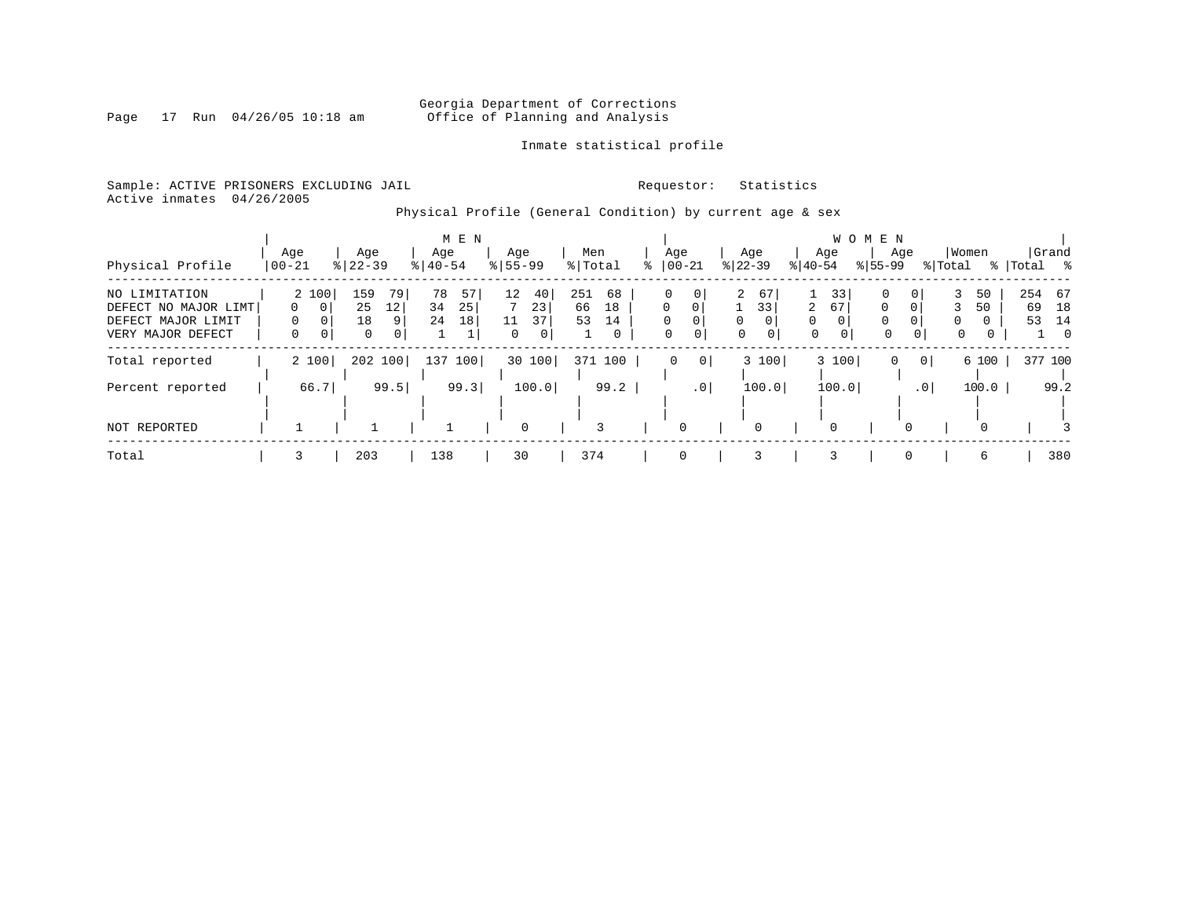Georgia Department of Corrections
Office of Planning and Analysis

Inmate statistical profile

Sample: ACTIVE PRISONERS EXCLUDING JAIL    Requestor: Statistics
Active inmates 04/26/2005

Physical Profile (General Condition) by current age & sex

| Physical Profile | MEN Age 00-21 | % | Age 22-39 | % | Age 40-54 | % | Age 55-99 | % | Men Total | % | WOMEN Age 00-21 | % | Age 22-39 | % | Age 40-54 | % | Age 55-99 | % | Women Total | % | Grand Total | % |
|---|---|---|---|---|---|---|---|---|---|---|---|---|---|---|---|---|---|---|---|---|---|---|
| NO LIMITATION | 2 | 100 | 159 | 79 | 78 | 57 | 12 | 40 | 251 | 68 | 0 | 0 | 2 | 67 | 1 | 33 | 0 | 0 | 3 | 50 | 254 | 67 |
| DEFECT NO MAJOR LIMT | 0 | 0 | 25 | 12 | 34 | 25 | 7 | 23 | 66 | 18 | 0 | 0 | 1 | 33 | 2 | 67 | 0 | 0 | 3 | 50 | 69 | 18 |
| DEFECT MAJOR LIMIT | 0 | 0 | 18 | 9 | 24 | 18 | 11 | 37 | 53 | 14 | 0 | 0 | 0 | 0 | 0 | 0 | 0 | 0 | 0 | 0 | 53 | 14 |
| VERY MAJOR DEFECT | 0 | 0 | 0 | 0 | 1 | 1 | 0 | 0 | 1 | 0 | 0 | 0 | 0 | 0 | 0 | 0 | 0 | 0 | 0 | 0 | 1 | 0 |
| Total reported | 2 | 100 | 202 | 100 | 137 | 100 | 30 | 100 | 371 | 100 | 0 | 0 | 3 | 100 | 3 | 100 | 0 | 0 | 6 | 100 | 377 | 100 |
| Percent reported | 66.7 | | 99.5 | | 99.3 | | 100.0 | | 99.2 | | .0 | | 100.0 | | 100.0 | | .0 | | 100.0 | | 99.2 | |
| NOT REPORTED | 1 | | 1 | | 1 | | 0 | | 3 | | 0 | | 0 | | 0 | | 0 | | 0 | | 3 | |
| Total | 3 | | 203 | | 138 | | 30 | | 374 | | 0 | | 3 | | 3 | | 0 | | 6 | | 380 | |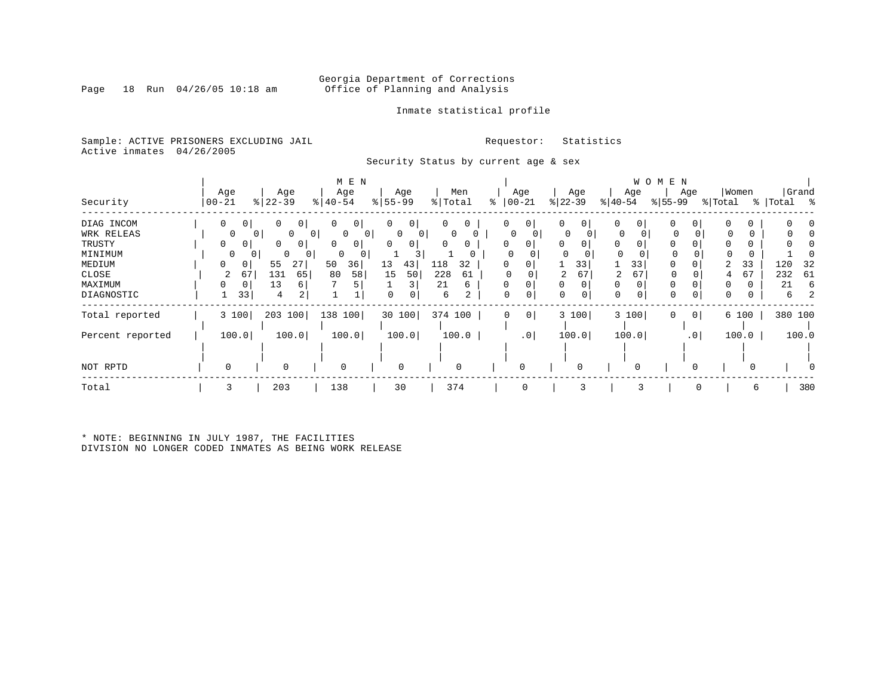Georgia Department of Corrections
Office of Planning and Analysis

Inmate statistical profile

Sample: ACTIVE PRISONERS EXCLUDING JAIL    Requestor: Statistics
Active inmates 04/26/2005

Security Status by current age & sex

| Security | MEN Age 00-21 | % | Age 22-39 | % | Age 40-54 | % | Age 55-99 | % | Men Total | % | WOMEN Age 00-21 | % | Age 22-39 | % | Age 40-54 | % | Age 55-99 | % | Women Total | % | Grand Total | % |
|---|---|---|---|---|---|---|---|---|---|---|---|---|---|---|---|---|---|---|---|---|---|---|
| DIAG INCOM | 0 | 0 | 0 | 0 | 0 | 0 | 0 | 0 | 0 | 0 | 0 | 0 | 0 | 0 | 0 | 0 | 0 | 0 | 0 | 0 | 0 | 0 |
| WRK RELEAS | 0 | 0 | 0 | 0 | 0 | 0 | 0 | 0 | 0 | 0 | 0 | 0 | 0 | 0 | 0 | 0 | 0 | 0 | 0 | 0 | 0 | 0 |
| TRUSTY | 0 | 0 | 0 | 0 | 0 | 0 | 0 | 0 | 0 | 0 | 0 | 0 | 0 | 0 | 0 | 0 | 0 | 0 | 0 | 0 | 0 | 0 |
| MINIMUM | 0 | 0 | 0 | 0 | 0 | 0 | 1 | 3 | 1 | 0 | 0 | 0 | 0 | 0 | 0 | 0 | 0 | 0 | 0 | 0 | 1 | 0 |
| MEDIUM | 0 | 0 | 55 | 27 | 50 | 36 | 13 | 43 | 118 | 32 | 0 | 0 | 1 | 33 | 1 | 33 | 0 | 0 | 2 | 33 | 120 | 32 |
| CLOSE | 2 | 67 | 131 | 65 | 80 | 58 | 15 | 50 | 228 | 61 | 0 | 0 | 2 | 67 | 2 | 67 | 0 | 0 | 4 | 67 | 232 | 61 |
| MAXIMUM | 0 | 0 | 13 | 6 | 7 | 5 | 1 | 3 | 21 | 6 | 0 | 0 | 0 | 0 | 0 | 0 | 0 | 0 | 0 | 0 | 21 | 6 |
| DIAGNOSTIC | 1 | 33 | 4 | 2 | 1 | 1 | 0 | 0 | 6 | 2 | 0 | 0 | 0 | 0 | 0 | 0 | 0 | 0 | 0 | 0 | 6 | 2 |
| Total reported | 3 | 100 | 203 | 100 | 138 | 100 | 30 | 100 | 374 | 100 | 0 | 0 | 3 | 100 | 3 | 100 | 0 | 0 | 6 | 100 | 380 | 100 |
| Percent reported | 100.0 | | 100.0 | | 100.0 | | 100.0 | | 100.0 | | .0 | | 100.0 | | 100.0 | | .0 | | 100.0 | | 100.0 | |
| NOT RPTD | 0 | | 0 | | 0 | | 0 | | 0 | | 0 | | 0 | | 0 | | 0 | | 0 | | 0 | |
| Total | 3 | | 203 | | 138 | | 30 | | 374 | | 0 | | 3 | | 3 | | 0 | | 6 | | 380 | |

* NOTE: BEGINNING IN JULY 1987, THE FACILITIES
DIVISION NO LONGER CODED INMATES AS BEING WORK RELEASE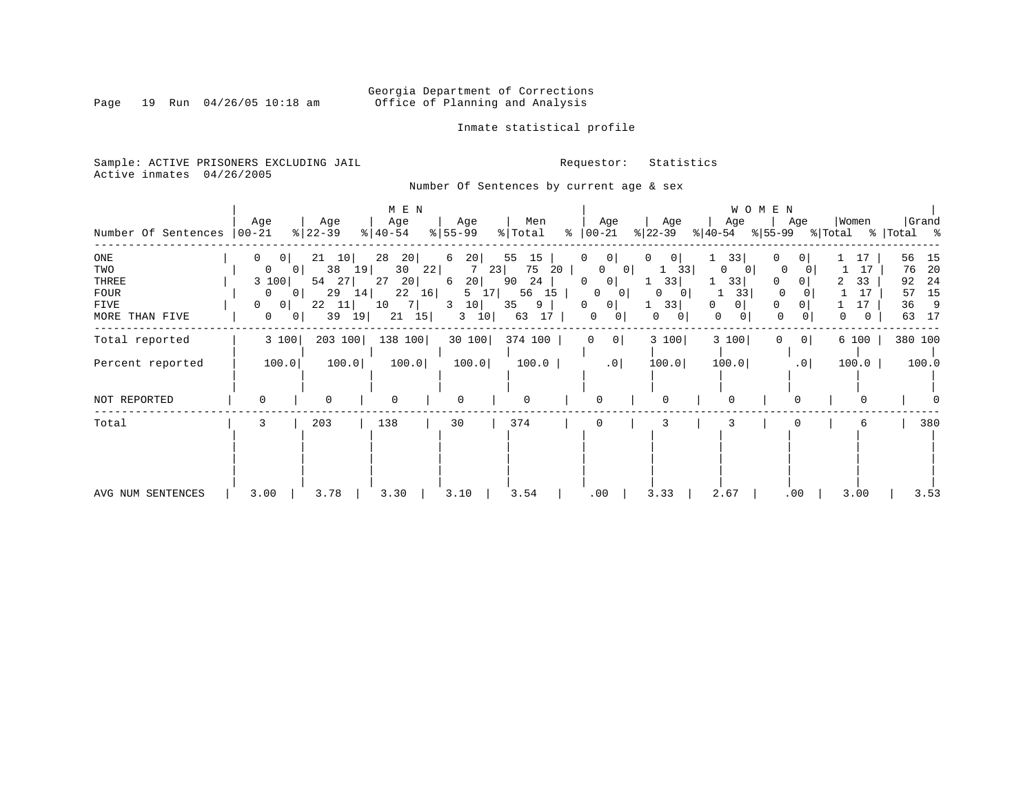Georgia Department of Corrections
Office of Planning and Analysis

Inmate statistical profile

Sample: ACTIVE PRISONERS EXCLUDING JAIL
Active inmates 04/26/2005

Requestor: Statistics

Number Of Sentences by current age & sex

| | MEN | | | | | | | | | | WOMEN | | | | | | | | | | | |
|---|---|---|---|---|---|---|---|---|---|---|---|---|---|---|---|---|---|---|---|---|---|---|
| Number Of Sentences | Age 00-21 | % | Age 22-39 | % | Age 40-54 | % | Age 55-99 | % | Men Total | % | Age 00-21 | % | Age 22-39 | % | Age 40-54 | % | Age 55-99 | % | Women Total | % | Grand Total | % |
| ONE | 0 | 0 | 21 | 10 | 28 | 20 | 6 | 20 | 55 | 15 | 0 | 0 | 0 | 0 | 1 | 33 | 0 | 0 | 1 | 17 | 56 | 15 |
| TWO | 0 | 0 | 38 | 19 | 30 | 22 | 7 | 23 | 75 | 20 | 0 | 0 | 1 | 33 | 0 | 0 | 0 | 0 | 1 | 17 | 76 | 20 |
| THREE | 3 | 100 | 54 | 27 | 27 | 20 | 6 | 20 | 90 | 24 | 0 | 0 | 1 | 33 | 1 | 33 | 0 | 0 | 2 | 33 | 92 | 24 |
| FOUR | 0 | 0 | 29 | 14 | 22 | 16 | 5 | 17 | 56 | 15 | 0 | 0 | 0 | 0 | 1 | 33 | 0 | 0 | 1 | 17 | 57 | 15 |
| FIVE | 0 | 0 | 22 | 11 | 10 | 7 | 3 | 10 | 35 | 9 | 0 | 0 | 1 | 33 | 0 | 0 | 0 | 0 | 1 | 17 | 36 | 9 |
| MORE THAN FIVE | 0 | 0 | 39 | 19 | 21 | 15 | 3 | 10 | 63 | 17 | 0 | 0 | 0 | 0 | 0 | 0 | 0 | 0 | 0 | 0 | 63 | 17 |
| Total reported | 3 | 100 | 203 | 100 | 138 | 100 | 30 | 100 | 374 | 100 | 0 | 0 | 3 | 100 | 3 | 100 | 0 | 0 | 6 | 100 | 380 | 100 |
| Percent reported | 100.0 | | 100.0 | | 100.0 | | 100.0 | | 100.0 | | .0 | | 100.0 | | 100.0 | | .0 | | 100.0 | | 100.0 | |
| NOT REPORTED | 0 | | 0 | | 0 | | 0 | | 0 | | 0 | | 0 | | 0 | | 0 | | 0 | | 0 | |
| Total | 3 | | 203 | | 138 | | 30 | | 374 | | 0 | | 3 | | 3 | | 0 | | 6 | | 380 | |
| AVG NUM SENTENCES | 3.00 | | 3.78 | | 3.30 | | 3.10 | | 3.54 | | .00 | | 3.33 | | 2.67 | | .00 | | 3.00 | | 3.53 | |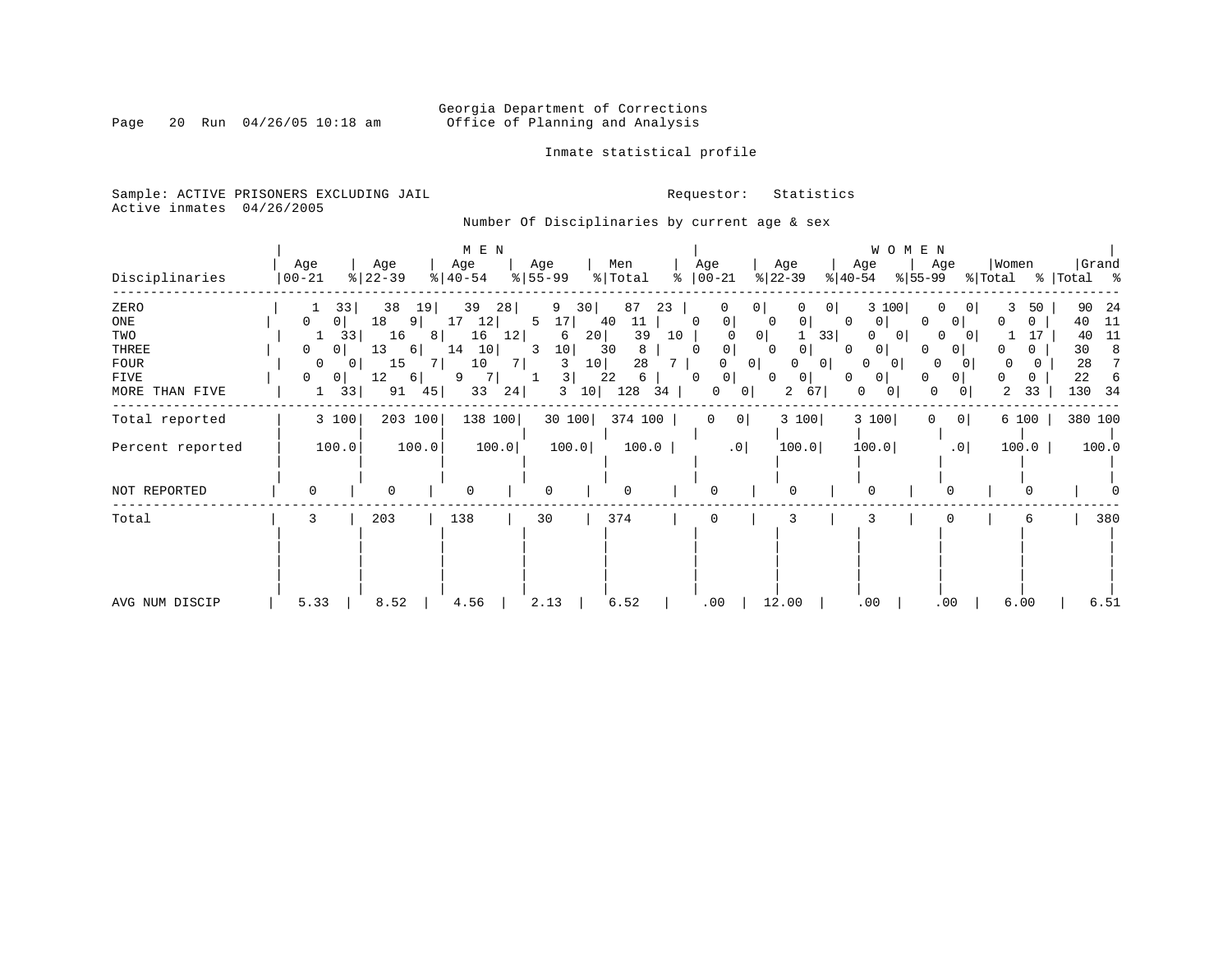Georgia Department of Corrections
Office of Planning and Analysis

Inmate statistical profile

Sample: ACTIVE PRISONERS EXCLUDING JAIL
Active inmates 04/26/2005

Requestor: Statistics

Number Of Disciplinaries by current age & sex

| Disciplinaries | MEN Age 00-21 | % | Age 22-39 | % | Age 40-54 | % | Age 55-99 | % | Men Total | % | WOMEN Age 00-21 | % | Age 22-39 | % | Age 40-54 | % | Age 55-99 | % | Women Total | % | Grand Total | % |
|---|---|---|---|---|---|---|---|---|---|---|---|---|---|---|---|---|---|---|---|---|---|---|
| ZERO | 1 | 33 | 38 | 19 | 39 | 28 | 9 | 30 | 87 | 23 | 0 | 0 | 0 | 0 | 3 | 100 | 0 | 0 | 3 | 50 | 90 | 24 |
| ONE | 0 | 0 | 18 | 9 | 17 | 12 | 5 | 17 | 40 | 11 | 0 | 0 | 0 | 0 | 0 | 0 | 0 | 0 | 0 | 0 | 40 | 11 |
| TWO | 1 | 33 | 16 | 8 | 16 | 12 | 6 | 20 | 39 | 10 | 0 | 0 | 1 | 33 | 0 | 0 | 0 | 0 | 1 | 17 | 40 | 11 |
| THREE | 0 | 0 | 13 | 6 | 14 | 10 | 3 | 10 | 30 | 8 | 0 | 0 | 0 | 0 | 0 | 0 | 0 | 0 | 0 | 0 | 30 | 8 |
| FOUR | 0 | 0 | 15 | 7 | 10 | 7 | 3 | 10 | 28 | 7 | 0 | 0 | 0 | 0 | 0 | 0 | 0 | 0 | 0 | 0 | 28 | 7 |
| FIVE | 0 | 0 | 12 | 6 | 9 | 7 | 1 | 3 | 22 | 6 | 0 | 0 | 0 | 0 | 0 | 0 | 0 | 0 | 0 | 0 | 22 | 6 |
| MORE THAN FIVE | 1 | 33 | 91 | 45 | 33 | 24 | 3 | 10 | 128 | 34 | 0 | 0 | 2 | 67 | 0 | 0 | 0 | 0 | 2 | 33 | 130 | 34 |
| Total reported | 3 | 100 | 203 | 100 | 138 | 100 | 30 | 100 | 374 | 100 | 0 | 0 | 3 | 100 | 3 | 100 | 0 | 0 | 6 | 100 | 380 | 100 |
| Percent reported | | 100.0 | | 100.0 | | 100.0 | | 100.0 | | 100.0 | | .0 | | 100.0 | | 100.0 | | .0 | | 100.0 | | 100.0 |
| NOT REPORTED | 0 | | 0 | | 0 | | 0 | | 0 | | 0 | | 0 | | 0 | | 0 | | 0 | | 0 | |
| Total | 3 | | 203 | | 138 | | 30 | | 374 | | 0 | | 3 | | 3 | | 0 | | 6 | | 380 | |
| AVG NUM DISCIP | 5.33 | | 8.52 | | 4.56 | | 2.13 | | 6.52 | | .00 | | 12.00 | | .00 | | .00 | | 6.00 | | 6.51 | |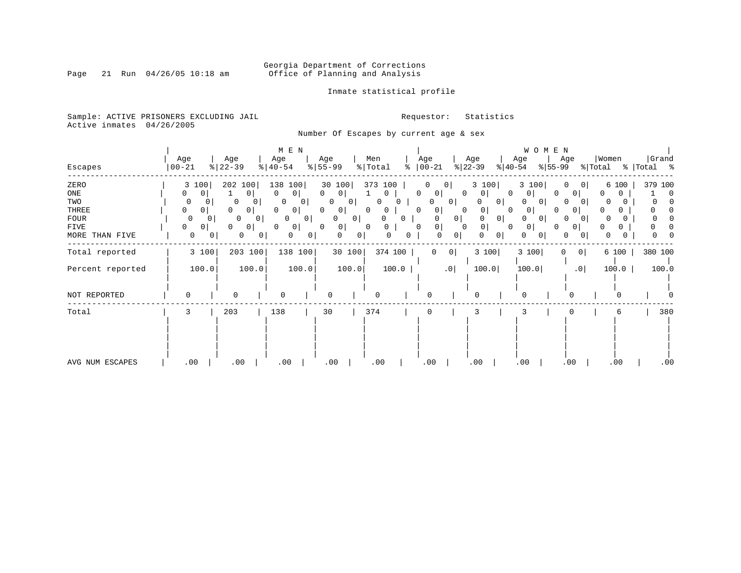Georgia Department of Corrections
Office of Planning and Analysis

Inmate statistical profile

Sample: ACTIVE PRISONERS EXCLUDING JAIL

Requestor: Statistics

Active inmates 04/26/2005

Number Of Escapes by current age & sex

| Escapes | MEN Age 00-21 | % | Age 22-39 | % | Age 40-54 | % | Age 55-99 | % | Men Total | % | WOMEN Age 00-21 | % | Age 22-39 | % | Age 40-54 | % | Age 55-99 | % | Women Total | % | Grand Total | % |
|---|---|---|---|---|---|---|---|---|---|---|---|---|---|---|---|---|---|---|---|---|---|---|
| ZERO | 3 | 100 | 202 | 100 | 138 | 100 | 30 | 100 | 373 | 100 | 0 | 0 | 3 | 100 | 3 | 100 | 0 | 0 | 6 | 100 | 379 | 100 |
| ONE | 0 | 0 | 1 | 0 | 0 | 0 | 0 | 0 | 1 | 0 | 0 | 0 | 0 | 0 | 0 | 0 | 0 | 0 | 0 | 0 | 1 | 0 |
| TWO | 0 | 0 | 0 | 0 | 0 | 0 | 0 | 0 | 0 | 0 | 0 | 0 | 0 | 0 | 0 | 0 | 0 | 0 | 0 | 0 | 0 | 0 |
| THREE | 0 | 0 | 0 | 0 | 0 | 0 | 0 | 0 | 0 | 0 | 0 | 0 | 0 | 0 | 0 | 0 | 0 | 0 | 0 | 0 | 0 | 0 |
| FOUR | 0 | 0 | 0 | 0 | 0 | 0 | 0 | 0 | 0 | 0 | 0 | 0 | 0 | 0 | 0 | 0 | 0 | 0 | 0 | 0 | 0 | 0 |
| FIVE | 0 | 0 | 0 | 0 | 0 | 0 | 0 | 0 | 0 | 0 | 0 | 0 | 0 | 0 | 0 | 0 | 0 | 0 | 0 | 0 | 0 | 0 |
| MORE THAN FIVE | 0 | 0 | 0 | 0 | 0 | 0 | 0 | 0 | 0 | 0 | 0 | 0 | 0 | 0 | 0 | 0 | 0 | 0 | 0 | 0 | 0 | 0 |
| Total reported | 3 | 100 | 203 | 100 | 138 | 100 | 30 | 100 | 374 | 100 | 0 | 0 | 3 | 100 | 3 | 100 | 0 | 0 | 6 | 100 | 380 | 100 |
| Percent reported | 100.0 | | 100.0 | | 100.0 | | 100.0 | | 100.0 | | .0 | | 100.0 | | 100.0 | | .0 | | 100.0 | | 100.0 | |
| NOT REPORTED | 0 | | 0 | | 0 | | 0 | | 0 | | 0 | | 0 | | 0 | | 0 | | 0 | | 0 | |
| Total | 3 | | 203 | | 138 | | 30 | | 374 | | 0 | | 3 | | 3 | | 0 | | 6 | | 380 | |
| AVG NUM ESCAPES | .00 | | .00 | | .00 | | .00 | | .00 | | .00 | | .00 | | .00 | | .00 | | .00 | | .00 | |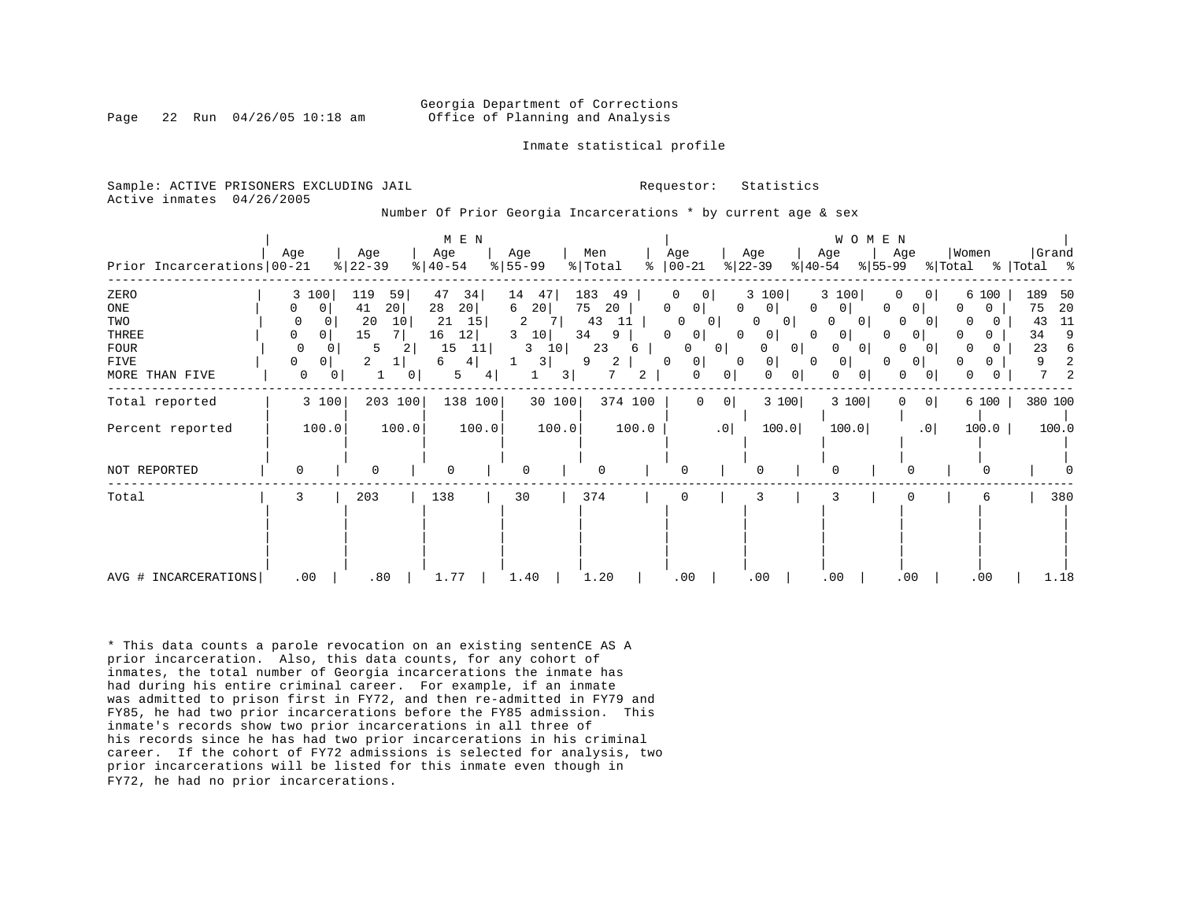Georgia Department of Corrections
Office of Planning and Analysis

Inmate statistical profile

Sample: ACTIVE PRISONERS EXCLUDING JAIL
Active inmates 04/26/2005

Requestor: Statistics

Number Of Prior Georgia Incarcerations * by current age & sex

| | MEN | | | | | | | | | | WOMEN | | | | | | | | | | Grand | |
|---|---|---|---|---|---|---|---|---|---|---|---|---|---|---|---|---|---|---|---|---|---|---|
| Prior Incarcerations | Age 00-21 | % | Age 22-39 | % | Age 40-54 | % | Age 55-99 | % | Men Total | % | Age 00-21 | % | Age 22-39 | % | Age 40-54 | % | Age 55-99 | % | Women Total | % | Total | % |
| ZERO | 3 | 100 | 119 | 59 | 47 | 34 | 14 | 47 | 183 | 49 | 0 | 0 | 3 | 100 | 3 | 100 | 0 | 0 | 6 | 100 | 189 | 50 |
| ONE | 0 | 0 | 41 | 20 | 28 | 20 | 6 | 20 | 75 | 20 | 0 | 0 | 0 | 0 | 0 | 0 | 0 | 0 | 0 | 0 | 75 | 20 |
| TWO | 0 | 0 | 20 | 10 | 21 | 15 | 2 | 7 | 43 | 11 | 0 | 0 | 0 | 0 | 0 | 0 | 0 | 0 | 0 | 0 | 43 | 11 |
| THREE | 0 | 0 | 15 | 7 | 16 | 12 | 3 | 10 | 34 | 9 | 0 | 0 | 0 | 0 | 0 | 0 | 0 | 0 | 0 | 0 | 34 | 9 |
| FOUR | 0 | 0 | 5 | 2 | 15 | 11 | 3 | 10 | 23 | 6 | 0 | 0 | 0 | 0 | 0 | 0 | 0 | 0 | 0 | 0 | 23 | 6 |
| FIVE | 0 | 0 | 2 | 1 | 6 | 4 | 1 | 3 | 9 | 2 | 0 | 0 | 0 | 0 | 0 | 0 | 0 | 0 | 0 | 0 | 9 | 2 |
| MORE THAN FIVE | 0 | 0 | 1 | 0 | 5 | 4 | 1 | 3 | 7 | 2 | 0 | 0 | 0 | 0 | 0 | 0 | 0 | 0 | 0 | 0 | 7 | 2 |
| Total reported | 3 | 100 | 203 | 100 | 138 | 100 | 30 | 100 | 374 | 100 | 0 | 0 | 3 | 100 | 3 | 100 | 0 | 0 | 6 | 100 | 380 | 100 |
| Percent reported | | 100.0 | | 100.0 | | 100.0 | | 100.0 | | 100.0 | | .0 | | 100.0 | | 100.0 | | .0 | | 100.0 | | 100.0 |
| NOT REPORTED | 0 | | 0 | | 0 | | 0 | | 0 | | 0 | | 0 | | 0 | | 0 | | 0 | | 0 | |
| Total | 3 | | 203 | | 138 | | 30 | | 374 | | 0 | | 3 | | 3 | | 0 | | 6 | | 380 | |
| AVG # INCARCERATIONS | .00 | | .80 | | 1.77 | | 1.40 | | 1.20 | | .00 | | .00 | | .00 | | .00 | | .00 | | 1.18 | |

\* This data counts a parole revocation on an existing sentenCE AS A prior incarceration. Also, this data counts, for any cohort of inmates, the total number of Georgia incarcerations the inmate has had during his entire criminal career. For example, if an inmate was admitted to prison first in FY72, and then re-admitted in FY79 and FY85, he had two prior incarcerations before the FY85 admission. This inmate's records show two prior incarcerations in all three of his records since he has had two prior incarcerations in his criminal career. If the cohort of FY72 admissions is selected for analysis, two prior incarcerations will be listed for this inmate even though in FY72, he had no prior incarcerations.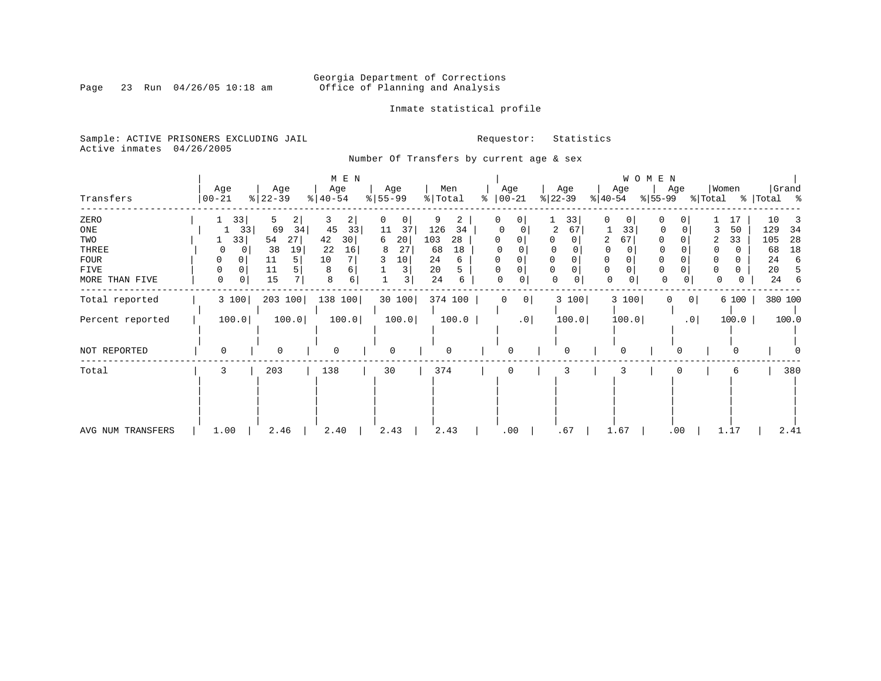Georgia Department of Corrections
Office of Planning and Analysis

Inmate statistical profile

Sample: ACTIVE PRISONERS EXCLUDING JAIL                    Requestor: Statistics
Active inmates 04/26/2005

Number Of Transfers by current age & sex

| Transfers | MEN Age 00-21 | % | Age 22-39 | % | Age 40-54 | % | Age 55-99 | % | Men Total | % | WOMEN Age 00-21 | % | Age 22-39 | % | Age 40-54 | % | Age 55-99 | % | Women Total | % | Grand Total | % |
|---|---|---|---|---|---|---|---|---|---|---|---|---|---|---|---|---|---|---|---|---|---|---|
| ZERO | 1 | 33 | 5 | 2 | 3 | 2 | 0 | 0 | 9 | 2 | 0 | 0 | 1 | 33 | 0 | 0 | 0 | 0 | 1 | 17 | 10 | 3 |
| ONE | 1 | 33 | 69 | 34 | 45 | 33 | 11 | 37 | 126 | 34 | 0 | 0 | 2 | 67 | 1 | 33 | 0 | 0 | 3 | 50 | 129 | 34 |
| TWO | 1 | 33 | 54 | 27 | 42 | 30 | 6 | 20 | 103 | 28 | 0 | 0 | 0 | 0 | 2 | 67 | 0 | 0 | 2 | 33 | 105 | 28 |
| THREE | 0 | 0 | 38 | 19 | 22 | 16 | 8 | 27 | 68 | 18 | 0 | 0 | 0 | 0 | 0 | 0 | 0 | 0 | 0 | 0 | 68 | 18 |
| FOUR | 0 | 0 | 11 | 5 | 10 | 7 | 3 | 10 | 24 | 6 | 0 | 0 | 0 | 0 | 0 | 0 | 0 | 0 | 0 | 0 | 24 | 6 |
| FIVE | 0 | 0 | 11 | 5 | 8 | 6 | 1 | 3 | 20 | 5 | 0 | 0 | 0 | 0 | 0 | 0 | 0 | 0 | 0 | 0 | 20 | 5 |
| MORE THAN FIVE | 0 | 0 | 15 | 7 | 8 | 6 | 1 | 3 | 24 | 6 | 0 | 0 | 0 | 0 | 0 | 0 | 0 | 0 | 0 | 0 | 24 | 6 |
| Total reported | 3 | 100 | 203 | 100 | 138 | 100 | 30 | 100 | 374 | 100 | 0 | 0 | 3 | 100 | 3 | 100 | 0 | 0 | 6 | 100 | 380 | 100 |
| Percent reported | 100.0 | | 100.0 | | 100.0 | | 100.0 | | 100.0 | | .0 | | 100.0 | | 100.0 | | .0 | | 100.0 | | 100.0 | |
| NOT REPORTED | 0 | | 0 | | 0 | | 0 | | 0 | | 0 | | 0 | | 0 | | 0 | | 0 | | 0 | |
| Total | 3 | | 203 | | 138 | | 30 | | 374 | | 0 | | 3 | | 3 | | 0 | | 6 | | 380 | |
| AVG NUM TRANSFERS | 1.00 | | 2.46 | | 2.40 | | 2.43 | | 2.43 | | .00 | | .67 | | 1.67 | | .00 | | 1.17 | | 2.41 | |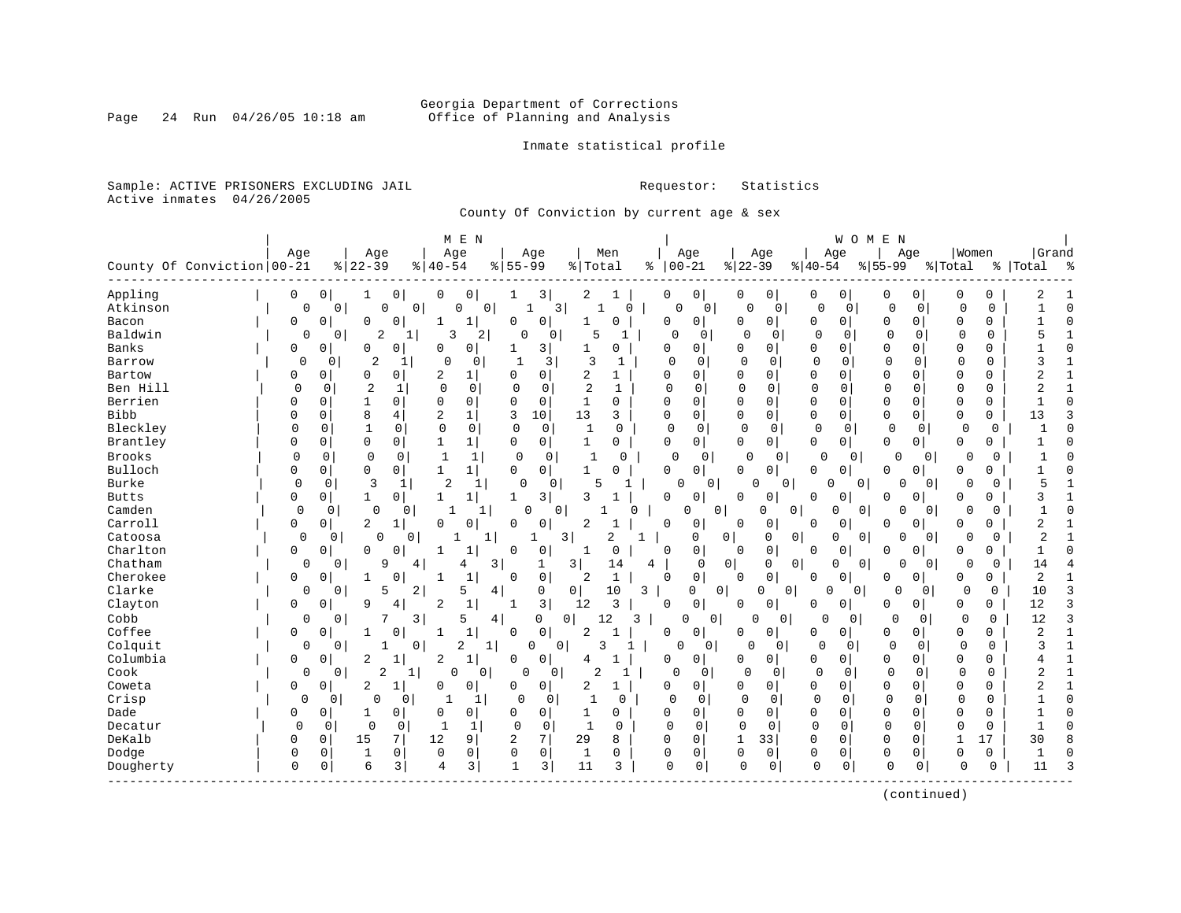Georgia Department of Corrections
Office of Planning and Analysis

Inmate statistical profile

Sample: ACTIVE PRISONERS EXCLUDING JAIL
Active inmates 04/26/2005

Requestor: Statistics

County Of Conviction by current age & sex

| County Of Conviction | MEN Age 00-21 | % | Age 22-39 | % | Age 40-54 | % | Age 55-99 | % | Men Total | % | WOMEN Age 00-21 | % | Age 22-39 | % | Age 40-54 | % | Age 55-99 | % | Women Total | % | Grand Total | % |
|---|---|---|---|---|---|---|---|---|---|---|---|---|---|---|---|---|---|---|---|---|---|---|
| Appling | 0 | 0 | 1 | 0 | 0 | 0 | 1 | 3 | 2 | 1 | 0 | 0 | 0 | 0 | 0 | 0 | 0 | 0 | 0 | 0 | 2 | 1 |
| Atkinson | 0 | 0 | 0 | 0 | 0 | 0 | 1 | 3 | 1 | 0 | 0 | 0 | 0 | 0 | 0 | 0 | 0 | 0 | 0 | 0 | 1 | 0 |
| Bacon | 0 | 0 | 0 | 0 | 1 | 1 | 0 | 0 | 1 | 0 | 0 | 0 | 0 | 0 | 0 | 0 | 0 | 0 | 0 | 0 | 1 | 0 |
| Baldwin | 0 | 0 | 2 | 1 | 3 | 2 | 0 | 0 | 5 | 1 | 0 | 0 | 0 | 0 | 0 | 0 | 0 | 0 | 0 | 0 | 5 | 1 |
| Banks | 0 | 0 | 0 | 0 | 0 | 0 | 1 | 3 | 1 | 0 | 0 | 0 | 0 | 0 | 0 | 0 | 0 | 0 | 0 | 0 | 1 | 0 |
| Barrow | 0 | 0 | 2 | 1 | 0 | 0 | 1 | 3 | 3 | 1 | 0 | 0 | 0 | 0 | 0 | 0 | 0 | 0 | 0 | 0 | 3 | 1 |
| Bartow | 0 | 0 | 0 | 0 | 2 | 1 | 0 | 0 | 2 | 1 | 0 | 0 | 0 | 0 | 0 | 0 | 0 | 0 | 0 | 0 | 2 | 1 |
| Ben Hill | 0 | 0 | 2 | 1 | 0 | 0 | 0 | 0 | 2 | 1 | 0 | 0 | 0 | 0 | 0 | 0 | 0 | 0 | 0 | 0 | 2 | 1 |
| Berrien | 0 | 0 | 1 | 0 | 0 | 0 | 0 | 0 | 1 | 0 | 0 | 0 | 0 | 0 | 0 | 0 | 0 | 0 | 0 | 0 | 1 | 0 |
| Bibb | 0 | 0 | 8 | 4 | 2 | 1 | 3 | 10 | 13 | 3 | 0 | 0 | 0 | 0 | 0 | 0 | 0 | 0 | 0 | 0 | 13 | 3 |
| Bleckley | 0 | 0 | 1 | 0 | 0 | 0 | 0 | 0 | 1 | 0 | 0 | 0 | 0 | 0 | 0 | 0 | 0 | 0 | 0 | 0 | 1 | 0 |
| Brantley | 0 | 0 | 0 | 0 | 1 | 1 | 0 | 0 | 1 | 0 | 0 | 0 | 0 | 0 | 0 | 0 | 0 | 0 | 0 | 0 | 1 | 0 |
| Brooks | 0 | 0 | 0 | 0 | 1 | 1 | 0 | 0 | 1 | 0 | 0 | 0 | 0 | 0 | 0 | 0 | 0 | 0 | 0 | 0 | 1 | 0 |
| Bulloch | 0 | 0 | 0 | 0 | 1 | 1 | 0 | 0 | 1 | 0 | 0 | 0 | 0 | 0 | 0 | 0 | 0 | 0 | 0 | 0 | 1 | 0 |
| Burke | 0 | 0 | 3 | 1 | 2 | 1 | 0 | 0 | 5 | 1 | 0 | 0 | 0 | 0 | 0 | 0 | 0 | 0 | 0 | 0 | 5 | 1 |
| Butts | 0 | 0 | 1 | 0 | 1 | 1 | 1 | 3 | 3 | 1 | 0 | 0 | 0 | 0 | 0 | 0 | 0 | 0 | 0 | 0 | 3 | 1 |
| Camden | 0 | 0 | 0 | 0 | 1 | 1 | 0 | 0 | 1 | 0 | 0 | 0 | 0 | 0 | 0 | 0 | 0 | 0 | 0 | 0 | 1 | 0 |
| Carroll | 0 | 0 | 2 | 1 | 0 | 0 | 0 | 0 | 2 | 1 | 0 | 0 | 0 | 0 | 0 | 0 | 0 | 0 | 0 | 0 | 2 | 1 |
| Catoosa | 0 | 0 | 0 | 0 | 1 | 1 | 1 | 3 | 2 | 1 | 0 | 0 | 0 | 0 | 0 | 0 | 0 | 0 | 0 | 0 | 2 | 1 |
| Charlton | 0 | 0 | 0 | 0 | 1 | 1 | 0 | 0 | 1 | 0 | 0 | 0 | 0 | 0 | 0 | 0 | 0 | 0 | 0 | 0 | 1 | 0 |
| Chatham | 0 | 0 | 9 | 4 | 4 | 3 | 1 | 3 | 14 | 4 | 0 | 0 | 0 | 0 | 0 | 0 | 0 | 0 | 0 | 0 | 14 | 4 |
| Cherokee | 0 | 0 | 1 | 0 | 1 | 1 | 0 | 0 | 2 | 1 | 0 | 0 | 0 | 0 | 0 | 0 | 0 | 0 | 0 | 0 | 2 | 1 |
| Clarke | 0 | 0 | 5 | 2 | 5 | 4 | 0 | 0 | 10 | 3 | 0 | 0 | 0 | 0 | 0 | 0 | 0 | 0 | 0 | 0 | 10 | 3 |
| Clayton | 0 | 0 | 9 | 4 | 2 | 1 | 1 | 3 | 12 | 3 | 0 | 0 | 0 | 0 | 0 | 0 | 0 | 0 | 0 | 0 | 12 | 3 |
| Cobb | 0 | 0 | 7 | 3 | 5 | 4 | 0 | 0 | 12 | 3 | 0 | 0 | 0 | 0 | 0 | 0 | 0 | 0 | 0 | 0 | 12 | 3 |
| Coffee | 0 | 0 | 1 | 0 | 1 | 1 | 0 | 0 | 2 | 1 | 0 | 0 | 0 | 0 | 0 | 0 | 0 | 0 | 0 | 0 | 2 | 1 |
| Colquit | 0 | 0 | 1 | 0 | 2 | 1 | 0 | 0 | 3 | 1 | 0 | 0 | 0 | 0 | 0 | 0 | 0 | 0 | 0 | 0 | 3 | 1 |
| Columbia | 0 | 0 | 2 | 1 | 2 | 1 | 0 | 0 | 4 | 1 | 0 | 0 | 0 | 0 | 0 | 0 | 0 | 0 | 0 | 0 | 4 | 1 |
| Cook | 0 | 0 | 2 | 1 | 0 | 0 | 0 | 0 | 2 | 1 | 0 | 0 | 0 | 0 | 0 | 0 | 0 | 0 | 0 | 0 | 2 | 1 |
| Coweta | 0 | 0 | 2 | 1 | 0 | 0 | 0 | 0 | 2 | 1 | 0 | 0 | 0 | 0 | 0 | 0 | 0 | 0 | 0 | 0 | 2 | 1 |
| Crisp | 0 | 0 | 0 | 0 | 1 | 1 | 0 | 0 | 1 | 0 | 0 | 0 | 0 | 0 | 0 | 0 | 0 | 0 | 0 | 0 | 1 | 0 |
| Dade | 0 | 0 | 1 | 0 | 0 | 0 | 0 | 0 | 1 | 0 | 0 | 0 | 0 | 0 | 0 | 0 | 0 | 0 | 0 | 0 | 1 | 0 |
| Decatur | 0 | 0 | 0 | 0 | 1 | 1 | 0 | 0 | 1 | 0 | 0 | 0 | 0 | 0 | 0 | 0 | 0 | 0 | 0 | 0 | 1 | 0 |
| DeKalb | 0 | 0 | 15 | 7 | 12 | 9 | 2 | 7 | 29 | 8 | 0 | 0 | 1 | 33 | 0 | 0 | 0 | 0 | 1 | 17 | 30 | 8 |
| Dodge | 0 | 0 | 1 | 0 | 0 | 0 | 0 | 0 | 1 | 0 | 0 | 0 | 0 | 0 | 0 | 0 | 0 | 0 | 0 | 0 | 1 | 0 |
| Dougherty | 0 | 0 | 6 | 3 | 4 | 3 | 1 | 3 | 11 | 3 | 0 | 0 | 0 | 0 | 0 | 0 | 0 | 0 | 0 | 0 | 11 | 3 |

(continued)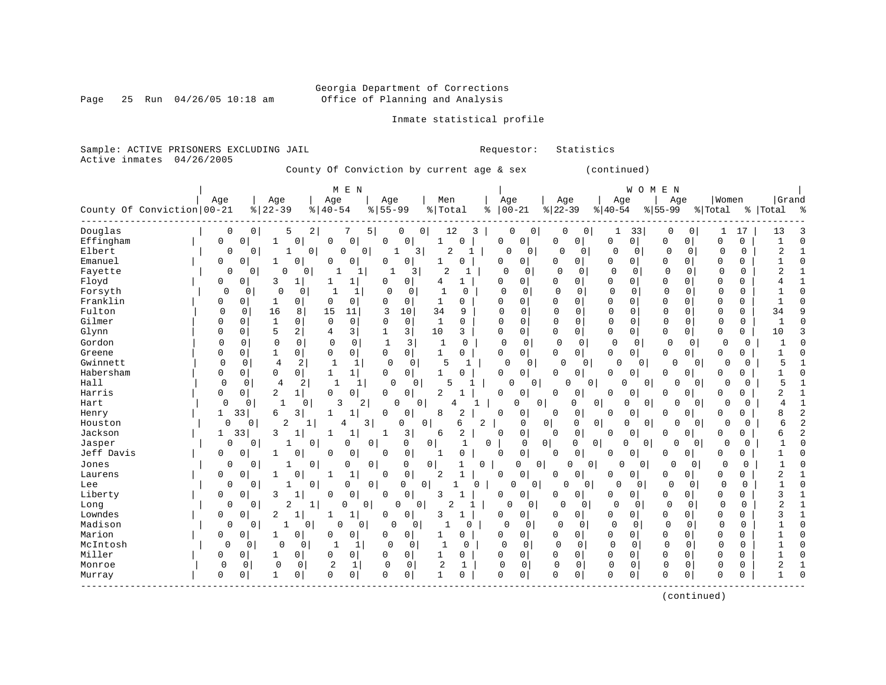Georgia Department of Corrections
Office of Planning and Analysis

Inmate statistical profile

Sample: ACTIVE PRISONERS EXCLUDING JAIL    Requestor: Statistics
Active inmates 04/26/2005

County Of Conviction by current age & sex (continued)

| County Of Conviction | MEN Age 00-21 | % | Age 22-39 | % | Age 40-54 | % | Age 55-99 | % | Men Total | % | WOMEN Age 00-21 | % | Age 22-39 | % | Age 40-54 | % | Age 55-99 | % | Women Total | % | Grand Total | % |
|---|---|---|---|---|---|---|---|---|---|---|---|---|---|---|---|---|---|---|---|---|---|---|
| Douglas | 0 | 0 | 5 | 2 | 7 | 5 | 0 | 0 | 12 | 3 | 0 | 0 | 0 | 0 | 1 | 33 | 0 | 0 | 1 | 17 | 13 | 3 |
| Effingham | 0 | 0 | 1 | 0 | 0 | 0 | 0 | 0 | 1 | 0 | 0 | 0 | 0 | 0 | 0 | 0 | 0 | 0 | 0 | 0 | 1 | 0 |
| Elbert | 0 | 0 | 1 | 0 | 0 | 0 | 1 | 3 | 2 | 1 | 0 | 0 | 0 | 0 | 0 | 0 | 0 | 0 | 0 | 0 | 2 | 1 |
| Emanuel | 0 | 0 | 1 | 0 | 0 | 0 | 0 | 0 | 1 | 0 | 0 | 0 | 0 | 0 | 0 | 0 | 0 | 0 | 0 | 0 | 1 | 0 |
| Fayette | 0 | 0 | 0 | 0 | 1 | 1 | 1 | 3 | 2 | 1 | 0 | 0 | 0 | 0 | 0 | 0 | 0 | 0 | 0 | 0 | 2 | 1 |
| Floyd | 0 | 0 | 3 | 1 | 1 | 1 | 0 | 0 | 4 | 1 | 0 | 0 | 0 | 0 | 0 | 0 | 0 | 0 | 0 | 0 | 4 | 1 |
| Forsyth | 0 | 0 | 0 | 0 | 1 | 1 | 0 | 0 | 1 | 0 | 0 | 0 | 0 | 0 | 0 | 0 | 0 | 0 | 0 | 0 | 1 | 0 |
| Franklin | 0 | 0 | 1 | 0 | 0 | 0 | 0 | 0 | 1 | 0 | 0 | 0 | 0 | 0 | 0 | 0 | 0 | 0 | 0 | 0 | 1 | 0 |
| Fulton | 0 | 0 | 16 | 8 | 15 | 11 | 3 | 10 | 34 | 9 | 0 | 0 | 0 | 0 | 0 | 0 | 0 | 0 | 0 | 0 | 34 | 9 |
| Gilmer | 0 | 0 | 1 | 0 | 0 | 0 | 0 | 0 | 1 | 0 | 0 | 0 | 0 | 0 | 0 | 0 | 0 | 0 | 0 | 0 | 1 | 0 |
| Glynn | 0 | 0 | 5 | 2 | 4 | 3 | 1 | 3 | 10 | 3 | 0 | 0 | 0 | 0 | 0 | 0 | 0 | 0 | 0 | 0 | 10 | 3 |
| Gordon | 0 | 0 | 0 | 0 | 0 | 0 | 1 | 3 | 1 | 0 | 0 | 0 | 0 | 0 | 0 | 0 | 0 | 0 | 0 | 0 | 1 | 0 |
| Greene | 0 | 0 | 1 | 0 | 0 | 0 | 0 | 0 | 1 | 0 | 0 | 0 | 0 | 0 | 0 | 0 | 0 | 0 | 0 | 0 | 1 | 0 |
| Gwinnett | 0 | 0 | 4 | 2 | 1 | 1 | 0 | 0 | 5 | 1 | 0 | 0 | 0 | 0 | 0 | 0 | 0 | 0 | 0 | 0 | 5 | 1 |
| Habersham | 0 | 0 | 0 | 0 | 1 | 1 | 0 | 0 | 1 | 0 | 0 | 0 | 0 | 0 | 0 | 0 | 0 | 0 | 0 | 0 | 1 | 0 |
| Hall | 0 | 0 | 4 | 2 | 1 | 1 | 0 | 0 | 5 | 1 | 0 | 0 | 0 | 0 | 0 | 0 | 0 | 0 | 0 | 0 | 5 | 1 |
| Harris | 0 | 0 | 2 | 1 | 0 | 0 | 0 | 0 | 2 | 1 | 0 | 0 | 0 | 0 | 0 | 0 | 0 | 0 | 0 | 0 | 2 | 1 |
| Hart | 0 | 0 | 1 | 0 | 3 | 2 | 0 | 0 | 4 | 1 | 0 | 0 | 0 | 0 | 0 | 0 | 0 | 0 | 0 | 0 | 4 | 1 |
| Henry | 1 | 33 | 6 | 3 | 1 | 1 | 0 | 0 | 8 | 2 | 0 | 0 | 0 | 0 | 0 | 0 | 0 | 0 | 0 | 0 | 8 | 2 |
| Houston | 0 | 0 | 2 | 1 | 4 | 3 | 0 | 0 | 6 | 2 | 0 | 0 | 0 | 0 | 0 | 0 | 0 | 0 | 0 | 0 | 6 | 2 |
| Jackson | 1 | 33 | 3 | 1 | 1 | 1 | 1 | 3 | 6 | 2 | 0 | 0 | 0 | 0 | 0 | 0 | 0 | 0 | 0 | 0 | 6 | 2 |
| Jasper | 0 | 0 | 1 | 0 | 0 | 0 | 0 | 0 | 1 | 0 | 0 | 0 | 0 | 0 | 0 | 0 | 0 | 0 | 0 | 0 | 1 | 0 |
| Jeff Davis | 0 | 0 | 1 | 0 | 0 | 0 | 0 | 0 | 1 | 0 | 0 | 0 | 0 | 0 | 0 | 0 | 0 | 0 | 0 | 0 | 1 | 0 |
| Jones | 0 | 0 | 1 | 0 | 0 | 0 | 0 | 0 | 1 | 0 | 0 | 0 | 0 | 0 | 0 | 0 | 0 | 0 | 0 | 0 | 1 | 0 |
| Laurens | 0 | 0 | 1 | 0 | 1 | 1 | 0 | 0 | 2 | 1 | 0 | 0 | 0 | 0 | 0 | 0 | 0 | 0 | 0 | 0 | 2 | 1 |
| Lee | 0 | 0 | 1 | 0 | 0 | 0 | 0 | 0 | 1 | 0 | 0 | 0 | 0 | 0 | 0 | 0 | 0 | 0 | 0 | 0 | 1 | 0 |
| Liberty | 0 | 0 | 3 | 1 | 0 | 0 | 0 | 0 | 3 | 1 | 0 | 0 | 0 | 0 | 0 | 0 | 0 | 0 | 0 | 0 | 3 | 1 |
| Long | 0 | 0 | 2 | 1 | 0 | 0 | 0 | 0 | 2 | 1 | 0 | 0 | 0 | 0 | 0 | 0 | 0 | 0 | 0 | 0 | 2 | 1 |
| Lowndes | 0 | 0 | 2 | 1 | 1 | 1 | 0 | 0 | 3 | 1 | 0 | 0 | 0 | 0 | 0 | 0 | 0 | 0 | 0 | 0 | 3 | 1 |
| Madison | 0 | 0 | 1 | 0 | 0 | 0 | 0 | 0 | 1 | 0 | 0 | 0 | 0 | 0 | 0 | 0 | 0 | 0 | 0 | 0 | 1 | 0 |
| Marion | 0 | 0 | 1 | 0 | 0 | 0 | 0 | 0 | 1 | 0 | 0 | 0 | 0 | 0 | 0 | 0 | 0 | 0 | 0 | 0 | 1 | 0 |
| McIntosh | 0 | 0 | 0 | 0 | 1 | 1 | 0 | 0 | 1 | 0 | 0 | 0 | 0 | 0 | 0 | 0 | 0 | 0 | 0 | 0 | 1 | 0 |
| Miller | 0 | 0 | 1 | 0 | 0 | 0 | 0 | 0 | 1 | 0 | 0 | 0 | 0 | 0 | 0 | 0 | 0 | 0 | 0 | 0 | 1 | 0 |
| Monroe | 0 | 0 | 0 | 0 | 2 | 1 | 0 | 0 | 2 | 1 | 0 | 0 | 0 | 0 | 0 | 0 | 0 | 0 | 0 | 0 | 2 | 1 |
| Murray | 0 | 0 | 1 | 0 | 0 | 0 | 0 | 0 | 1 | 0 | 0 | 0 | 0 | 0 | 0 | 0 | 0 | 0 | 0 | 0 | 1 | 0 |

(continued)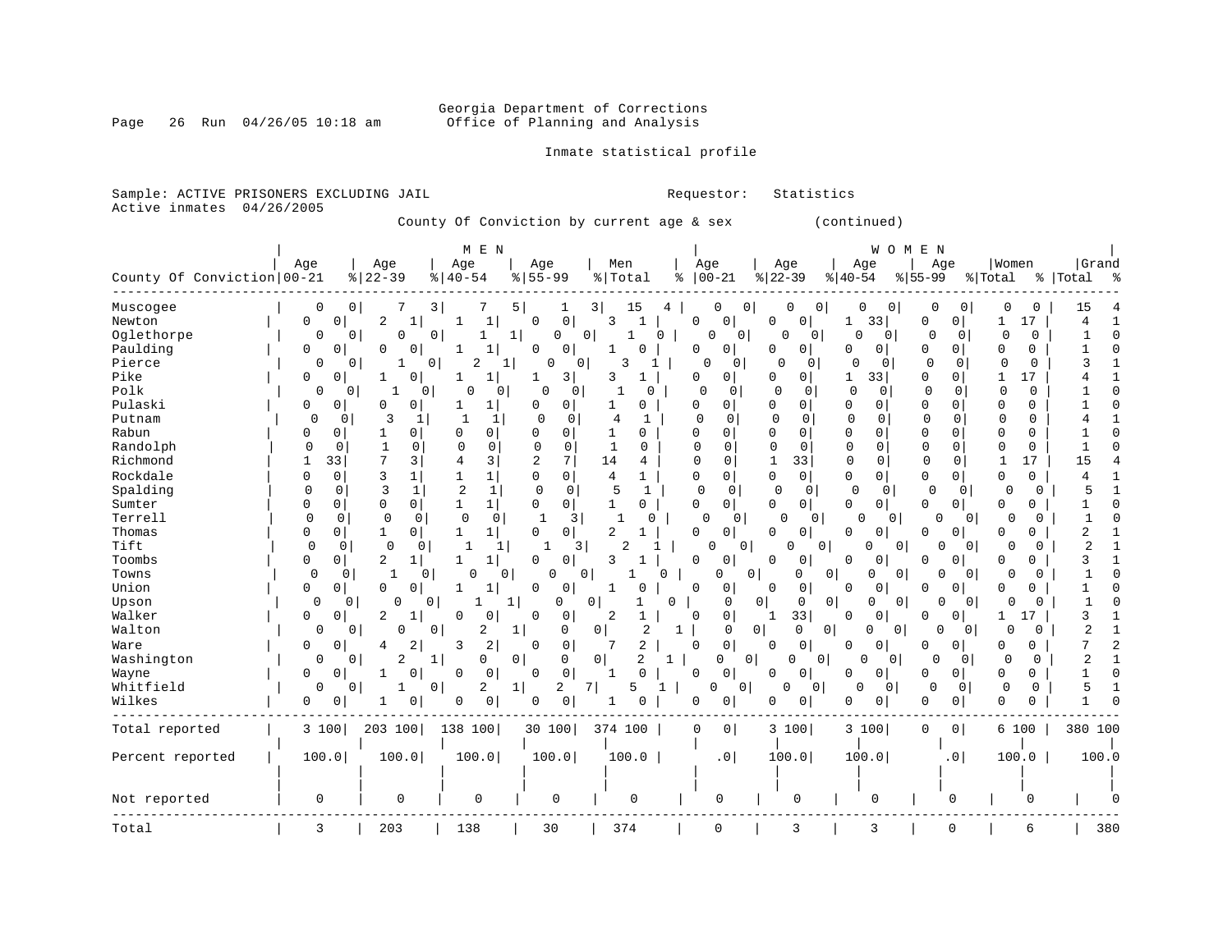Georgia Department of Corrections
Office of Planning and Analysis

Inmate statistical profile

Sample: ACTIVE PRISONERS EXCLUDING JAIL

Requestor: Statistics

Active inmates 04/26/2005

County Of Conviction by current age & sex (continued)

| County Of Conviction | MEN Age 00-21 | % | Age 22-39 | % | Age 40-54 | % | Age 55-99 | % | Men Total | % | WOMEN Age 00-21 | % | Age 22-39 | % | Age 40-54 | % | Age 55-99 | % | Women Total | % | Grand Total | % |
|---|---|---|---|---|---|---|---|---|---|---|---|---|---|---|---|---|---|---|---|---|---|---|
| Muscogee | 0 | 0 | 7 | 3 | 7 | 5 | 1 | 3 | 15 | 4 | 0 | 0 | 0 | 0 | 0 | 0 | 0 | 0 | 0 | 0 | 15 | 4 |
| Newton | 0 | 0 | 2 | 1 | 1 | 1 | 0 | 0 | 3 | 1 | 0 | 0 | 0 | 0 | 1 | 33 | 0 | 0 | 1 | 17 | 4 | 1 |
| Oglethorpe | 0 | 0 | 0 | 0 | 1 | 1 | 0 | 0 | 1 | 0 | 0 | 0 | 0 | 0 | 0 | 0 | 0 | 0 | 0 | 0 | 1 | 0 |
| Paulding | 0 | 0 | 0 | 0 | 1 | 1 | 0 | 0 | 1 | 0 | 0 | 0 | 0 | 0 | 0 | 0 | 0 | 0 | 0 | 0 | 1 | 0 |
| Pierce | 0 | 0 | 1 | 0 | 2 | 1 | 0 | 0 | 3 | 1 | 0 | 0 | 0 | 0 | 0 | 0 | 0 | 0 | 0 | 0 | 3 | 1 |
| Pike | 0 | 0 | 1 | 0 | 1 | 1 | 1 | 3 | 3 | 1 | 0 | 0 | 0 | 0 | 1 | 33 | 0 | 0 | 1 | 17 | 4 | 1 |
| Polk | 0 | 0 | 1 | 0 | 0 | 0 | 0 | 0 | 1 | 0 | 0 | 0 | 0 | 0 | 0 | 0 | 0 | 0 | 0 | 0 | 1 | 0 |
| Pulaski | 0 | 0 | 0 | 0 | 1 | 1 | 0 | 0 | 1 | 0 | 0 | 0 | 0 | 0 | 0 | 0 | 0 | 0 | 0 | 0 | 1 | 0 |
| Putnam | 0 | 0 | 3 | 1 | 1 | 1 | 0 | 0 | 4 | 1 | 0 | 0 | 0 | 0 | 0 | 0 | 0 | 0 | 0 | 0 | 4 | 1 |
| Rabun | 0 | 0 | 1 | 0 | 0 | 0 | 0 | 0 | 1 | 0 | 0 | 0 | 0 | 0 | 0 | 0 | 0 | 0 | 0 | 0 | 1 | 0 |
| Randolph | 0 | 0 | 1 | 0 | 0 | 0 | 0 | 0 | 1 | 0 | 0 | 0 | 0 | 0 | 0 | 0 | 0 | 0 | 0 | 0 | 1 | 0 |
| Richmond | 1 | 33 | 7 | 3 | 4 | 3 | 2 | 7 | 14 | 4 | 0 | 0 | 1 | 33 | 0 | 0 | 0 | 0 | 1 | 17 | 15 | 4 |
| Rockdale | 0 | 0 | 3 | 1 | 1 | 1 | 0 | 0 | 4 | 1 | 0 | 0 | 0 | 0 | 0 | 0 | 0 | 0 | 0 | 0 | 4 | 1 |
| Spalding | 0 | 0 | 3 | 1 | 2 | 1 | 0 | 0 | 5 | 1 | 0 | 0 | 0 | 0 | 0 | 0 | 0 | 0 | 0 | 0 | 5 | 1 |
| Sumter | 0 | 0 | 0 | 0 | 1 | 1 | 0 | 0 | 1 | 0 | 0 | 0 | 0 | 0 | 0 | 0 | 0 | 0 | 0 | 0 | 1 | 0 |
| Terrell | 0 | 0 | 0 | 0 | 0 | 0 | 1 | 3 | 1 | 0 | 0 | 0 | 0 | 0 | 0 | 0 | 0 | 0 | 0 | 0 | 1 | 0 |
| Thomas | 0 | 0 | 1 | 0 | 1 | 1 | 0 | 0 | 2 | 1 | 0 | 0 | 0 | 0 | 0 | 0 | 0 | 0 | 0 | 0 | 2 | 1 |
| Tift | 0 | 0 | 0 | 0 | 1 | 1 | 1 | 3 | 2 | 1 | 0 | 0 | 0 | 0 | 0 | 0 | 0 | 0 | 0 | 0 | 2 | 1 |
| Toombs | 0 | 0 | 2 | 1 | 1 | 1 | 0 | 0 | 3 | 1 | 0 | 0 | 0 | 0 | 0 | 0 | 0 | 0 | 0 | 0 | 3 | 1 |
| Towns | 0 | 0 | 1 | 0 | 0 | 0 | 0 | 0 | 1 | 0 | 0 | 0 | 0 | 0 | 0 | 0 | 0 | 0 | 0 | 0 | 1 | 0 |
| Union | 0 | 0 | 0 | 0 | 1 | 1 | 0 | 0 | 1 | 0 | 0 | 0 | 0 | 0 | 0 | 0 | 0 | 0 | 0 | 0 | 1 | 0 |
| Upson | 0 | 0 | 0 | 0 | 1 | 1 | 0 | 0 | 1 | 0 | 0 | 0 | 0 | 0 | 0 | 0 | 0 | 0 | 0 | 0 | 1 | 0 |
| Walker | 0 | 0 | 2 | 1 | 0 | 0 | 0 | 0 | 2 | 1 | 0 | 0 | 1 | 33 | 0 | 0 | 0 | 0 | 1 | 17 | 3 | 1 |
| Walton | 0 | 0 | 0 | 0 | 2 | 1 | 0 | 0 | 2 | 1 | 0 | 0 | 0 | 0 | 0 | 0 | 0 | 0 | 0 | 0 | 2 | 1 |
| Ware | 0 | 0 | 4 | 2 | 3 | 2 | 0 | 0 | 7 | 2 | 0 | 0 | 0 | 0 | 0 | 0 | 0 | 0 | 0 | 0 | 7 | 2 |
| Washington | 0 | 0 | 2 | 1 | 0 | 0 | 0 | 0 | 2 | 1 | 0 | 0 | 0 | 0 | 0 | 0 | 0 | 0 | 0 | 0 | 2 | 1 |
| Wayne | 0 | 0 | 1 | 0 | 0 | 0 | 0 | 0 | 1 | 0 | 0 | 0 | 0 | 0 | 0 | 0 | 0 | 0 | 0 | 0 | 1 | 0 |
| Whitfield | 0 | 0 | 1 | 0 | 2 | 1 | 2 | 7 | 5 | 1 | 0 | 0 | 0 | 0 | 0 | 0 | 0 | 0 | 0 | 0 | 5 | 1 |
| Wilkes | 0 | 0 | 1 | 0 | 0 | 0 | 0 | 0 | 1 | 0 | 0 | 0 | 0 | 0 | 0 | 0 | 0 | 0 | 0 | 0 | 1 | 0 |
| Total reported | 3 | 100 | 203 | 100 | 138 | 100 | 30 | 100 | 374 | 100 | 0 | 0 | 3 | 100 | 3 | 100 | 0 | 0 | 6 | 100 | 380 | 100 |
| Percent reported | 100.0 | | 100.0 | | 100.0 | | 100.0 | | 100.0 | | .0 | | 100.0 | | 100.0 | | .0 | | 100.0 | | 100.0 | |
| Not reported | 0 | | 0 | | 0 | | 0 | | 0 | | 0 | | 0 | | 0 | | 0 | | 0 | | 0 | |
| Total | 3 | | 203 | | 138 | | 30 | | 374 | | 0 | | 3 | | 3 | | 0 | | 6 | | 380 | |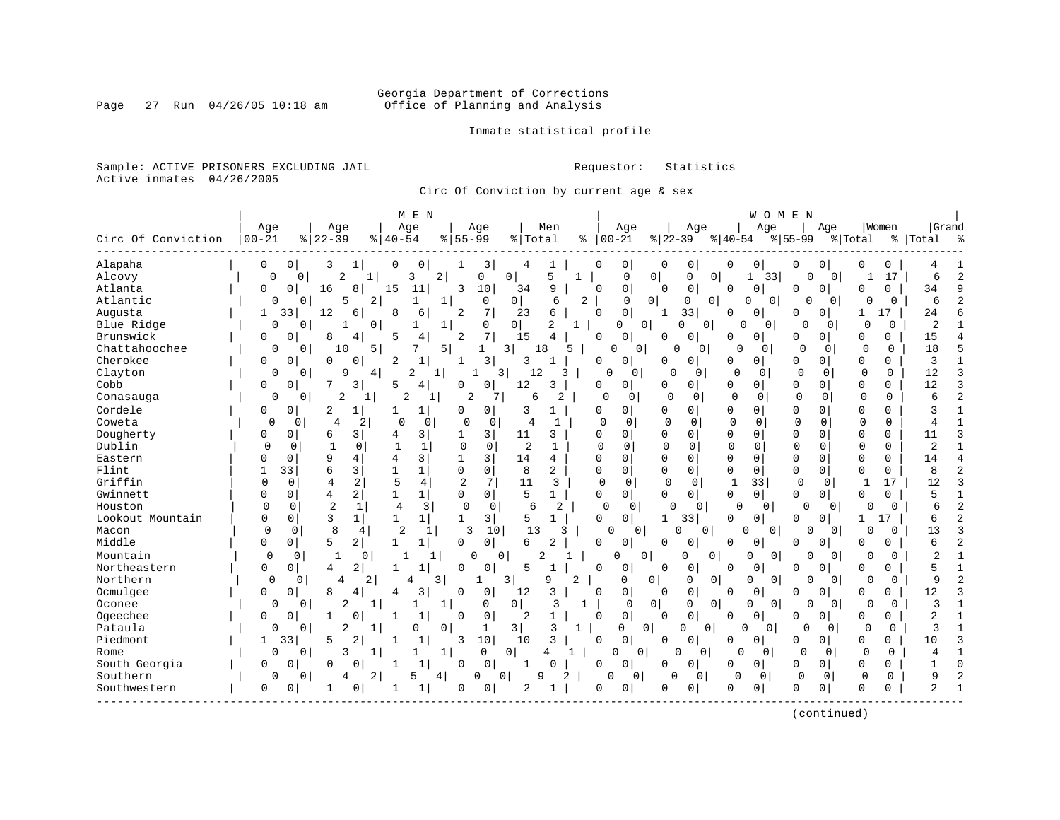Georgia Department of Corrections
Office of Planning and Analysis

Inmate statistical profile

Sample: ACTIVE PRISONERS EXCLUDING JAIL
Active inmates 04/26/2005

Requestor: Statistics

Circ Of Conviction by current age & sex

| Circ Of Conviction | MEN Age 00-21 | % | MEN Age 22-39 | % | MEN Age 40-54 | % | MEN Age 55-99 | % | Men Total | % | WOMEN Age 00-21 | % | WOMEN Age 22-39 | % | WOMEN Age 40-54 | % | WOMEN Age 55-99 | % | Women Total | % | Grand Total | % |
|---|---|---|---|---|---|---|---|---|---|---|---|---|---|---|---|---|---|---|---|---|---|---|
| Alapaha | 0 | 0 | 3 | 1 | 0 | 0 | 1 | 3 | 4 | 1 | 0 | 0 | 0 | 0 | 0 | 0 | 0 | 0 | 0 | 0 | 4 | 1 |
| Alcovy | 0 | 0 | 2 | 1 | 3 | 2 | 0 | 0 | 5 | 1 | 0 | 0 | 0 | 0 | 1 | 33 | 0 | 0 | 1 | 17 | 6 | 2 |
| Atlanta | 0 | 0 | 16 | 8 | 15 | 11 | 3 | 10 | 34 | 9 | 0 | 0 | 0 | 0 | 0 | 0 | 0 | 0 | 0 | 0 | 34 | 9 |
| Atlantic | 0 | 0 | 5 | 2 | 1 | 1 | 0 | 0 | 6 | 2 | 0 | 0 | 0 | 0 | 0 | 0 | 0 | 0 | 0 | 0 | 6 | 2 |
| Augusta | 1 | 33 | 12 | 6 | 8 | 6 | 2 | 7 | 23 | 6 | 0 | 0 | 1 | 33 | 0 | 0 | 0 | 0 | 1 | 17 | 24 | 6 |
| Blue Ridge | 0 | 0 | 1 | 0 | 1 | 1 | 0 | 0 | 2 | 1 | 0 | 0 | 0 | 0 | 0 | 0 | 0 | 0 | 0 | 0 | 2 | 1 |
| Brunswick | 0 | 0 | 8 | 4 | 5 | 4 | 2 | 7 | 15 | 4 | 0 | 0 | 0 | 0 | 0 | 0 | 0 | 0 | 0 | 0 | 15 | 4 |
| Chattahoochee | 0 | 0 | 10 | 5 | 7 | 5 | 1 | 3 | 18 | 5 | 0 | 0 | 0 | 0 | 0 | 0 | 0 | 0 | 0 | 0 | 18 | 5 |
| Cherokee | 0 | 0 | 0 | 0 | 2 | 1 | 1 | 3 | 3 | 1 | 0 | 0 | 0 | 0 | 0 | 0 | 0 | 0 | 0 | 0 | 3 | 1 |
| Clayton | 0 | 0 | 9 | 4 | 2 | 1 | 1 | 3 | 12 | 3 | 0 | 0 | 0 | 0 | 0 | 0 | 0 | 0 | 0 | 0 | 12 | 3 |
| Cobb | 0 | 0 | 7 | 3 | 5 | 4 | 0 | 0 | 12 | 3 | 0 | 0 | 0 | 0 | 0 | 0 | 0 | 0 | 0 | 0 | 12 | 3 |
| Conasauga | 0 | 0 | 2 | 1 | 2 | 1 | 2 | 7 | 6 | 2 | 0 | 0 | 0 | 0 | 0 | 0 | 0 | 0 | 0 | 0 | 6 | 2 |
| Cordele | 0 | 0 | 2 | 1 | 1 | 1 | 0 | 0 | 3 | 1 | 0 | 0 | 0 | 0 | 0 | 0 | 0 | 0 | 0 | 0 | 3 | 1 |
| Coweta | 0 | 0 | 4 | 2 | 0 | 0 | 0 | 0 | 4 | 1 | 0 | 0 | 0 | 0 | 0 | 0 | 0 | 0 | 0 | 0 | 4 | 1 |
| Dougherty | 0 | 0 | 6 | 3 | 4 | 3 | 1 | 3 | 11 | 3 | 0 | 0 | 0 | 0 | 0 | 0 | 0 | 0 | 0 | 0 | 11 | 3 |
| Dublin | 0 | 0 | 1 | 0 | 1 | 1 | 0 | 0 | 2 | 1 | 0 | 0 | 0 | 0 | 0 | 0 | 0 | 0 | 0 | 0 | 2 | 1 |
| Eastern | 0 | 0 | 9 | 4 | 4 | 3 | 1 | 3 | 14 | 4 | 0 | 0 | 0 | 0 | 0 | 0 | 0 | 0 | 0 | 0 | 14 | 4 |
| Flint | 1 | 33 | 6 | 3 | 1 | 1 | 0 | 0 | 8 | 2 | 0 | 0 | 0 | 0 | 0 | 0 | 0 | 0 | 0 | 0 | 8 | 2 |
| Griffin | 0 | 0 | 4 | 2 | 5 | 4 | 2 | 7 | 11 | 3 | 0 | 0 | 0 | 0 | 1 | 33 | 0 | 0 | 1 | 17 | 12 | 3 |
| Gwinnett | 0 | 0 | 4 | 2 | 1 | 1 | 0 | 0 | 5 | 1 | 0 | 0 | 0 | 0 | 0 | 0 | 0 | 0 | 0 | 0 | 5 | 1 |
| Houston | 0 | 0 | 2 | 1 | 4 | 3 | 0 | 0 | 6 | 2 | 0 | 0 | 0 | 0 | 0 | 0 | 0 | 0 | 0 | 0 | 6 | 2 |
| Lookout Mountain | 0 | 0 | 3 | 1 | 1 | 1 | 1 | 3 | 5 | 1 | 0 | 0 | 1 | 33 | 0 | 0 | 0 | 0 | 1 | 17 | 6 | 2 |
| Macon | 0 | 0 | 8 | 4 | 2 | 1 | 3 | 10 | 13 | 3 | 0 | 0 | 0 | 0 | 0 | 0 | 0 | 0 | 0 | 0 | 13 | 3 |
| Middle | 0 | 0 | 5 | 2 | 1 | 1 | 0 | 0 | 6 | 2 | 0 | 0 | 0 | 0 | 0 | 0 | 0 | 0 | 0 | 0 | 6 | 2 |
| Mountain | 0 | 0 | 1 | 0 | 1 | 1 | 0 | 0 | 2 | 1 | 0 | 0 | 0 | 0 | 0 | 0 | 0 | 0 | 0 | 0 | 2 | 1 |
| Northeastern | 0 | 0 | 4 | 2 | 1 | 1 | 0 | 0 | 5 | 1 | 0 | 0 | 0 | 0 | 0 | 0 | 0 | 0 | 0 | 0 | 5 | 1 |
| Northern | 0 | 0 | 4 | 2 | 4 | 3 | 1 | 3 | 9 | 2 | 0 | 0 | 0 | 0 | 0 | 0 | 0 | 0 | 0 | 0 | 9 | 2 |
| Ocmulgee | 0 | 0 | 8 | 4 | 4 | 3 | 0 | 0 | 12 | 3 | 0 | 0 | 0 | 0 | 0 | 0 | 0 | 0 | 0 | 0 | 12 | 3 |
| Oconee | 0 | 0 | 2 | 1 | 1 | 1 | 0 | 0 | 3 | 1 | 0 | 0 | 0 | 0 | 0 | 0 | 0 | 0 | 0 | 0 | 3 | 1 |
| Ogeechee | 0 | 0 | 1 | 0 | 1 | 1 | 0 | 0 | 2 | 1 | 0 | 0 | 0 | 0 | 0 | 0 | 0 | 0 | 0 | 0 | 2 | 1 |
| Pataula | 0 | 0 | 2 | 1 | 0 | 0 | 1 | 3 | 3 | 1 | 0 | 0 | 0 | 0 | 0 | 0 | 0 | 0 | 0 | 0 | 3 | 1 |
| Piedmont | 1 | 33 | 5 | 2 | 1 | 1 | 3 | 10 | 10 | 3 | 0 | 0 | 0 | 0 | 0 | 0 | 0 | 0 | 0 | 0 | 10 | 3 |
| Rome | 0 | 0 | 3 | 1 | 1 | 1 | 0 | 0 | 4 | 1 | 0 | 0 | 0 | 0 | 0 | 0 | 0 | 0 | 0 | 0 | 4 | 1 |
| South Georgia | 0 | 0 | 0 | 0 | 1 | 1 | 0 | 0 | 1 | 0 | 0 | 0 | 0 | 0 | 0 | 0 | 0 | 0 | 0 | 0 | 1 | 0 |
| Southern | 0 | 0 | 4 | 2 | 5 | 4 | 0 | 0 | 9 | 2 | 0 | 0 | 0 | 0 | 0 | 0 | 0 | 0 | 0 | 0 | 9 | 2 |
| Southwestern | 0 | 0 | 1 | 0 | 1 | 1 | 0 | 0 | 2 | 1 | 0 | 0 | 0 | 0 | 0 | 0 | 0 | 0 | 0 | 0 | 2 | 1 |

(continued)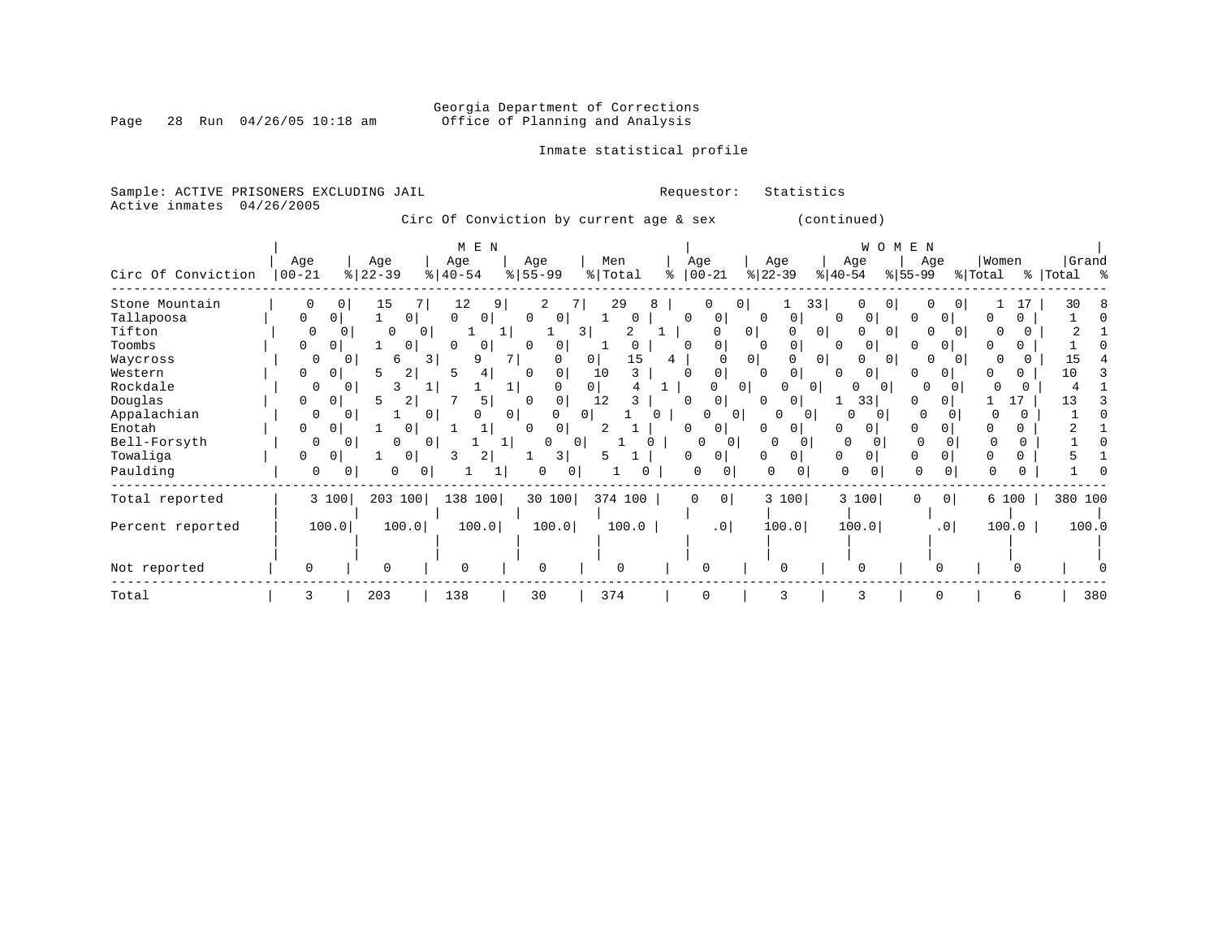Georgia Department of Corrections
Office of Planning and Analysis

Inmate statistical profile

Sample: ACTIVE PRISONERS EXCLUDING JAIL
Active inmates 04/26/2005

Requestor: Statistics

Circ Of Conviction by current age & sex (continued)

| Circ Of Conviction | MEN Age 00-21 | % | Age 22-39 | % | Age 40-54 | % | Age 55-99 | % | Men Total | % | WOMEN Age 00-21 | % | Age 22-39 | % | Age 40-54 | % | Age 55-99 | % | Women Total | % | Grand Total | % |
|---|---|---|---|---|---|---|---|---|---|---|---|---|---|---|---|---|---|---|---|---|---|---|
| Stone Mountain | 0 | 0 | 15 | 7 | 12 | 9 | 2 | 7 | 29 | 8 | 0 | 0 | 1 | 33 | 0 | 0 | 0 | 0 | 1 | 17 | 30 | 8 |
| Tallapoosa | 0 | 0 | 1 | 0 | 0 | 0 | 0 | 0 | 1 | 0 | 0 | 0 | 0 | 0 | 0 | 0 | 0 | 0 | 0 | 0 | 1 | 0 |
| Tifton | 0 | 0 | 0 | 0 | 1 | 1 | 1 | 3 | 2 | 1 | 0 | 0 | 0 | 0 | 0 | 0 | 0 | 0 | 0 | 0 | 2 | 1 |
| Toombs | 0 | 0 | 1 | 0 | 0 | 0 | 0 | 0 | 1 | 0 | 0 | 0 | 0 | 0 | 0 | 0 | 0 | 0 | 0 | 0 | 1 | 0 |
| Waycross | 0 | 0 | 6 | 3 | 9 | 7 | 0 | 0 | 15 | 4 | 0 | 0 | 0 | 0 | 0 | 0 | 0 | 0 | 0 | 0 | 15 | 4 |
| Western | 0 | 0 | 5 | 2 | 5 | 4 | 0 | 0 | 10 | 3 | 0 | 0 | 0 | 0 | 0 | 0 | 0 | 0 | 0 | 0 | 10 | 3 |
| Rockdale | 0 | 0 | 3 | 1 | 1 | 1 | 0 | 0 | 4 | 1 | 0 | 0 | 0 | 0 | 0 | 0 | 0 | 0 | 0 | 0 | 4 | 1 |
| Douglas | 0 | 0 | 5 | 2 | 7 | 5 | 0 | 0 | 12 | 3 | 0 | 0 | 0 | 0 | 1 | 33 | 0 | 0 | 1 | 17 | 13 | 3 |
| Appalachian | 0 | 0 | 1 | 0 | 0 | 0 | 0 | 0 | 1 | 0 | 0 | 0 | 0 | 0 | 0 | 0 | 0 | 0 | 0 | 0 | 1 | 0 |
| Enotah | 0 | 0 | 1 | 0 | 1 | 1 | 0 | 0 | 2 | 1 | 0 | 0 | 0 | 0 | 0 | 0 | 0 | 0 | 0 | 0 | 2 | 1 |
| Bell-Forsyth | 0 | 0 | 0 | 0 | 1 | 1 | 0 | 0 | 1 | 0 | 0 | 0 | 0 | 0 | 0 | 0 | 0 | 0 | 0 | 0 | 1 | 0 |
| Towaliga | 0 | 0 | 1 | 0 | 3 | 2 | 1 | 3 | 5 | 1 | 0 | 0 | 0 | 0 | 0 | 0 | 0 | 0 | 0 | 0 | 5 | 1 |
| Paulding | 0 | 0 | 0 | 0 | 1 | 1 | 0 | 0 | 1 | 0 | 0 | 0 | 0 | 0 | 0 | 0 | 0 | 0 | 0 | 0 | 1 | 0 |
| Total reported | 3 | 100 | 203 | 100 | 138 | 100 | 30 | 100 | 374 | 100 | 0 | 0 | 3 | 100 | 3 | 100 | 0 | 0 | 6 | 100 | 380 | 100 |
| Percent reported | 100.0 | | 100.0 | | 100.0 | | 100.0 | | 100.0 | | .0 | | 100.0 | | 100.0 | | .0 | | 100.0 | | 100.0 | |
| Not reported | 0 | | 0 | | 0 | | 0 | | 0 | | 0 | | 0 | | 0 | | 0 | | 0 | | 0 | |
| Total | 3 | | 203 | | 138 | | 30 | | 374 | | 0 | | 3 | | 3 | | 0 | | 6 | | 380 | |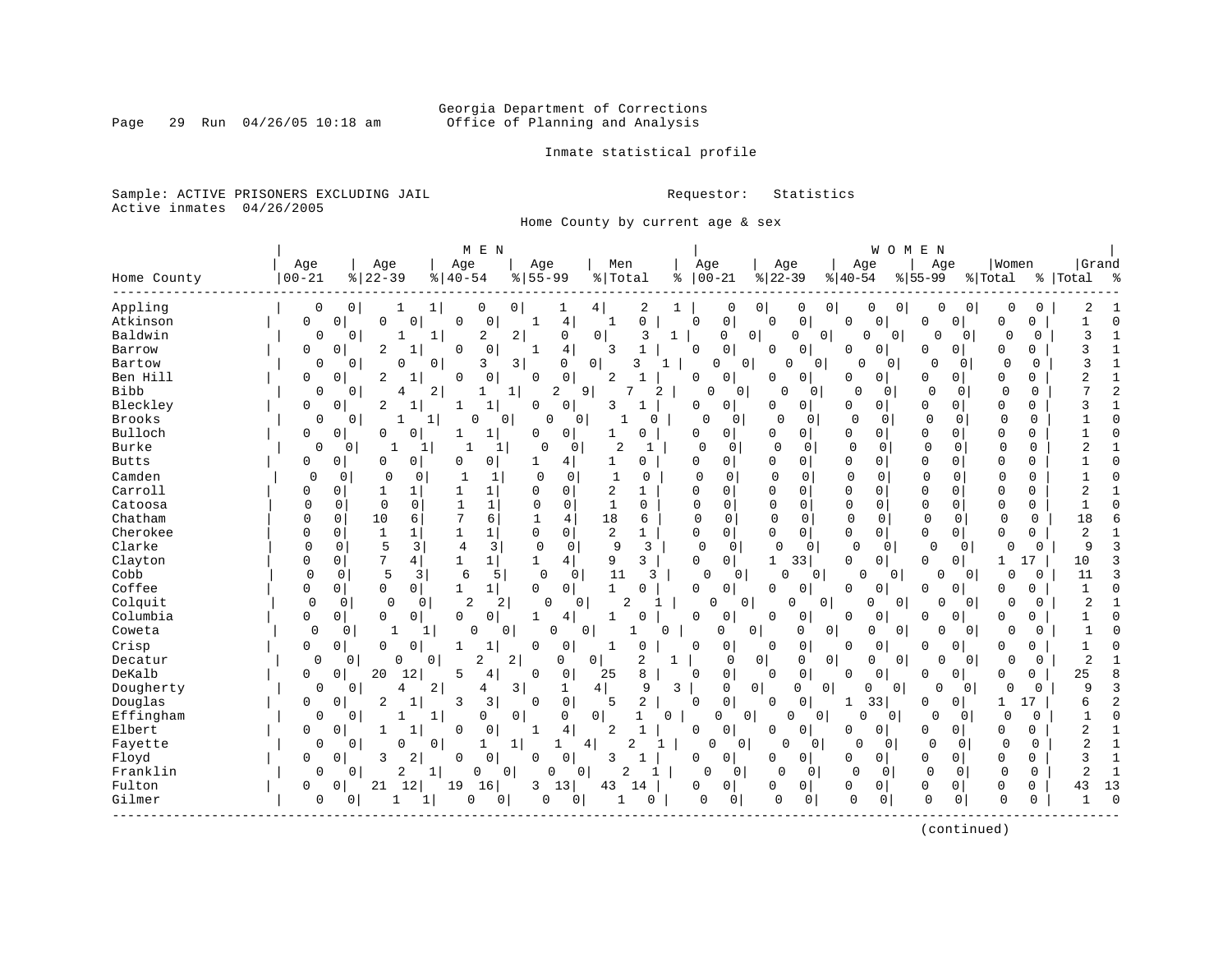Georgia Department of Corrections
Office of Planning and Analysis

Inmate statistical profile

Sample: ACTIVE PRISONERS EXCLUDING JAIL    Requestor: Statistics
Active inmates 04/26/2005

Home County by current age & sex

| Home County | MEN Age 00-21 | % | Age 22-39 | % | Age 40-54 | % | Age 55-99 | % | Men Total | % | WOMEN Age 00-21 | % | Age 22-39 | % | Age 40-54 | % | Age 55-99 | % | Women Total | % | Grand Total | % |
|---|---|---|---|---|---|---|---|---|---|---|---|---|---|---|---|---|---|---|---|---|---|---|
| Appling | 0 | 0 | 1 | 1 | 0 | 0 | 1 | 4 | 2 | 1 | 0 | 0 | 0 | 0 | 0 | 0 | 0 | 0 | 0 | 0 | 2 | 1 |
| Atkinson | 0 | 0 | 0 | 0 | 0 | 0 | 1 | 4 | 1 | 0 | 0 | 0 | 0 | 0 | 0 | 0 | 0 | 0 | 0 | 0 | 1 | 0 |
| Baldwin | 0 | 0 | 1 | 1 | 2 | 2 | 0 | 0 | 3 | 1 | 0 | 0 | 0 | 0 | 0 | 0 | 0 | 0 | 0 | 0 | 3 | 1 |
| Barrow | 0 | 0 | 2 | 1 | 0 | 0 | 1 | 4 | 3 | 1 | 0 | 0 | 0 | 0 | 0 | 0 | 0 | 0 | 0 | 0 | 3 | 1 |
| Bartow | 0 | 0 | 0 | 0 | 3 | 3 | 0 | 0 | 3 | 1 | 0 | 0 | 0 | 0 | 0 | 0 | 0 | 0 | 0 | 0 | 3 | 1 |
| Ben Hill | 0 | 0 | 2 | 1 | 0 | 0 | 0 | 0 | 2 | 1 | 0 | 0 | 0 | 0 | 0 | 0 | 0 | 0 | 0 | 0 | 2 | 1 |
| Bibb | 0 | 0 | 4 | 2 | 1 | 1 | 2 | 9 | 7 | 2 | 0 | 0 | 0 | 0 | 0 | 0 | 0 | 0 | 0 | 0 | 7 | 2 |
| Bleckley | 0 | 0 | 2 | 1 | 1 | 1 | 0 | 0 | 3 | 1 | 0 | 0 | 0 | 0 | 0 | 0 | 0 | 0 | 0 | 0 | 3 | 1 |
| Brooks | 0 | 0 | 1 | 1 | 0 | 0 | 0 | 0 | 1 | 0 | 0 | 0 | 0 | 0 | 0 | 0 | 0 | 0 | 0 | 0 | 1 | 0 |
| Bulloch | 0 | 0 | 0 | 0 | 1 | 1 | 0 | 0 | 1 | 0 | 0 | 0 | 0 | 0 | 0 | 0 | 0 | 0 | 0 | 0 | 1 | 0 |
| Burke | 0 | 0 | 1 | 1 | 1 | 1 | 0 | 0 | 2 | 1 | 0 | 0 | 0 | 0 | 0 | 0 | 0 | 0 | 0 | 0 | 2 | 1 |
| Butts | 0 | 0 | 0 | 0 | 0 | 0 | 1 | 4 | 1 | 0 | 0 | 0 | 0 | 0 | 0 | 0 | 0 | 0 | 0 | 0 | 1 | 0 |
| Camden | 0 | 0 | 0 | 0 | 1 | 1 | 0 | 0 | 1 | 0 | 0 | 0 | 0 | 0 | 0 | 0 | 0 | 0 | 0 | 0 | 1 | 0 |
| Carroll | 0 | 0 | 1 | 1 | 1 | 1 | 0 | 0 | 2 | 1 | 0 | 0 | 0 | 0 | 0 | 0 | 0 | 0 | 0 | 0 | 2 | 1 |
| Catoosa | 0 | 0 | 0 | 0 | 1 | 1 | 0 | 0 | 1 | 0 | 0 | 0 | 0 | 0 | 0 | 0 | 0 | 0 | 0 | 0 | 1 | 0 |
| Chatham | 0 | 0 | 10 | 6 | 7 | 6 | 1 | 4 | 18 | 6 | 0 | 0 | 0 | 0 | 0 | 0 | 0 | 0 | 0 | 0 | 18 | 6 |
| Cherokee | 0 | 0 | 1 | 1 | 1 | 1 | 0 | 0 | 2 | 1 | 0 | 0 | 0 | 0 | 0 | 0 | 0 | 0 | 0 | 0 | 2 | 1 |
| Clarke | 0 | 0 | 5 | 3 | 4 | 3 | 0 | 0 | 9 | 3 | 0 | 0 | 0 | 0 | 0 | 0 | 0 | 0 | 0 | 0 | 9 | 3 |
| Clayton | 0 | 0 | 7 | 4 | 1 | 1 | 1 | 4 | 9 | 3 | 0 | 0 | 1 | 33 | 0 | 0 | 0 | 0 | 1 | 17 | 10 | 3 |
| Cobb | 0 | 0 | 5 | 3 | 6 | 5 | 0 | 0 | 11 | 3 | 0 | 0 | 0 | 0 | 0 | 0 | 0 | 0 | 0 | 0 | 11 | 3 |
| Coffee | 0 | 0 | 0 | 0 | 1 | 1 | 0 | 0 | 1 | 0 | 0 | 0 | 0 | 0 | 0 | 0 | 0 | 0 | 0 | 0 | 1 | 0 |
| Colquit | 0 | 0 | 0 | 0 | 2 | 2 | 0 | 0 | 2 | 1 | 0 | 0 | 0 | 0 | 0 | 0 | 0 | 0 | 0 | 0 | 2 | 1 |
| Columbia | 0 | 0 | 0 | 0 | 0 | 0 | 1 | 4 | 1 | 0 | 0 | 0 | 0 | 0 | 0 | 0 | 0 | 0 | 0 | 0 | 1 | 0 |
| Coweta | 0 | 0 | 1 | 1 | 0 | 0 | 0 | 0 | 1 | 0 | 0 | 0 | 0 | 0 | 0 | 0 | 0 | 0 | 0 | 0 | 1 | 0 |
| Crisp | 0 | 0 | 0 | 0 | 1 | 1 | 0 | 0 | 1 | 0 | 0 | 0 | 0 | 0 | 0 | 0 | 0 | 0 | 0 | 0 | 1 | 0 |
| Decatur | 0 | 0 | 0 | 0 | 2 | 2 | 0 | 0 | 2 | 1 | 0 | 0 | 0 | 0 | 0 | 0 | 0 | 0 | 0 | 0 | 2 | 1 |
| DeKalb | 0 | 0 | 20 | 12 | 5 | 4 | 0 | 0 | 25 | 8 | 0 | 0 | 0 | 0 | 0 | 0 | 0 | 0 | 0 | 0 | 25 | 8 |
| Dougherty | 0 | 0 | 4 | 2 | 4 | 3 | 1 | 4 | 9 | 3 | 0 | 0 | 0 | 0 | 0 | 0 | 0 | 0 | 0 | 0 | 9 | 3 |
| Douglas | 0 | 0 | 2 | 1 | 3 | 3 | 0 | 0 | 5 | 2 | 0 | 0 | 0 | 0 | 1 | 33 | 0 | 0 | 1 | 17 | 6 | 2 |
| Effingham | 0 | 0 | 1 | 1 | 0 | 0 | 0 | 0 | 1 | 0 | 0 | 0 | 0 | 0 | 0 | 0 | 0 | 0 | 0 | 0 | 1 | 0 |
| Elbert | 0 | 0 | 1 | 1 | 0 | 0 | 1 | 4 | 2 | 1 | 0 | 0 | 0 | 0 | 0 | 0 | 0 | 0 | 0 | 0 | 2 | 1 |
| Fayette | 0 | 0 | 0 | 0 | 1 | 1 | 1 | 4 | 2 | 1 | 0 | 0 | 0 | 0 | 0 | 0 | 0 | 0 | 0 | 0 | 2 | 1 |
| Floyd | 0 | 0 | 3 | 2 | 0 | 0 | 0 | 0 | 3 | 1 | 0 | 0 | 0 | 0 | 0 | 0 | 0 | 0 | 0 | 0 | 3 | 1 |
| Franklin | 0 | 0 | 2 | 1 | 0 | 0 | 0 | 0 | 2 | 1 | 0 | 0 | 0 | 0 | 0 | 0 | 0 | 0 | 0 | 0 | 2 | 1 |
| Fulton | 0 | 0 | 21 | 12 | 19 | 16 | 3 | 13 | 43 | 14 | 0 | 0 | 0 | 0 | 0 | 0 | 0 | 0 | 0 | 0 | 43 | 13 |
| Gilmer | 0 | 0 | 1 | 1 | 0 | 0 | 0 | 0 | 1 | 0 | 0 | 0 | 0 | 0 | 0 | 0 | 0 | 0 | 0 | 0 | 1 | 0 |

(continued)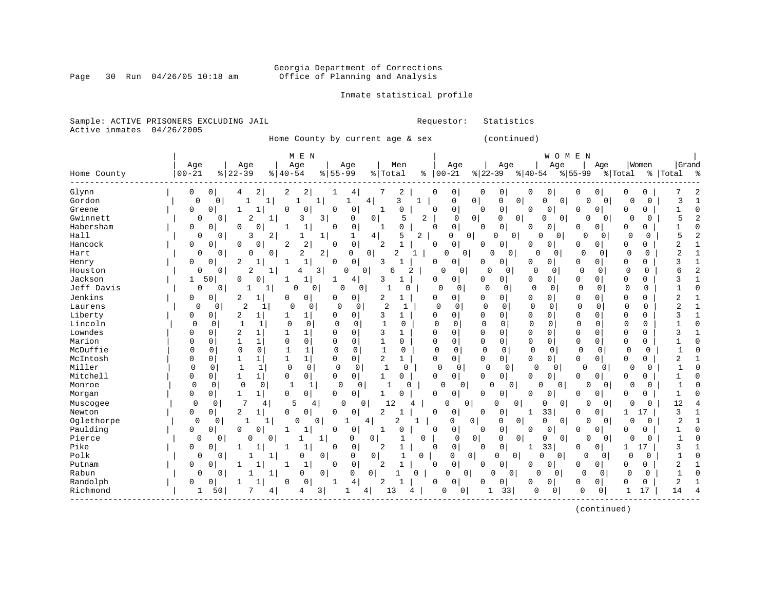Georgia Department of Corrections
Office of Planning and Analysis

Page 30 Run 04/26/05 10:18 am

Inmate statistical profile

Sample: ACTIVE PRISONERS EXCLUDING JAIL

Requestor: Statistics

Active inmates 04/26/2005

Home County by current age & sex (continued)

| Home County | MEN Age 00-21 | % | Age 22-39 | % | Age 40-54 | % | Age 55-99 | % | Men Total | % | WOMEN Age 00-21 | % | Age 22-39 | % | Age 40-54 | % | Age 55-99 | % | Women Total | % | Grand Total | % |
|---|---|---|---|---|---|---|---|---|---|---|---|---|---|---|---|---|---|---|---|---|---|---|
| Glynn | 0 | 0 | 4 | 2 | 2 | 2 | 1 | 4 | 7 | 2 | 0 | 0 | 0 | 0 | 0 | 0 | 0 | 0 | 0 | 0 | 7 | 2 |
| Gordon | 0 | 0 | 1 | 1 | 1 | 1 | 1 | 4 | 3 | 1 | 0 | 0 | 0 | 0 | 0 | 0 | 0 | 0 | 0 | 0 | 3 | 1 |
| Greene | 0 | 0 | 1 | 1 | 0 | 0 | 0 | 0 | 1 | 0 | 0 | 0 | 0 | 0 | 0 | 0 | 0 | 0 | 0 | 0 | 1 | 0 |
| Gwinnett | 0 | 0 | 2 | 1 | 3 | 3 | 0 | 0 | 5 | 2 | 0 | 0 | 0 | 0 | 0 | 0 | 0 | 0 | 0 | 0 | 5 | 2 |
| Habersham | 0 | 0 | 0 | 0 | 1 | 1 | 0 | 0 | 1 | 0 | 0 | 0 | 0 | 0 | 0 | 0 | 0 | 0 | 0 | 0 | 1 | 0 |
| Hall | 0 | 0 | 3 | 2 | 1 | 1 | 1 | 4 | 5 | 2 | 0 | 0 | 0 | 0 | 0 | 0 | 0 | 0 | 0 | 0 | 5 | 2 |
| Hancock | 0 | 0 | 0 | 0 | 2 | 2 | 0 | 0 | 2 | 1 | 0 | 0 | 0 | 0 | 0 | 0 | 0 | 0 | 0 | 0 | 2 | 1 |
| Hart | 0 | 0 | 0 | 0 | 2 | 2 | 0 | 0 | 2 | 1 | 0 | 0 | 0 | 0 | 0 | 0 | 0 | 0 | 0 | 0 | 2 | 1 |
| Henry | 0 | 0 | 2 | 1 | 1 | 1 | 0 | 0 | 3 | 1 | 0 | 0 | 0 | 0 | 0 | 0 | 0 | 0 | 0 | 0 | 3 | 1 |
| Houston | 0 | 0 | 2 | 1 | 4 | 3 | 0 | 0 | 6 | 2 | 0 | 0 | 0 | 0 | 0 | 0 | 0 | 0 | 0 | 0 | 6 | 2 |
| Jackson | 1 | 50 | 0 | 0 | 1 | 1 | 1 | 4 | 3 | 1 | 0 | 0 | 0 | 0 | 0 | 0 | 0 | 0 | 0 | 0 | 3 | 1 |
| Jeff Davis | 0 | 0 | 1 | 1 | 0 | 0 | 0 | 0 | 1 | 0 | 0 | 0 | 0 | 0 | 0 | 0 | 0 | 0 | 0 | 0 | 1 | 0 |
| Jenkins | 0 | 0 | 2 | 1 | 0 | 0 | 0 | 0 | 2 | 1 | 0 | 0 | 0 | 0 | 0 | 0 | 0 | 0 | 0 | 0 | 2 | 1 |
| Laurens | 0 | 0 | 2 | 1 | 0 | 0 | 0 | 0 | 2 | 1 | 0 | 0 | 0 | 0 | 0 | 0 | 0 | 0 | 0 | 0 | 2 | 1 |
| Liberty | 0 | 0 | 2 | 1 | 1 | 1 | 0 | 0 | 3 | 1 | 0 | 0 | 0 | 0 | 0 | 0 | 0 | 0 | 0 | 0 | 3 | 1 |
| Lincoln | 0 | 0 | 1 | 1 | 0 | 0 | 0 | 0 | 1 | 0 | 0 | 0 | 0 | 0 | 0 | 0 | 0 | 0 | 0 | 0 | 1 | 0 |
| Lowndes | 0 | 0 | 2 | 1 | 1 | 1 | 0 | 0 | 3 | 1 | 0 | 0 | 0 | 0 | 0 | 0 | 0 | 0 | 0 | 0 | 3 | 1 |
| Marion | 0 | 0 | 1 | 1 | 0 | 0 | 0 | 0 | 1 | 0 | 0 | 0 | 0 | 0 | 0 | 0 | 0 | 0 | 0 | 0 | 1 | 0 |
| McDuffie | 0 | 0 | 0 | 0 | 1 | 1 | 0 | 0 | 1 | 0 | 0 | 0 | 0 | 0 | 0 | 0 | 0 | 0 | 0 | 0 | 1 | 0 |
| McIntosh | 0 | 0 | 1 | 1 | 1 | 1 | 0 | 0 | 2 | 1 | 0 | 0 | 0 | 0 | 0 | 0 | 0 | 0 | 0 | 0 | 2 | 1 |
| Miller | 0 | 0 | 1 | 1 | 0 | 0 | 0 | 0 | 1 | 0 | 0 | 0 | 0 | 0 | 0 | 0 | 0 | 0 | 0 | 0 | 1 | 0 |
| Mitchell | 0 | 0 | 1 | 1 | 0 | 0 | 0 | 0 | 1 | 0 | 0 | 0 | 0 | 0 | 0 | 0 | 0 | 0 | 0 | 0 | 1 | 0 |
| Monroe | 0 | 0 | 0 | 0 | 1 | 1 | 0 | 0 | 1 | 0 | 0 | 0 | 0 | 0 | 0 | 0 | 0 | 0 | 0 | 0 | 1 | 0 |
| Morgan | 0 | 0 | 1 | 1 | 0 | 0 | 0 | 0 | 1 | 0 | 0 | 0 | 0 | 0 | 0 | 0 | 0 | 0 | 0 | 0 | 1 | 0 |
| Muscogee | 0 | 0 | 7 | 4 | 5 | 4 | 0 | 0 | 12 | 4 | 0 | 0 | 0 | 0 | 0 | 0 | 0 | 0 | 0 | 0 | 12 | 4 |
| Newton | 0 | 0 | 2 | 1 | 0 | 0 | 0 | 0 | 2 | 1 | 0 | 0 | 0 | 0 | 1 | 33 | 0 | 0 | 1 | 17 | 3 | 1 |
| Oglethorpe | 0 | 0 | 1 | 1 | 0 | 0 | 1 | 4 | 2 | 1 | 0 | 0 | 0 | 0 | 0 | 0 | 0 | 0 | 0 | 0 | 2 | 1 |
| Paulding | 0 | 0 | 0 | 0 | 1 | 1 | 0 | 0 | 1 | 0 | 0 | 0 | 0 | 0 | 0 | 0 | 0 | 0 | 0 | 0 | 1 | 0 |
| Pierce | 0 | 0 | 0 | 0 | 1 | 1 | 0 | 0 | 1 | 0 | 0 | 0 | 0 | 0 | 0 | 0 | 0 | 0 | 0 | 0 | 1 | 0 |
| Pike | 0 | 0 | 1 | 1 | 1 | 1 | 0 | 0 | 2 | 1 | 0 | 0 | 0 | 0 | 1 | 33 | 0 | 0 | 1 | 17 | 3 | 1 |
| Polk | 0 | 0 | 1 | 1 | 0 | 0 | 0 | 0 | 1 | 0 | 0 | 0 | 0 | 0 | 0 | 0 | 0 | 0 | 0 | 0 | 1 | 0 |
| Putnam | 0 | 0 | 1 | 1 | 1 | 1 | 0 | 0 | 2 | 1 | 0 | 0 | 0 | 0 | 0 | 0 | 0 | 0 | 0 | 0 | 2 | 1 |
| Rabun | 0 | 0 | 1 | 1 | 0 | 0 | 0 | 0 | 1 | 0 | 0 | 0 | 0 | 0 | 0 | 0 | 0 | 0 | 0 | 0 | 1 | 0 |
| Randolph | 0 | 0 | 1 | 1 | 0 | 0 | 1 | 4 | 2 | 1 | 0 | 0 | 0 | 0 | 0 | 0 | 0 | 0 | 0 | 0 | 2 | 1 |
| Richmond | 1 | 50 | 7 | 4 | 4 | 3 | 1 | 4 | 13 | 4 | 0 | 0 | 1 | 33 | 0 | 0 | 0 | 0 | 1 | 17 | 14 | 4 |

(continued)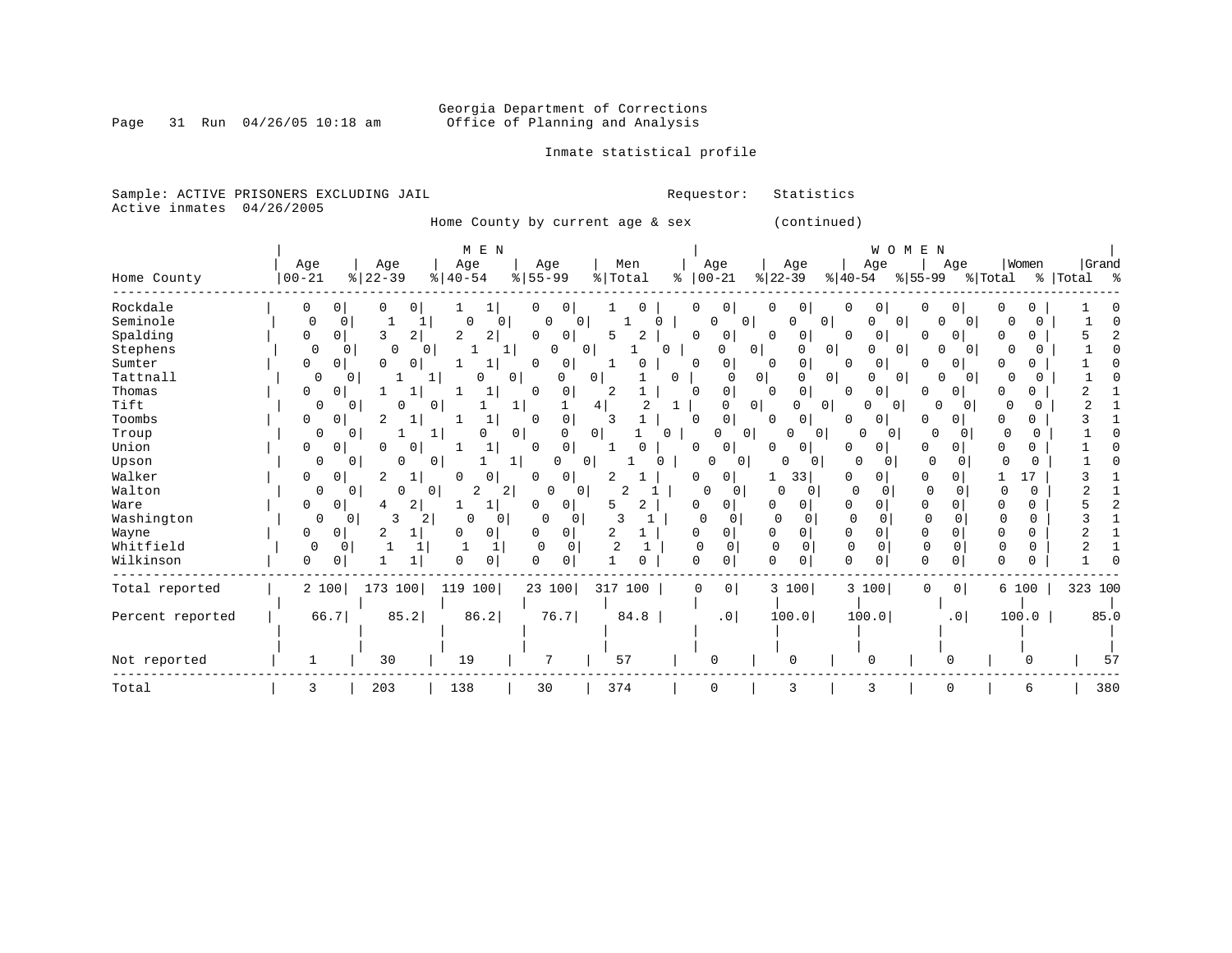Georgia Department of Corrections
Office of Planning and Analysis

Inmate statistical profile

Sample: ACTIVE PRISONERS EXCLUDING JAIL
Active inmates 04/26/2005

Requestor: Statistics

Home County by current age & sex (continued)

| | MEN | | | | | | | | | | WOMEN | | | | | | | | | | | |
|---|---|---|---|---|---|---|---|---|---|---|---|---|---|---|---|---|---|---|---|---|---|---|
| Home County | Age 00-21 | % | Age 22-39 | % | Age 40-54 | % | Age 55-99 | % | Men Total | % | Age 00-21 | % | Age 22-39 | % | Age 40-54 | % | Age 55-99 | % | Women Total | % | Grand Total | % |
| Rockdale | 0 | 0 | 0 | 0 | 1 | 1 | 0 | 0 | 1 | 0 | 0 | 0 | 0 | 0 | 0 | 0 | 0 | 0 | 0 | 0 | 1 | 0 |
| Seminole | 0 | 0 | 1 | 1 | 0 | 0 | 0 | 0 | 1 | 0 | 0 | 0 | 0 | 0 | 0 | 0 | 0 | 0 | 0 | 0 | 1 | 0 |
| Spalding | 0 | 0 | 3 | 2 | 2 | 2 | 0 | 0 | 5 | 2 | 0 | 0 | 0 | 0 | 0 | 0 | 0 | 0 | 0 | 0 | 5 | 2 |
| Stephens | 0 | 0 | 0 | 0 | 1 | 1 | 0 | 0 | 1 | 0 | 0 | 0 | 0 | 0 | 0 | 0 | 0 | 0 | 0 | 0 | 1 | 0 |
| Sumter | 0 | 0 | 0 | 0 | 1 | 1 | 0 | 0 | 1 | 0 | 0 | 0 | 0 | 0 | 0 | 0 | 0 | 0 | 0 | 0 | 1 | 0 |
| Tattnall | 0 | 0 | 1 | 1 | 0 | 0 | 0 | 0 | 1 | 0 | 0 | 0 | 0 | 0 | 0 | 0 | 0 | 0 | 0 | 0 | 1 | 0 |
| Thomas | 0 | 0 | 1 | 1 | 1 | 1 | 0 | 0 | 2 | 1 | 0 | 0 | 0 | 0 | 0 | 0 | 0 | 0 | 0 | 0 | 2 | 1 |
| Tift | 0 | 0 | 0 | 0 | 1 | 1 | 1 | 4 | 2 | 1 | 0 | 0 | 0 | 0 | 0 | 0 | 0 | 0 | 0 | 0 | 2 | 1 |
| Toombs | 0 | 0 | 2 | 1 | 1 | 1 | 0 | 0 | 3 | 1 | 0 | 0 | 0 | 0 | 0 | 0 | 0 | 0 | 0 | 0 | 3 | 1 |
| Troup | 0 | 0 | 1 | 1 | 0 | 0 | 0 | 0 | 1 | 0 | 0 | 0 | 0 | 0 | 0 | 0 | 0 | 0 | 0 | 0 | 1 | 0 |
| Union | 0 | 0 | 0 | 0 | 1 | 1 | 0 | 0 | 1 | 0 | 0 | 0 | 0 | 0 | 0 | 0 | 0 | 0 | 0 | 0 | 1 | 0 |
| Upson | 0 | 0 | 0 | 0 | 1 | 1 | 0 | 0 | 1 | 0 | 0 | 0 | 0 | 0 | 0 | 0 | 0 | 0 | 0 | 0 | 1 | 0 |
| Walker | 0 | 0 | 2 | 1 | 0 | 0 | 0 | 0 | 2 | 1 | 0 | 0 | 1 | 33 | 0 | 0 | 0 | 0 | 1 | 17 | 3 | 1 |
| Walton | 0 | 0 | 0 | 0 | 2 | 2 | 0 | 0 | 2 | 1 | 0 | 0 | 0 | 0 | 0 | 0 | 0 | 0 | 0 | 0 | 2 | 1 |
| Ware | 0 | 0 | 4 | 2 | 1 | 1 | 0 | 0 | 5 | 2 | 0 | 0 | 0 | 0 | 0 | 0 | 0 | 0 | 0 | 0 | 5 | 2 |
| Washington | 0 | 0 | 3 | 2 | 0 | 0 | 0 | 0 | 3 | 1 | 0 | 0 | 0 | 0 | 0 | 0 | 0 | 0 | 0 | 0 | 3 | 1 |
| Wayne | 0 | 0 | 2 | 1 | 0 | 0 | 0 | 0 | 2 | 1 | 0 | 0 | 0 | 0 | 0 | 0 | 0 | 0 | 0 | 0 | 2 | 1 |
| Whitfield | 0 | 0 | 1 | 1 | 1 | 1 | 0 | 0 | 2 | 1 | 0 | 0 | 0 | 0 | 0 | 0 | 0 | 0 | 0 | 0 | 2 | 1 |
| Wilkinson | 0 | 0 | 1 | 1 | 0 | 0 | 0 | 0 | 1 | 0 | 0 | 0 | 0 | 0 | 0 | 0 | 0 | 0 | 0 | 0 | 1 | 0 |
| Total reported | 2 | 100 | 173 | 100 | 119 | 100 | 23 | 100 | 317 | 100 | 0 | 0 | 3 | 100 | 3 | 100 | 0 | 0 | 6 | 100 | 323 | 100 |
| Percent reported | 66.7 | | 85.2 | | 86.2 | | 76.7 | | 84.8 | | .0 | | 100.0 | | 100.0 | | .0 | | 100.0 | | 85.0 | |
| Not reported | 1 | | 30 | | 19 | | 7 | | 57 | | 0 | | 0 | | 0 | | 0 | | 0 | | 57 | |
| Total | 3 | | 203 | | 138 | | 30 | | 374 | | 0 | | 3 | | 3 | | 0 | | 6 | | 380 | |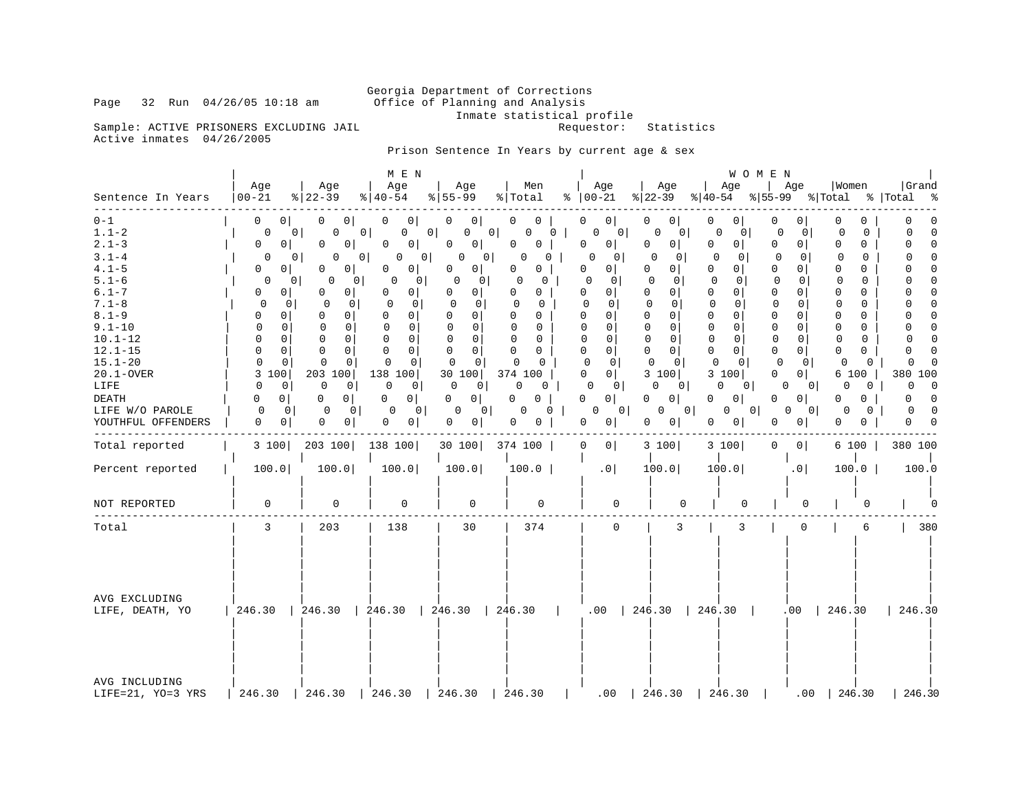Georgia Department of Corrections
Office of Planning and Analysis
Inmate statistical profile

Sample: ACTIVE PRISONERS EXCLUDING JAIL    Requestor: Statistics
Active inmates 04/26/2005

Prison Sentence In Years by current age & sex

| Sentence In Years | MEN Age 00-21 | % | Age 22-39 | % | Age 40-54 | % | Age 55-99 | % | Men Total | % | WOMEN Age 00-21 | % | Age 22-39 | % | Age 40-54 | % | Age 55-99 | % | Women Total | % | Grand Total | % |
|---|---|---|---|---|---|---|---|---|---|---|---|---|---|---|---|---|---|---|---|---|---|---|
| 0-1 | 0 | 0 | 0 | 0 | 0 | 0 | 0 | 0 | 0 | 0 | 0 | 0 | 0 | 0 | 0 | 0 | 0 | 0 | 0 | 0 | 0 | 0 |
| 1.1-2 | 0 | 0 | 0 | 0 | 0 | 0 | 0 | 0 | 0 | 0 | 0 | 0 | 0 | 0 | 0 | 0 | 0 | 0 | 0 | 0 | 0 | 0 |
| 2.1-3 | 0 | 0 | 0 | 0 | 0 | 0 | 0 | 0 | 0 | 0 | 0 | 0 | 0 | 0 | 0 | 0 | 0 | 0 | 0 | 0 | 0 | 0 |
| 3.1-4 | 0 | 0 | 0 | 0 | 0 | 0 | 0 | 0 | 0 | 0 | 0 | 0 | 0 | 0 | 0 | 0 | 0 | 0 | 0 | 0 | 0 | 0 |
| 4.1-5 | 0 | 0 | 0 | 0 | 0 | 0 | 0 | 0 | 0 | 0 | 0 | 0 | 0 | 0 | 0 | 0 | 0 | 0 | 0 | 0 | 0 | 0 |
| 5.1-6 | 0 | 0 | 0 | 0 | 0 | 0 | 0 | 0 | 0 | 0 | 0 | 0 | 0 | 0 | 0 | 0 | 0 | 0 | 0 | 0 | 0 | 0 |
| 6.1-7 | 0 | 0 | 0 | 0 | 0 | 0 | 0 | 0 | 0 | 0 | 0 | 0 | 0 | 0 | 0 | 0 | 0 | 0 | 0 | 0 | 0 | 0 |
| 7.1-8 | 0 | 0 | 0 | 0 | 0 | 0 | 0 | 0 | 0 | 0 | 0 | 0 | 0 | 0 | 0 | 0 | 0 | 0 | 0 | 0 | 0 | 0 |
| 8.1-9 | 0 | 0 | 0 | 0 | 0 | 0 | 0 | 0 | 0 | 0 | 0 | 0 | 0 | 0 | 0 | 0 | 0 | 0 | 0 | 0 | 0 | 0 |
| 9.1-10 | 0 | 0 | 0 | 0 | 0 | 0 | 0 | 0 | 0 | 0 | 0 | 0 | 0 | 0 | 0 | 0 | 0 | 0 | 0 | 0 | 0 | 0 |
| 10.1-12 | 0 | 0 | 0 | 0 | 0 | 0 | 0 | 0 | 0 | 0 | 0 | 0 | 0 | 0 | 0 | 0 | 0 | 0 | 0 | 0 | 0 | 0 |
| 12.1-15 | 0 | 0 | 0 | 0 | 0 | 0 | 0 | 0 | 0 | 0 | 0 | 0 | 0 | 0 | 0 | 0 | 0 | 0 | 0 | 0 | 0 | 0 |
| 15.1-20 | 0 | 0 | 0 | 0 | 0 | 0 | 0 | 0 | 0 | 0 | 0 | 0 | 0 | 0 | 0 | 0 | 0 | 0 | 0 | 0 | 0 | 0 |
| 20.1-OVER | 3 | 100 | 203 | 100 | 138 | 100 | 30 | 100 | 374 | 100 | 0 | 0 | 3 | 100 | 3 | 100 | 0 | 0 | 6 | 100 | 380 | 100 |
| LIFE | 0 | 0 | 0 | 0 | 0 | 0 | 0 | 0 | 0 | 0 | 0 | 0 | 0 | 0 | 0 | 0 | 0 | 0 | 0 | 0 | 0 | 0 |
| DEATH | 0 | 0 | 0 | 0 | 0 | 0 | 0 | 0 | 0 | 0 | 0 | 0 | 0 | 0 | 0 | 0 | 0 | 0 | 0 | 0 | 0 | 0 |
| LIFE W/O PAROLE | 0 | 0 | 0 | 0 | 0 | 0 | 0 | 0 | 0 | 0 | 0 | 0 | 0 | 0 | 0 | 0 | 0 | 0 | 0 | 0 | 0 | 0 |
| YOUTHFUL OFFENDERS | 0 | 0 | 0 | 0 | 0 | 0 | 0 | 0 | 0 | 0 | 0 | 0 | 0 | 0 | 0 | 0 | 0 | 0 | 0 | 0 | 0 | 0 |
| Total reported | 3 | 100 | 203 | 100 | 138 | 100 | 30 | 100 | 374 | 100 | 0 | 0 | 3 | 100 | 3 | 100 | 0 | 0 | 6 | 100 | 380 | 100 |
| Percent reported | 100.0 | | 100.0 | | 100.0 | | 100.0 | | 100.0 | | .0 | | 100.0 | | 100.0 | | .0 | | 100.0 | | 100.0 | |
| NOT REPORTED | 0 | | 0 | | 0 | | 0 | | 0 | | 0 | | 0 | | 0 | | 0 | | 0 | | 0 | |
| Total | 3 | | 203 | | 138 | | 30 | | 374 | | 0 | | 3 | | 3 | | 0 | | 6 | | 380 | |
| AVG EXCLUDING LIFE, DEATH, YO | 246.30 | | 246.30 | | 246.30 | | 246.30 | | 246.30 | | .00 | | 246.30 | | 246.30 | | .00 | | 246.30 | | 246.30 | |
| AVG INCLUDING LIFE=21, YO=3 YRS | 246.30 | | 246.30 | | 246.30 | | 246.30 | | 246.30 | | .00 | | 246.30 | | 246.30 | | .00 | | 246.30 | | 246.30 | |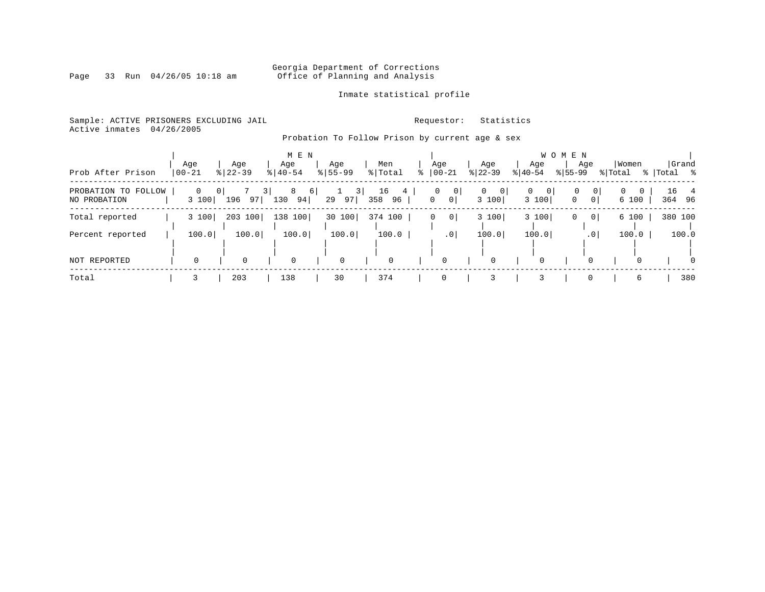Georgia Department of Corrections
Office of Planning and Analysis

Inmate statistical profile

Sample: ACTIVE PRISONERS EXCLUDING JAIL
Active inmates 04/26/2005

Requestor: Statistics

Probation To Follow Prison by current age & sex

| Prob After Prison | MEN Age 00-21 | % | Age 22-39 | % | Age 40-54 | % | Age 55-99 | % | Men Total | % | WOMEN Age 00-21 | % | Age 22-39 | % | Age 40-54 | % | Age 55-99 | % | Women Total | % | Grand Total | % |
|---|---|---|---|---|---|---|---|---|---|---|---|---|---|---|---|---|---|---|---|---|---|---|
| PROBATION TO FOLLOW | 0 | 0 | 7 | 3 | 8 | 6 | 1 | 3 | 16 | 4 | 0 | 0 | 0 | 0 | 0 | 0 | 0 | 0 | 0 | 0 | 16 | 4 |
| NO PROBATION | 3 | 100 | 196 | 97 | 130 | 94 | 29 | 97 | 358 | 96 | 0 | 0 | 3 | 100 | 3 | 100 | 0 | 0 | 6 | 100 | 364 | 96 |
| Total reported | 3 | 100 | 203 | 100 | 138 | 100 | 30 | 100 | 374 | 100 | 0 | 0 | 3 | 100 | 3 | 100 | 0 | 0 | 6 | 100 | 380 | 100 |
| Percent reported | 100.0 | | 100.0 | | 100.0 | | 100.0 | | 100.0 | | .0 | | 100.0 | | 100.0 | | .0 | | 100.0 | | 100.0 | |
| NOT REPORTED | 0 | | 0 | | 0 | | 0 | | 0 | | 0 | | 0 | | 0 | | 0 | | 0 | | 0 | |
| Total | 3 | | 203 | | 138 | | 30 | | 374 | | 0 | | 3 | | 3 | | 0 | | 6 | | 380 | |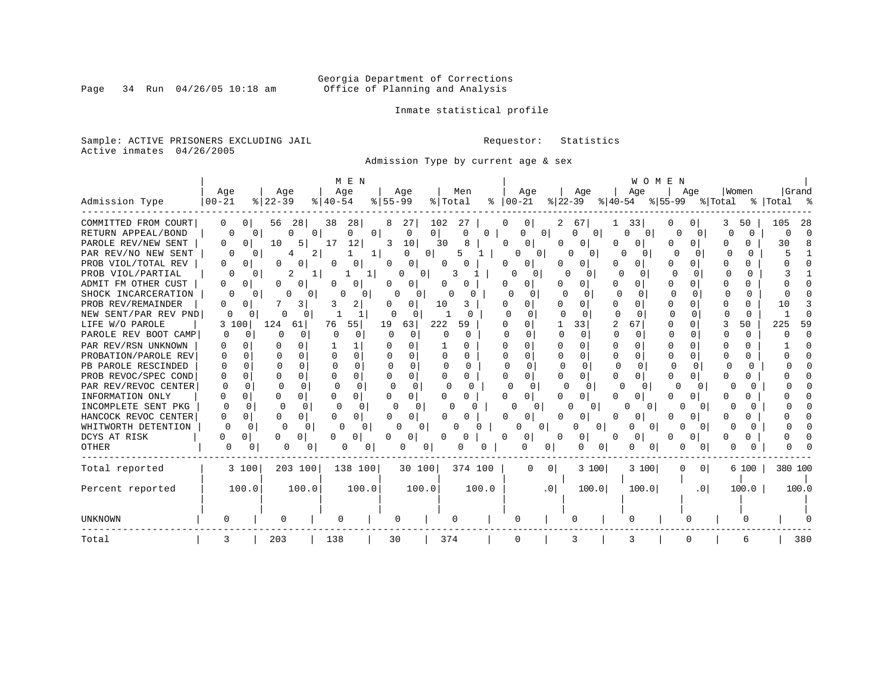Georgia Department of Corrections
Office of Planning and Analysis

Inmate statistical profile

Sample: ACTIVE PRISONERS EXCLUDING JAIL

Requestor: Statistics

Active inmates 04/26/2005

Admission Type by current age & sex

| Admission Type | MEN Age 00-21 | % | Age 22-39 | % | Age 40-54 | % | Age 55-99 | % | Men Total | % | WOMEN Age 00-21 | % | Age 22-39 | % | Age 40-54 | % | Age 55-99 | % | Women Total | % | Grand Total | % |
|---|---|---|---|---|---|---|---|---|---|---|---|---|---|---|---|---|---|---|---|---|---|---|
| COMMITTED FROM COURT | 0 | 0 | 56 | 28 | 38 | 28 | 8 | 27 | 102 | 27 | 0 | 0 | 2 | 67 | 1 | 33 | 0 | 0 | 3 | 50 | 105 | 28 |
| RETURN APPEAL/BOND | 0 | 0 | 0 | 0 | 0 | 0 | 0 | 0 | 0 | 0 | 0 | 0 | 0 | 0 | 0 | 0 | 0 | 0 | 0 | 0 | 0 | 0 |
| PAROLE REV/NEW SENT | 0 | 0 | 10 | 5 | 17 | 12 | 3 | 10 | 30 | 8 | 0 | 0 | 0 | 0 | 0 | 0 | 0 | 0 | 0 | 0 | 30 | 8 |
| PAR REV/NO NEW SENT | 0 | 0 | 4 | 2 | 1 | 1 | 0 | 0 | 5 | 1 | 0 | 0 | 0 | 0 | 0 | 0 | 0 | 0 | 0 | 0 | 5 | 1 |
| PROB VIOL/TOTAL REV | 0 | 0 | 0 | 0 | 0 | 0 | 0 | 0 | 0 | 0 | 0 | 0 | 0 | 0 | 0 | 0 | 0 | 0 | 0 | 0 | 0 | 0 |
| PROB VIOL/PARTIAL | 0 | 0 | 2 | 1 | 1 | 1 | 0 | 0 | 3 | 1 | 0 | 0 | 0 | 0 | 0 | 0 | 0 | 0 | 0 | 0 | 3 | 1 |
| ADMIT FM OTHER CUST | 0 | 0 | 0 | 0 | 0 | 0 | 0 | 0 | 0 | 0 | 0 | 0 | 0 | 0 | 0 | 0 | 0 | 0 | 0 | 0 | 0 | 0 |
| SHOCK INCARCERATION | 0 | 0 | 0 | 0 | 0 | 0 | 0 | 0 | 0 | 0 | 0 | 0 | 0 | 0 | 0 | 0 | 0 | 0 | 0 | 0 | 0 | 0 |
| PROB REV/REMAINDER | 0 | 0 | 7 | 3 | 3 | 2 | 0 | 0 | 10 | 3 | 0 | 0 | 0 | 0 | 0 | 0 | 0 | 0 | 0 | 0 | 10 | 3 |
| NEW SENT/PAR REV PND | 0 | 0 | 0 | 0 | 1 | 1 | 0 | 0 | 1 | 0 | 0 | 0 | 0 | 0 | 0 | 0 | 0 | 0 | 0 | 0 | 1 | 0 |
| LIFE W/O PAROLE | 3 | 100 | 124 | 61 | 76 | 55 | 19 | 63 | 222 | 59 | 0 | 0 | 1 | 33 | 2 | 67 | 0 | 0 | 3 | 50 | 225 | 59 |
| PAROLE REV BOOT CAMP | 0 | 0 | 0 | 0 | 0 | 0 | 0 | 0 | 0 | 0 | 0 | 0 | 0 | 0 | 0 | 0 | 0 | 0 | 0 | 0 | 0 | 0 |
| PAR REV/RSN UNKNOWN | 0 | 0 | 0 | 0 | 1 | 1 | 0 | 0 | 1 | 0 | 0 | 0 | 0 | 0 | 0 | 0 | 0 | 0 | 0 | 0 | 1 | 0 |
| PROBATION/PAROLE REV | 0 | 0 | 0 | 0 | 0 | 0 | 0 | 0 | 0 | 0 | 0 | 0 | 0 | 0 | 0 | 0 | 0 | 0 | 0 | 0 | 0 | 0 |
| PB PAROLE RESCINDED | 0 | 0 | 0 | 0 | 0 | 0 | 0 | 0 | 0 | 0 | 0 | 0 | 0 | 0 | 0 | 0 | 0 | 0 | 0 | 0 | 0 | 0 |
| PROB REVOC/SPEC COND | 0 | 0 | 0 | 0 | 0 | 0 | 0 | 0 | 0 | 0 | 0 | 0 | 0 | 0 | 0 | 0 | 0 | 0 | 0 | 0 | 0 | 0 |
| PAR REV/REVOC CENTER | 0 | 0 | 0 | 0 | 0 | 0 | 0 | 0 | 0 | 0 | 0 | 0 | 0 | 0 | 0 | 0 | 0 | 0 | 0 | 0 | 0 | 0 |
| INFORMATION ONLY | 0 | 0 | 0 | 0 | 0 | 0 | 0 | 0 | 0 | 0 | 0 | 0 | 0 | 0 | 0 | 0 | 0 | 0 | 0 | 0 | 0 | 0 |
| INCOMPLETE SENT PKG | 0 | 0 | 0 | 0 | 0 | 0 | 0 | 0 | 0 | 0 | 0 | 0 | 0 | 0 | 0 | 0 | 0 | 0 | 0 | 0 | 0 | 0 |
| HANCOCK REVOC CENTER | 0 | 0 | 0 | 0 | 0 | 0 | 0 | 0 | 0 | 0 | 0 | 0 | 0 | 0 | 0 | 0 | 0 | 0 | 0 | 0 | 0 | 0 |
| WHITWORTH DETENTION | 0 | 0 | 0 | 0 | 0 | 0 | 0 | 0 | 0 | 0 | 0 | 0 | 0 | 0 | 0 | 0 | 0 | 0 | 0 | 0 | 0 | 0 |
| DCYS AT RISK | 0 | 0 | 0 | 0 | 0 | 0 | 0 | 0 | 0 | 0 | 0 | 0 | 0 | 0 | 0 | 0 | 0 | 0 | 0 | 0 | 0 | 0 |
| OTHER | 0 | 0 | 0 | 0 | 0 | 0 | 0 | 0 | 0 | 0 | 0 | 0 | 0 | 0 | 0 | 0 | 0 | 0 | 0 | 0 | 0 | 0 |
| Total reported | 3 | 100 | 203 | 100 | 138 | 100 | 30 | 100 | 374 | 100 | 0 | 0 | 3 | 100 | 3 | 100 | 0 | 0 | 6 | 100 | 380 | 100 |
| Percent reported | 100.0 | | 100.0 | | 100.0 | | 100.0 | | 100.0 | | .0 | | 100.0 | | 100.0 | | .0 | | 100.0 | | 100.0 | |
| UNKNOWN | 0 | | 0 | | 0 | | 0 | | 0 | | 0 | | 0 | | 0 | | 0 | | 0 | | 0 | |
| Total | 3 | | 203 | | 138 | | 30 | | 374 | | 0 | | 3 | | 3 | | 0 | | 6 | | 380 | |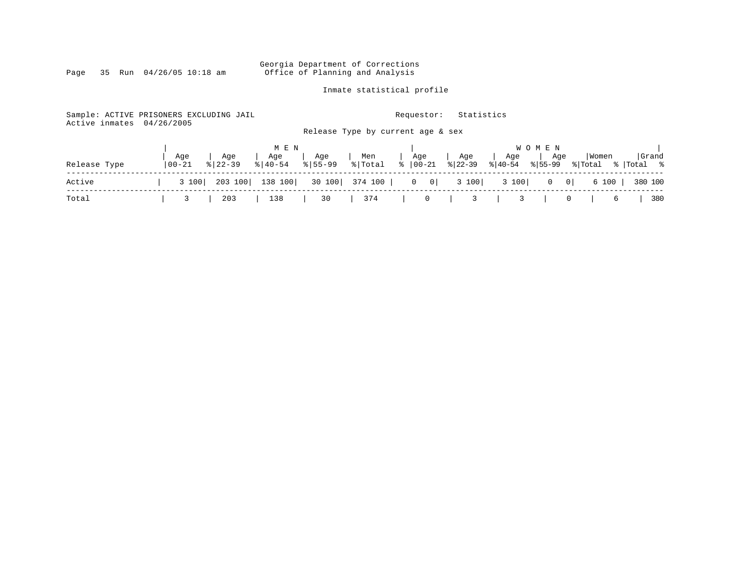Georgia Department of Corrections
Office of Planning and Analysis

Inmate statistical profile

Sample: ACTIVE PRISONERS EXCLUDING JAIL
Active inmates 04/26/2005

Requestor: Statistics

Release Type by current age & sex

| Release Type | MEN Age 00-21 | % | Age 22-39 | % | Age 40-54 | % | Age 55-99 | % | Men Total | % | WOMEN Age 00-21 | % | Age 22-39 | % | Age 40-54 | % | Age 55-99 | % | Women Total | % | Grand Total | % |
|---|---|---|---|---|---|---|---|---|---|---|---|---|---|---|---|---|---|---|---|---|---|---|
| Active | 3 | 100 | 203 | 100 | 138 | 100 | 30 | 100 | 374 | 100 | 0 | 0 | 3 | 100 | 3 | 100 | 0 | 0 | 6 | 100 | 380 | 100 |
| Total | 3 | | 203 | | 138 | | 30 | | 374 | | 0 | | 3 | | 3 | | 0 | | 6 | | 380 | |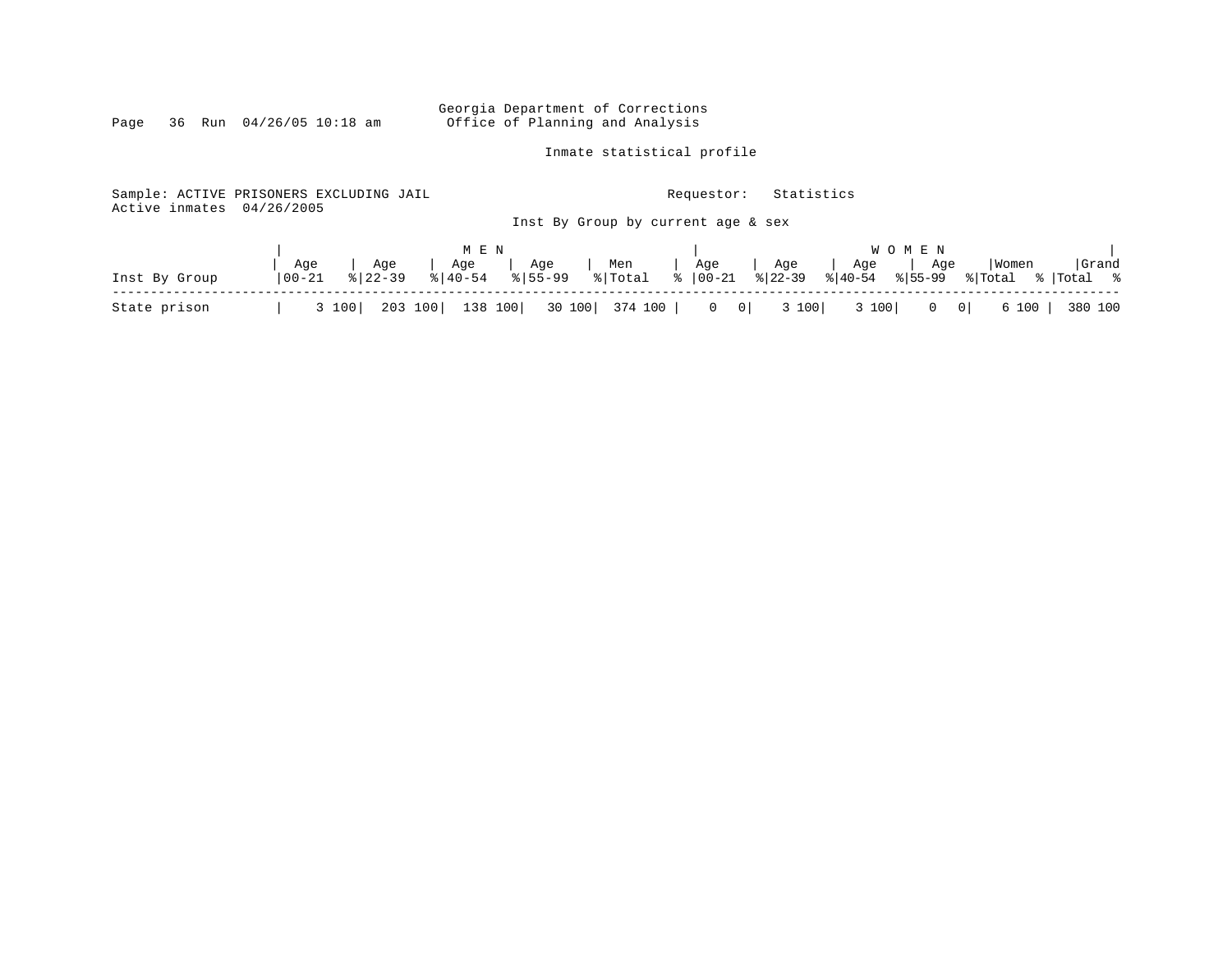Georgia Department of Corrections
Office of Planning and Analysis

Inmate statistical profile

Sample: ACTIVE PRISONERS EXCLUDING JAIL    Requestor: Statistics
Active inmates 04/26/2005

Inst By Group by current age & sex

| Inst By Group | MEN | | | | | | | | | | WOMEN | | | | | | | | | | Grand | |
|---|---|---|---|---|---|---|---|---|---|---|---|---|---|---|---|---|---|---|---|---|---|---|
| | Age 00-21 | % | Age 22-39 | % | Age 40-54 | % | Age 55-99 | % | Men Total | % | Age 00-21 | % | Age 22-39 | % | Age 40-54 | % | Age 55-99 | % | Women Total | % | Total | % |
| State prison | 3 | 100 | 203 | 100 | 138 | 100 | 30 | 100 | 374 | 100 | 0 | 0 | 3 | 100 | 3 | 100 | 0 | 0 | 6 | 100 | 380 | 100 |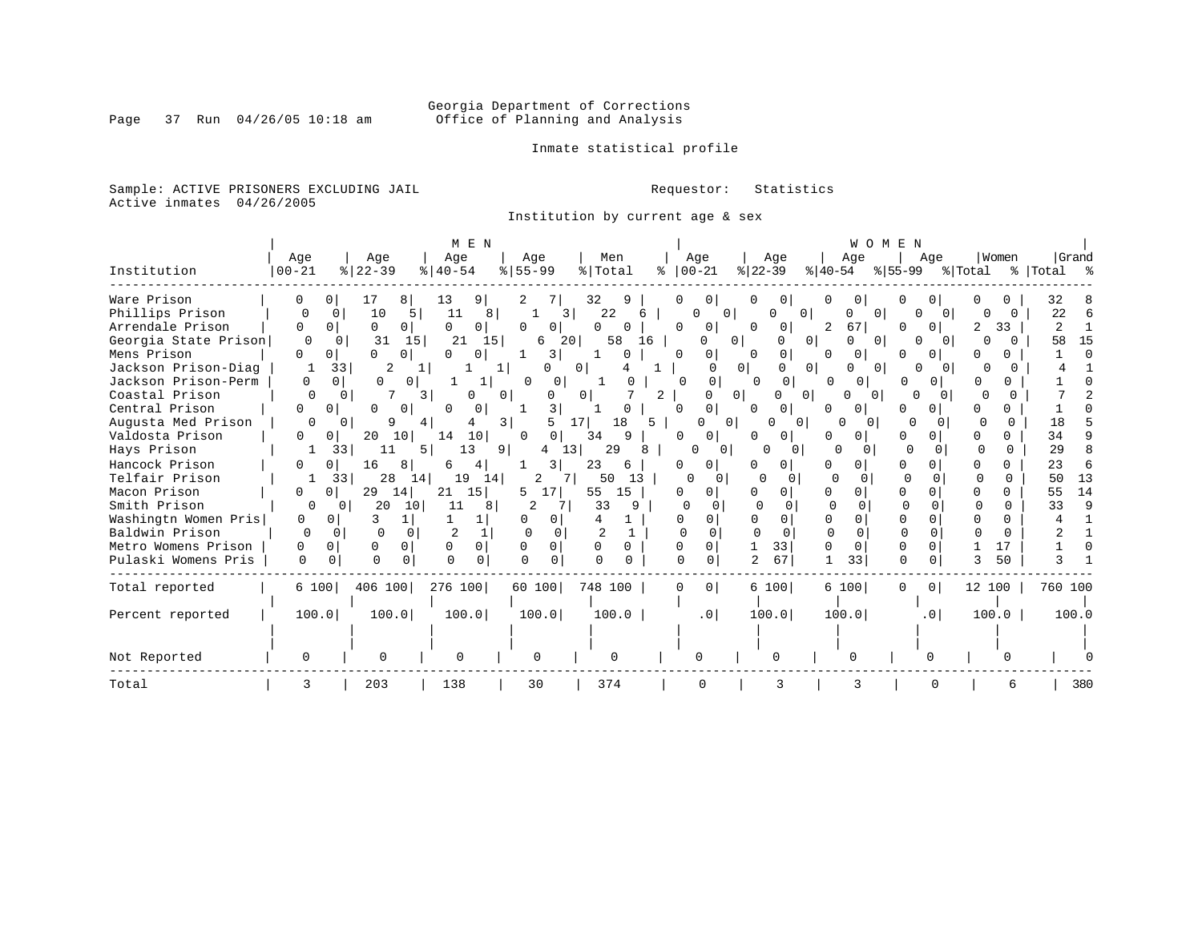Georgia Department of Corrections
Office of Planning and Analysis

Inmate statistical profile

Sample: ACTIVE PRISONERS EXCLUDING JAIL

Requestor: Statistics

Active inmates 04/26/2005

Institution by current age & sex

| Institution | MEN Age 00-21 | % | Age 22-39 | % | Age 40-54 | % | Age 55-99 | % | Men Total | % | WOMEN Age 00-21 | % | Age 22-39 | % | Age 40-54 | % | Age 55-99 | % | Women Total | % | Grand Total | % |
|---|---|---|---|---|---|---|---|---|---|---|---|---|---|---|---|---|---|---|---|---|---|---|
| Ware Prison | 0 | 0 | 17 | 8 | 13 | 9 | 2 | 7 | 32 | 9 | 0 | 0 | 0 | 0 | 0 | 0 | 0 | 0 | 0 | 0 | 32 | 8 |
| Phillips Prison | 0 | 0 | 10 | 5 | 11 | 8 | 1 | 3 | 22 | 6 | 0 | 0 | 0 | 0 | 0 | 0 | 0 | 0 | 0 | 0 | 22 | 6 |
| Arrendale Prison | 0 | 0 | 0 | 0 | 0 | 0 | 0 | 0 | 0 | 0 | 0 | 0 | 0 | 0 | 2 | 67 | 0 | 0 | 2 | 33 | 2 | 1 |
| Georgia State Prison | 0 | 0 | 31 | 15 | 21 | 15 | 6 | 20 | 58 | 16 | 0 | 0 | 0 | 0 | 0 | 0 | 0 | 0 | 0 | 0 | 58 | 15 |
| Mens Prison | 0 | 0 | 0 | 0 | 0 | 0 | 1 | 3 | 1 | 0 | 0 | 0 | 0 | 0 | 0 | 0 | 0 | 0 | 0 | 0 | 1 | 0 |
| Jackson Prison-Diag | 1 | 33 | 2 | 1 | 1 | 1 | 0 | 0 | 4 | 1 | 0 | 0 | 0 | 0 | 0 | 0 | 0 | 0 | 0 | 0 | 4 | 1 |
| Jackson Prison-Perm | 0 | 0 | 0 | 0 | 1 | 1 | 0 | 0 | 1 | 0 | 0 | 0 | 0 | 0 | 0 | 0 | 0 | 0 | 0 | 0 | 1 | 0 |
| Coastal Prison | 0 | 0 | 7 | 3 | 0 | 0 | 0 | 0 | 7 | 2 | 0 | 0 | 0 | 0 | 0 | 0 | 0 | 0 | 0 | 0 | 7 | 2 |
| Central Prison | 0 | 0 | 0 | 0 | 0 | 0 | 1 | 3 | 1 | 0 | 0 | 0 | 0 | 0 | 0 | 0 | 0 | 0 | 0 | 0 | 1 | 0 |
| Augusta Med Prison | 0 | 0 | 9 | 4 | 4 | 3 | 5 | 17 | 18 | 5 | 0 | 0 | 0 | 0 | 0 | 0 | 0 | 0 | 0 | 0 | 18 | 5 |
| Valdosta Prison | 0 | 0 | 20 | 10 | 14 | 10 | 0 | 0 | 34 | 9 | 0 | 0 | 0 | 0 | 0 | 0 | 0 | 0 | 0 | 0 | 34 | 9 |
| Hays Prison | 1 | 33 | 11 | 5 | 13 | 9 | 4 | 13 | 29 | 8 | 0 | 0 | 0 | 0 | 0 | 0 | 0 | 0 | 0 | 0 | 29 | 8 |
| Hancock Prison | 0 | 0 | 16 | 8 | 6 | 4 | 1 | 3 | 23 | 6 | 0 | 0 | 0 | 0 | 0 | 0 | 0 | 0 | 0 | 0 | 23 | 6 |
| Telfair Prison | 1 | 33 | 28 | 14 | 19 | 14 | 2 | 7 | 50 | 13 | 0 | 0 | 0 | 0 | 0 | 0 | 0 | 0 | 0 | 0 | 50 | 13 |
| Macon Prison | 0 | 0 | 29 | 14 | 21 | 15 | 5 | 17 | 55 | 15 | 0 | 0 | 0 | 0 | 0 | 0 | 0 | 0 | 0 | 0 | 55 | 14 |
| Smith Prison | 0 | 0 | 20 | 10 | 11 | 8 | 2 | 7 | 33 | 9 | 0 | 0 | 0 | 0 | 0 | 0 | 0 | 0 | 0 | 0 | 33 | 9 |
| Washingtn Women Pris | 0 | 0 | 3 | 1 | 1 | 1 | 0 | 0 | 4 | 1 | 0 | 0 | 0 | 0 | 0 | 0 | 0 | 0 | 0 | 0 | 4 | 1 |
| Baldwin Prison | 0 | 0 | 0 | 0 | 2 | 1 | 0 | 0 | 2 | 1 | 0 | 0 | 0 | 0 | 0 | 0 | 0 | 0 | 0 | 0 | 2 | 1 |
| Metro Womens Prison | 0 | 0 | 0 | 0 | 0 | 0 | 0 | 0 | 0 | 0 | 0 | 0 | 1 | 33 | 0 | 0 | 0 | 0 | 1 | 17 | 1 | 0 |
| Pulaski Womens Pris | 0 | 0 | 0 | 0 | 0 | 0 | 0 | 0 | 0 | 0 | 0 | 0 | 2 | 67 | 1 | 33 | 0 | 0 | 3 | 50 | 3 | 1 |
| Total reported | 6 | 100 | 406 | 100 | 276 | 100 | 60 | 100 | 748 | 100 | 0 | 0 | 6 | 100 | 6 | 100 | 0 | 0 | 12 | 100 | 760 | 100 |
| Percent reported | 100.0 | | 100.0 | | 100.0 | | 100.0 | | 100.0 | | .0 | | 100.0 | | 100.0 | | .0 | | 100.0 | | 100.0 | |
| Not Reported | 0 | | 0 | | 0 | | 0 | | 0 | | 0 | | 0 | | 0 | | 0 | | 0 | | 0 | |
| Total | 3 | | 203 | | 138 | | 30 | | 374 | | 0 | | 3 | | 3 | | 0 | | 6 | | 380 | |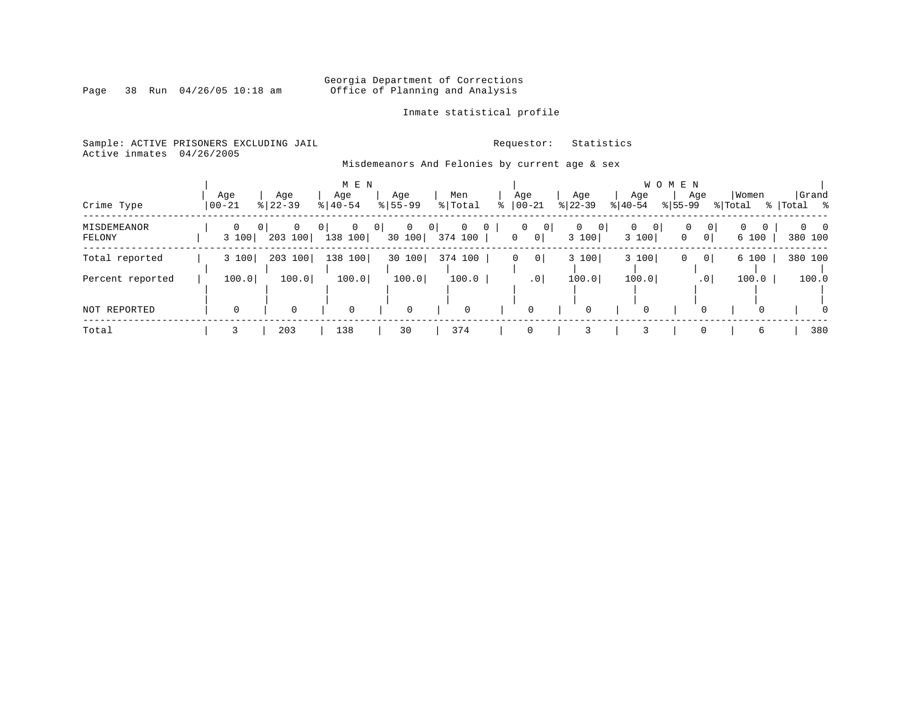Georgia Department of Corrections
Office of Planning and Analysis

Inmate statistical profile

Sample: ACTIVE PRISONERS EXCLUDING JAIL
Active inmates 04/26/2005

Requestor: Statistics

Misdemeanors And Felonies by current age & sex

| Crime Type | MEN Age 00-21 | % | Age 22-39 | % | Age 40-54 | % | Age 55-99 | % | Men Total | % | WOMEN Age 00-21 | % | Age 22-39 | % | Age 40-54 | % | Age 55-99 | % | Women Total | % | Grand Total | % |
|---|---|---|---|---|---|---|---|---|---|---|---|---|---|---|---|---|---|---|---|---|---|---|
| MISDEMEANOR | 0 | 0 | 0 | 0 | 0 | 0 | 0 | 0 | 0 | 0 | 0 | 0 | 0 | 0 | 0 | 0 | 0 | 0 | 0 | 0 | 0 | 0 |
| FELONY | 3 | 100 | 203 | 100 | 138 | 100 | 30 | 100 | 374 | 100 | 0 | 0 | 3 | 100 | 3 | 100 | 0 | 0 | 6 | 100 | 380 | 100 |
| Total reported | 3 | 100 | 203 | 100 | 138 | 100 | 30 | 100 | 374 | 100 | 0 | 0 | 3 | 100 | 3 | 100 | 0 | 0 | 6 | 100 | 380 | 100 |
| Percent reported | 100.0 | | 100.0 | | 100.0 | | 100.0 | | 100.0 | | .0 | | 100.0 | | 100.0 | | .0 | | 100.0 | | 100.0 | |
| NOT REPORTED | 0 | | 0 | | 0 | | 0 | | 0 | | 0 | | 0 | | 0 | | 0 | | 0 | | 0 | |
| Total | 3 | | 203 | | 138 | | 30 | | 374 | | 0 | | 3 | | 3 | | 0 | | 6 | | 380 | |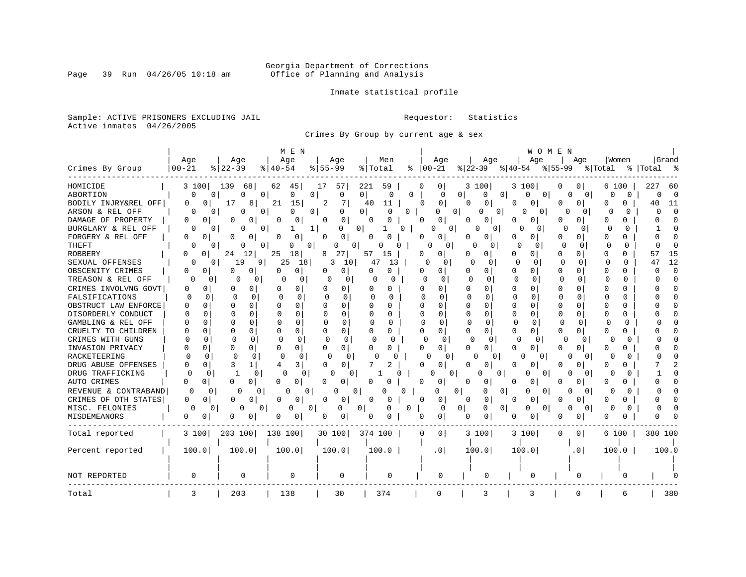Georgia Department of Corrections
Office of Planning and Analysis

Inmate statistical profile

Sample: ACTIVE PRISONERS EXCLUDING JAIL

Active inmates 04/26/2005

Requestor: Statistics

Crimes By Group by current age & sex

| Crimes By Group | MEN Age 00-21 | % | Age 22-39 | % | Age 40-54 | % | Age 55-99 | % | Men Total | % | WOMEN Age 00-21 | % | Age 22-39 | % | Age 40-54 | % | Age 55-99 | % | Women Total | % | Grand Total | % |
|---|---|---|---|---|---|---|---|---|---|---|---|---|---|---|---|---|---|---|---|---|---|---|
| HOMICIDE | 3 | 100 | 139 | 68 | 62 | 45 | 17 | 57 | 221 | 59 | 0 | 0 | 3 | 100 | 3 | 100 | 0 | 0 | 6 | 100 | 227 | 60 |
| ABORTION | 0 | 0 | 0 | 0 | 0 | 0 | 0 | 0 | 0 | 0 | 0 | 0 | 0 | 0 | 0 | 0 | 0 | 0 | 0 | 0 | 0 | 0 |
| BODILY INJRY&REL OFF | 0 | 0 | 17 | 8 | 21 | 15 | 2 | 7 | 40 | 11 | 0 | 0 | 0 | 0 | 0 | 0 | 0 | 0 | 0 | 0 | 40 | 11 |
| ARSON & REL OFF | 0 | 0 | 0 | 0 | 0 | 0 | 0 | 0 | 0 | 0 | 0 | 0 | 0 | 0 | 0 | 0 | 0 | 0 | 0 | 0 | 0 | 0 |
| DAMAGE OF PROPERTY | 0 | 0 | 0 | 0 | 0 | 0 | 0 | 0 | 0 | 0 | 0 | 0 | 0 | 0 | 0 | 0 | 0 | 0 | 0 | 0 | 0 | 0 |
| BURGLARY & REL OFF | 0 | 0 | 0 | 0 | 1 | 1 | 0 | 0 | 1 | 0 | 0 | 0 | 0 | 0 | 0 | 0 | 0 | 0 | 0 | 0 | 1 | 0 |
| FORGERY & REL OFF | 0 | 0 | 0 | 0 | 0 | 0 | 0 | 0 | 0 | 0 | 0 | 0 | 0 | 0 | 0 | 0 | 0 | 0 | 0 | 0 | 0 | 0 |
| THEFT | 0 | 0 | 0 | 0 | 0 | 0 | 0 | 0 | 0 | 0 | 0 | 0 | 0 | 0 | 0 | 0 | 0 | 0 | 0 | 0 | 0 | 0 |
| ROBBERY | 0 | 0 | 24 | 12 | 25 | 18 | 8 | 27 | 57 | 15 | 0 | 0 | 0 | 0 | 0 | 0 | 0 | 0 | 0 | 0 | 57 | 15 |
| SEXUAL OFFENSES | 0 | 0 | 19 | 9 | 25 | 18 | 3 | 10 | 47 | 13 | 0 | 0 | 0 | 0 | 0 | 0 | 0 | 0 | 0 | 0 | 47 | 12 |
| OBSCENITY CRIMES | 0 | 0 | 0 | 0 | 0 | 0 | 0 | 0 | 0 | 0 | 0 | 0 | 0 | 0 | 0 | 0 | 0 | 0 | 0 | 0 | 0 | 0 |
| TREASON & REL OFF | 0 | 0 | 0 | 0 | 0 | 0 | 0 | 0 | 0 | 0 | 0 | 0 | 0 | 0 | 0 | 0 | 0 | 0 | 0 | 0 | 0 | 0 |
| CRIMES INVOLVNG GOVT | 0 | 0 | 0 | 0 | 0 | 0 | 0 | 0 | 0 | 0 | 0 | 0 | 0 | 0 | 0 | 0 | 0 | 0 | 0 | 0 | 0 | 0 |
| FALSIFICATIONS | 0 | 0 | 0 | 0 | 0 | 0 | 0 | 0 | 0 | 0 | 0 | 0 | 0 | 0 | 0 | 0 | 0 | 0 | 0 | 0 | 0 | 0 |
| OBSTRUCT LAW ENFORCE | 0 | 0 | 0 | 0 | 0 | 0 | 0 | 0 | 0 | 0 | 0 | 0 | 0 | 0 | 0 | 0 | 0 | 0 | 0 | 0 | 0 | 0 |
| DISORDERLY CONDUCT | 0 | 0 | 0 | 0 | 0 | 0 | 0 | 0 | 0 | 0 | 0 | 0 | 0 | 0 | 0 | 0 | 0 | 0 | 0 | 0 | 0 | 0 |
| GAMBLING & REL OFF | 0 | 0 | 0 | 0 | 0 | 0 | 0 | 0 | 0 | 0 | 0 | 0 | 0 | 0 | 0 | 0 | 0 | 0 | 0 | 0 | 0 | 0 |
| CRUELTY TO CHILDREN | 0 | 0 | 0 | 0 | 0 | 0 | 0 | 0 | 0 | 0 | 0 | 0 | 0 | 0 | 0 | 0 | 0 | 0 | 0 | 0 | 0 | 0 |
| CRIMES WITH GUNS | 0 | 0 | 0 | 0 | 0 | 0 | 0 | 0 | 0 | 0 | 0 | 0 | 0 | 0 | 0 | 0 | 0 | 0 | 0 | 0 | 0 | 0 |
| INVASION PRIVACY | 0 | 0 | 0 | 0 | 0 | 0 | 0 | 0 | 0 | 0 | 0 | 0 | 0 | 0 | 0 | 0 | 0 | 0 | 0 | 0 | 0 | 0 |
| RACKETEERING | 0 | 0 | 0 | 0 | 0 | 0 | 0 | 0 | 0 | 0 | 0 | 0 | 0 | 0 | 0 | 0 | 0 | 0 | 0 | 0 | 0 | 0 |
| DRUG ABUSE OFFENSES | 0 | 0 | 3 | 1 | 4 | 3 | 0 | 0 | 7 | 2 | 0 | 0 | 0 | 0 | 0 | 0 | 0 | 0 | 0 | 0 | 7 | 2 |
| DRUG TRAFFICKING | 0 | 0 | 1 | 0 | 0 | 0 | 0 | 0 | 1 | 0 | 0 | 0 | 0 | 0 | 0 | 0 | 0 | 0 | 0 | 0 | 1 | 0 |
| AUTO CRIMES | 0 | 0 | 0 | 0 | 0 | 0 | 0 | 0 | 0 | 0 | 0 | 0 | 0 | 0 | 0 | 0 | 0 | 0 | 0 | 0 | 0 | 0 |
| REVENUE & CONTRABAND | 0 | 0 | 0 | 0 | 0 | 0 | 0 | 0 | 0 | 0 | 0 | 0 | 0 | 0 | 0 | 0 | 0 | 0 | 0 | 0 | 0 | 0 |
| CRIMES OF OTH STATES | 0 | 0 | 0 | 0 | 0 | 0 | 0 | 0 | 0 | 0 | 0 | 0 | 0 | 0 | 0 | 0 | 0 | 0 | 0 | 0 | 0 | 0 |
| MISC. FELONIES | 0 | 0 | 0 | 0 | 0 | 0 | 0 | 0 | 0 | 0 | 0 | 0 | 0 | 0 | 0 | 0 | 0 | 0 | 0 | 0 | 0 | 0 |
| MISDEMEANORS | 0 | 0 | 0 | 0 | 0 | 0 | 0 | 0 | 0 | 0 | 0 | 0 | 0 | 0 | 0 | 0 | 0 | 0 | 0 | 0 | 0 | 0 |
| Total reported | 3 | 100 | 203 | 100 | 138 | 100 | 30 | 100 | 374 | 100 | 0 | 0 | 3 | 100 | 3 | 100 | 0 | 0 | 6 | 100 | 380 | 100 |
| Percent reported | 100.0 | | 100.0 | | 100.0 | | 100.0 | | 100.0 | | .0 | | 100.0 | | 100.0 | | .0 | | 100.0 | | 100.0 | |
| NOT REPORTED | 0 | | 0 | | 0 | | 0 | | 0 | | 0 | | 0 | | 0 | | 0 | | 0 | | 0 | |
| Total | 3 | | 203 | | 138 | | 30 | | 374 | | 0 | | 3 | | 3 | | 0 | | 6 | | 380 | |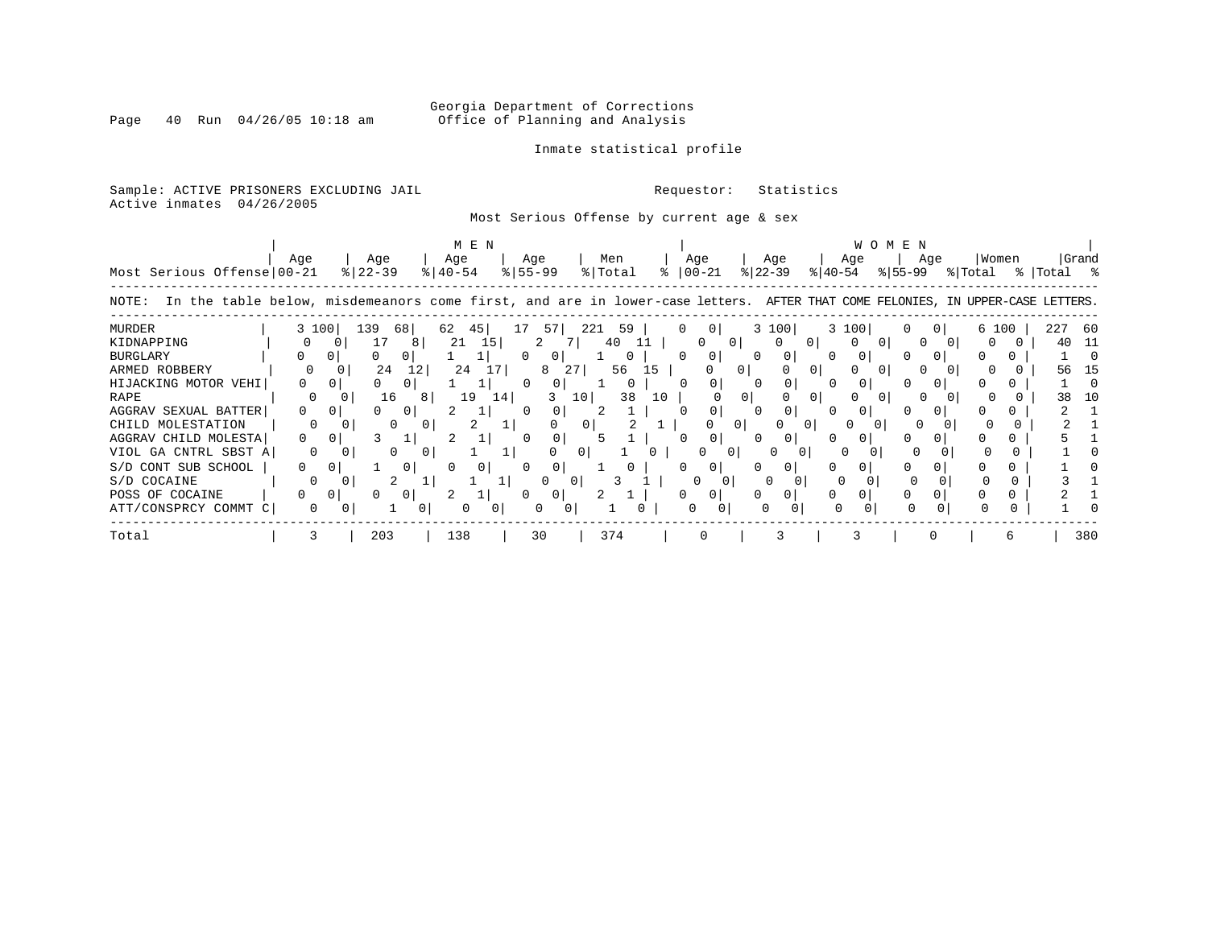Georgia Department of Corrections
Office of Planning and Analysis

Inmate statistical profile

Sample: ACTIVE PRISONERS EXCLUDING JAIL
Active inmates 04/26/2005

Requestor: Statistics

Most Serious Offense by current age & sex

NOTE: In the table below, misdemeanors come first, and are in lower-case letters. AFTER THAT COME FELONIES, IN UPPER-CASE LETTERS.

| Most Serious Offense | MEN Age 00-21 | % | Age 22-39 | % | Age 40-54 | % | Age 55-99 | % | Men Total | % | WOMEN Age 00-21 | % | Age 22-39 | % | Age 40-54 | % | Age 55-99 | % | Women Total | % | Grand Total | % |
|---|---|---|---|---|---|---|---|---|---|---|---|---|---|---|---|---|---|---|---|---|---|---|
| MURDER | 3 | 100 | 139 | 68 | 62 | 45 | 17 | 57 | 221 | 59 | 0 | 0 | 3 | 100 | 3 | 100 | 0 | 0 | 6 | 100 | 227 | 60 |
| KIDNAPPING | 0 | 0 | 17 | 8 | 21 | 15 | 2 | 7 | 40 | 11 | 0 | 0 | 0 | 0 | 0 | 0 | 0 | 0 | 0 | 0 | 40 | 11 |
| BURGLARY | 0 | 0 | 0 | 0 | 1 | 1 | 0 | 0 | 1 | 0 | 0 | 0 | 0 | 0 | 0 | 0 | 0 | 0 | 0 | 0 | 1 | 0 |
| ARMED ROBBERY | 0 | 0 | 24 | 12 | 24 | 17 | 8 | 27 | 56 | 15 | 0 | 0 | 0 | 0 | 0 | 0 | 0 | 0 | 0 | 0 | 56 | 15 |
| HIJACKING MOTOR VEHI | 0 | 0 | 0 | 0 | 1 | 1 | 0 | 0 | 1 | 0 | 0 | 0 | 0 | 0 | 0 | 0 | 0 | 0 | 0 | 0 | 1 | 0 |
| RAPE | 0 | 0 | 16 | 8 | 19 | 14 | 3 | 10 | 38 | 10 | 0 | 0 | 0 | 0 | 0 | 0 | 0 | 0 | 0 | 0 | 38 | 10 |
| AGGRAV SEXUAL BATTER | 0 | 0 | 0 | 0 | 2 | 1 | 0 | 0 | 2 | 1 | 0 | 0 | 0 | 0 | 0 | 0 | 0 | 0 | 0 | 0 | 2 | 1 |
| CHILD MOLESTATION | 0 | 0 | 0 | 0 | 2 | 1 | 0 | 0 | 2 | 1 | 0 | 0 | 0 | 0 | 0 | 0 | 0 | 0 | 0 | 0 | 2 | 1 |
| AGGRAV CHILD MOLESTA | 0 | 0 | 3 | 1 | 2 | 1 | 0 | 0 | 5 | 1 | 0 | 0 | 0 | 0 | 0 | 0 | 0 | 0 | 0 | 0 | 5 | 1 |
| VIOL GA CNTRL SBST A | 0 | 0 | 0 | 0 | 1 | 1 | 0 | 0 | 1 | 0 | 0 | 0 | 0 | 0 | 0 | 0 | 0 | 0 | 0 | 0 | 1 | 0 |
| S/D CONT SUB SCHOOL | 0 | 0 | 1 | 0 | 0 | 0 | 0 | 0 | 1 | 0 | 0 | 0 | 0 | 0 | 0 | 0 | 0 | 0 | 0 | 0 | 1 | 0 |
| S/D COCAINE | 0 | 0 | 2 | 1 | 1 | 1 | 0 | 0 | 3 | 1 | 0 | 0 | 0 | 0 | 0 | 0 | 0 | 0 | 0 | 0 | 3 | 1 |
| POSS OF COCAINE | 0 | 0 | 0 | 0 | 2 | 1 | 0 | 0 | 2 | 1 | 0 | 0 | 0 | 0 | 0 | 0 | 0 | 0 | 0 | 0 | 2 | 1 |
| ATT/CONSPRCY COMMT C | 0 | 0 | 1 | 0 | 0 | 0 | 0 | 0 | 1 | 0 | 0 | 0 | 0 | 0 | 0 | 0 | 0 | 0 | 0 | 0 | 1 | 0 |
| Total | 3 | | 203 | | 138 | | 30 | | 374 | | 0 | | 3 | | 3 | | 0 | | 6 | | 380 | |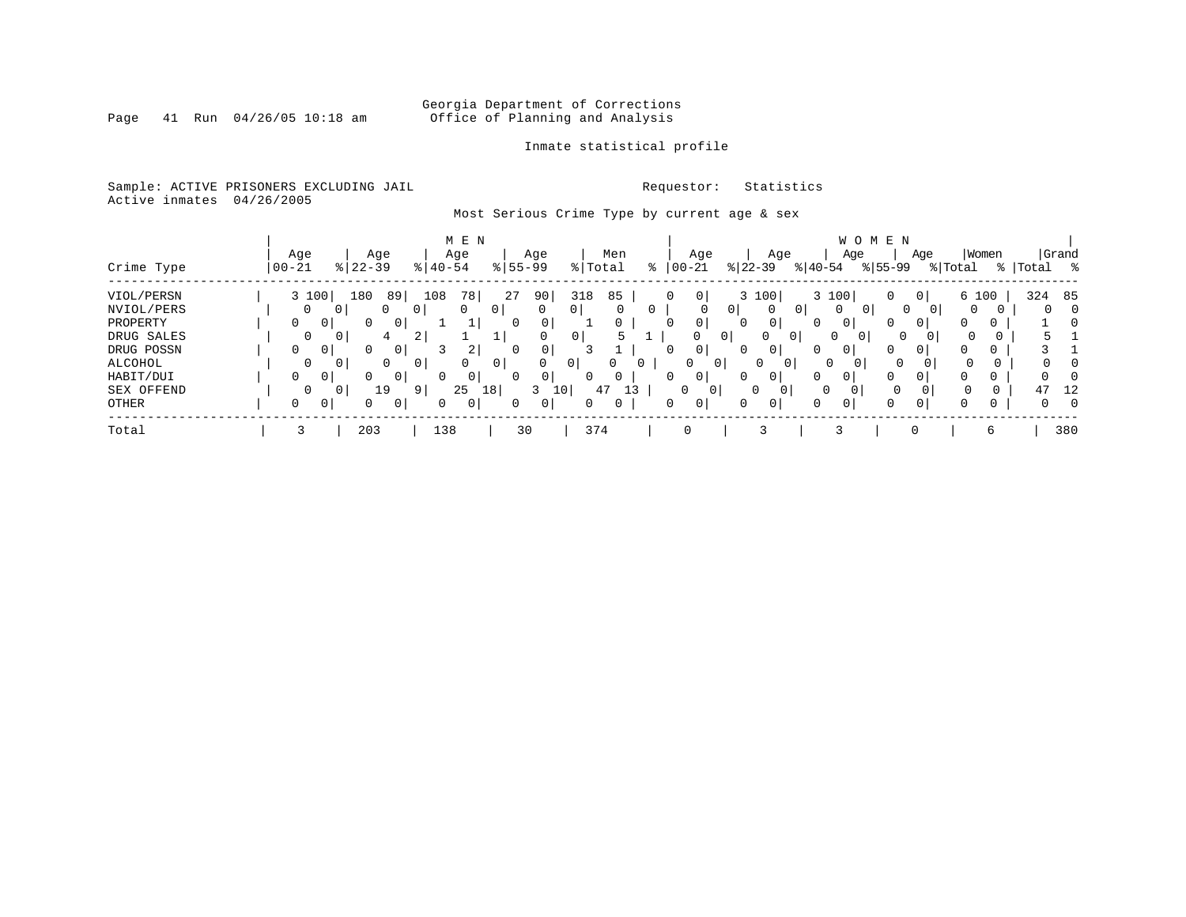Georgia Department of Corrections
Office of Planning and Analysis

Inmate statistical profile

Sample: ACTIVE PRISONERS EXCLUDING JAIL  Requestor: Statistics
Active inmates 04/26/2005

Most Serious Crime Type by current age & sex

| | MEN | | | | | | | | | | WOMEN | | | | | | | | | | | |
|---|---|---|---|---|---|---|---|---|---|---|---|---|---|---|---|---|---|---|---|---|---|---|
| Crime Type | Age 00-21 | % | Age 22-39 | % | Age 40-54 | % | Age 55-99 | % | Men Total | % | Age 00-21 | % | Age 22-39 | % | Age 40-54 | % | Age 55-99 | % | Women Total | % | Grand Total | % |
| VIOL/PERSN | 3 | 100 | 180 | 89 | 108 | 78 | 27 | 90 | 318 | 85 | 0 | 0 | 3 | 100 | 3 | 100 | 0 | 0 | 6 | 100 | 324 | 85 |
| NVIOL/PERS | 0 | 0 | 0 | 0 | 0 | 0 | 0 | 0 | 0 | 0 | 0 | 0 | 0 | 0 | 0 | 0 | 0 | 0 | 0 | 0 | 0 | 0 |
| PROPERTY | 0 | 0 | 0 | 0 | 1 | 1 | 0 | 0 | 1 | 0 | 0 | 0 | 0 | 0 | 0 | 0 | 0 | 0 | 0 | 0 | 1 | 0 |
| DRUG SALES | 0 | 0 | 4 | 2 | 1 | 1 | 0 | 0 | 5 | 1 | 0 | 0 | 0 | 0 | 0 | 0 | 0 | 0 | 0 | 0 | 5 | 1 |
| DRUG POSSN | 0 | 0 | 0 | 0 | 3 | 2 | 0 | 0 | 3 | 1 | 0 | 0 | 0 | 0 | 0 | 0 | 0 | 0 | 0 | 0 | 3 | 1 |
| ALCOHOL | 0 | 0 | 0 | 0 | 0 | 0 | 0 | 0 | 0 | 0 | 0 | 0 | 0 | 0 | 0 | 0 | 0 | 0 | 0 | 0 | 0 | 0 |
| HABIT/DUI | 0 | 0 | 0 | 0 | 0 | 0 | 0 | 0 | 0 | 0 | 0 | 0 | 0 | 0 | 0 | 0 | 0 | 0 | 0 | 0 | 0 | 0 |
| SEX OFFEND | 0 | 0 | 19 | 9 | 25 | 18 | 3 | 10 | 47 | 13 | 0 | 0 | 0 | 0 | 0 | 0 | 0 | 0 | 0 | 0 | 47 | 12 |
| OTHER | 0 | 0 | 0 | 0 | 0 | 0 | 0 | 0 | 0 | 0 | 0 | 0 | 0 | 0 | 0 | 0 | 0 | 0 | 0 | 0 | 0 | 0 |
| Total | 3 | | 203 | | 138 | | 30 | | 374 | | 0 | | 3 | | 3 | | 0 | | 6 | | 380 | |